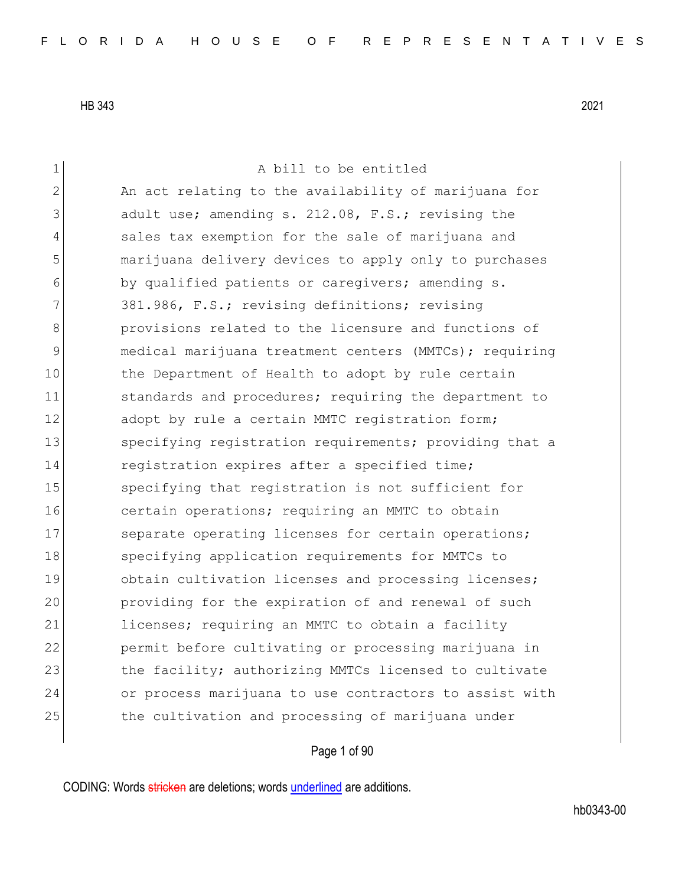HB 343 2021

A bill to be entitled

An act relating to the availability of marijuana for adult use; amending s. 212.08, F.S.; revising the sales tax exemption for the sale of marijuana and marijuana delivery devices to apply only to purchases by qualified patients or caregivers; amending s. 381.986, F.S.; revising definitions; revising provisions related to the licensure and functions of medical marijuana treatment centers (MMTCs); requiring the Department of Health to adopt by rule certain standards and procedures; requiring the department to adopt by rule a certain MMTC registration form; specifying registration requirements; providing that a registration expires after a specified time; specifying that registration is not sufficient for certain operations; requiring an MMTC to obtain separate operating licenses for certain operations; specifying application requirements for MMTCs to obtain cultivation licenses and processing licenses; providing for the expiration of and renewal of such licenses; requiring an MMTC to obtain a facility permit before cultivating or processing marijuana in the facility; authorizing MMTCs licensed to cultivate or process marijuana to use contractors to assist with the cultivation and processing of marijuana under

CODING: Words stricken are deletions; words underlined are additions.

hb0343-00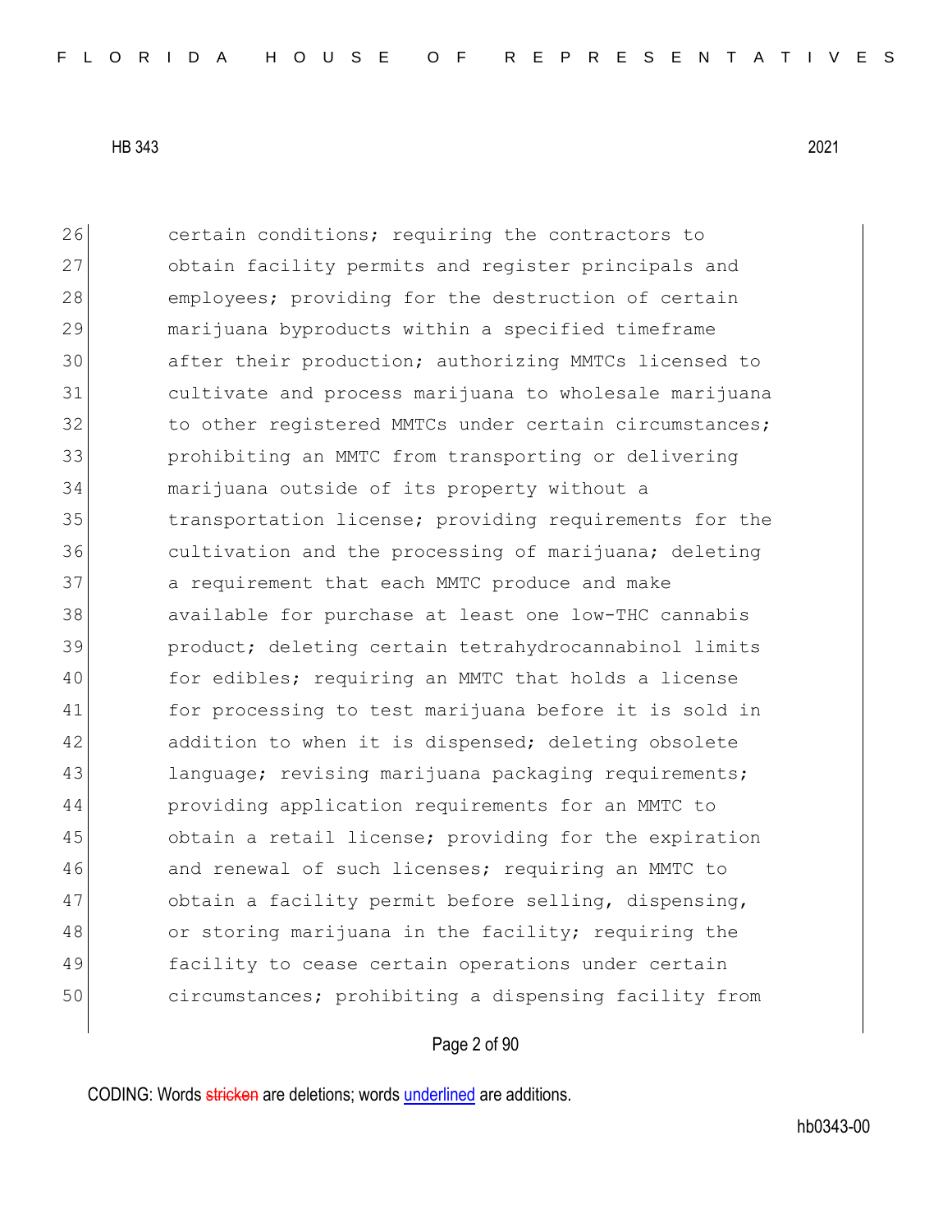26 certain conditions; requiring the contractors to
27 obtain facility permits and register principals and
28 employees; providing for the destruction of certain
29 marijuana byproducts within a specified timeframe
30 after their production; authorizing MMTCs licensed to
31 cultivate and process marijuana to wholesale marijuana
32 to other registered MMTCs under certain circumstances;
33 prohibiting an MMTC from transporting or delivering
34 marijuana outside of its property without a
35 transportation license; providing requirements for the
36 cultivation and the processing of marijuana; deleting
37 a requirement that each MMTC produce and make
38 available for purchase at least one low-THC cannabis
39 product; deleting certain tetrahydrocannabinol limits
40 for edibles; requiring an MMTC that holds a license
41 for processing to test marijuana before it is sold in
42 addition to when it is dispensed; deleting obsolete
43 language; revising marijuana packaging requirements;
44 providing application requirements for an MMTC to
45 obtain a retail license; providing for the expiration
46 and renewal of such licenses; requiring an MMTC to
47 obtain a facility permit before selling, dispensing,
48 or storing marijuana in the facility; requiring the
49 facility to cease certain operations under certain
50 circumstances; prohibiting a dispensing facility from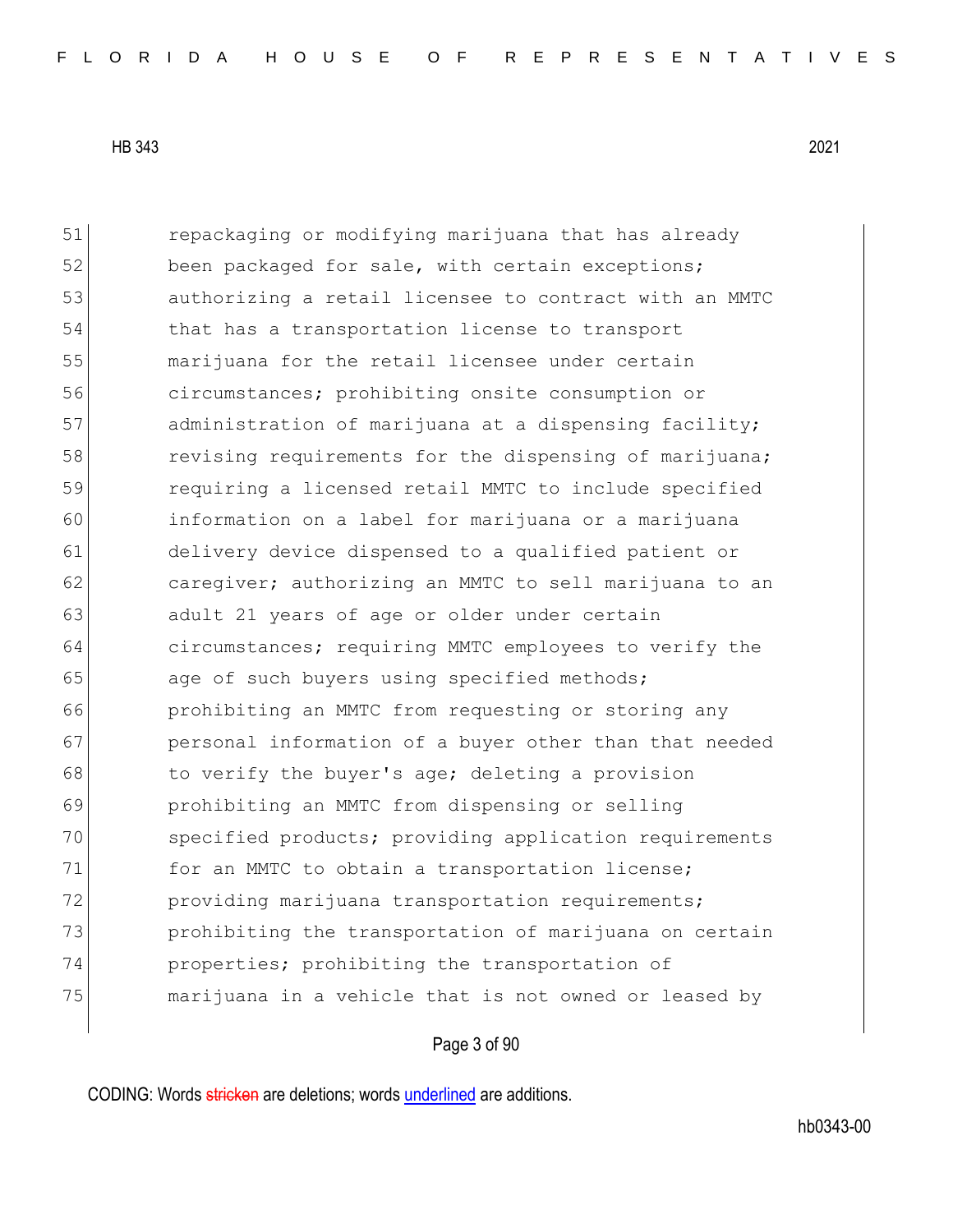51 repackaging or modifying marijuana that has already
52 been packaged for sale, with certain exceptions;
53 authorizing a retail licensee to contract with an MMTC
54 that has a transportation license to transport
55 marijuana for the retail licensee under certain
56 circumstances; prohibiting onsite consumption or
57 administration of marijuana at a dispensing facility;
58 revising requirements for the dispensing of marijuana;
59 requiring a licensed retail MMTC to include specified
60 information on a label for marijuana or a marijuana
61 delivery device dispensed to a qualified patient or
62 caregiver; authorizing an MMTC to sell marijuana to an
63 adult 21 years of age or older under certain
64 circumstances; requiring MMTC employees to verify the
65 age of such buyers using specified methods;
66 prohibiting an MMTC from requesting or storing any
67 personal information of a buyer other than that needed
68 to verify the buyer's age; deleting a provision
69 prohibiting an MMTC from dispensing or selling
70 specified products; providing application requirements
71 for an MMTC to obtain a transportation license;
72 providing marijuana transportation requirements;
73 prohibiting the transportation of marijuana on certain
74 properties; prohibiting the transportation of
75 marijuana in a vehicle that is not owned or leased by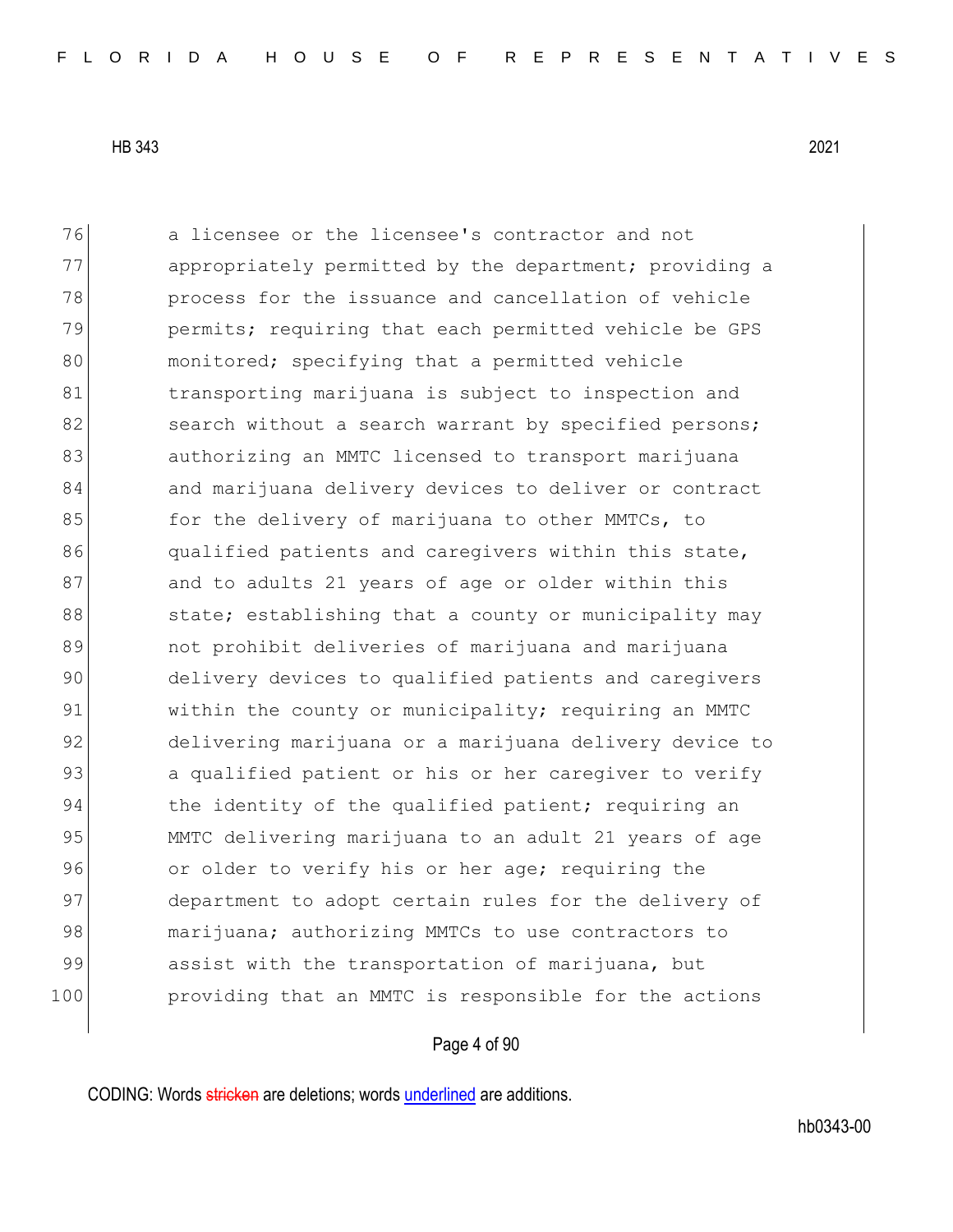76 a licensee or the licensee's contractor and not
77 appropriately permitted by the department; providing a
78 process for the issuance and cancellation of vehicle
79 permits; requiring that each permitted vehicle be GPS
80 monitored; specifying that a permitted vehicle
81 transporting marijuana is subject to inspection and
82 search without a search warrant by specified persons;
83 authorizing an MMTC licensed to transport marijuana
84 and marijuana delivery devices to deliver or contract
85 for the delivery of marijuana to other MMTCs, to
86 qualified patients and caregivers within this state,
87 and to adults 21 years of age or older within this
88 state; establishing that a county or municipality may
89 not prohibit deliveries of marijuana and marijuana
90 delivery devices to qualified patients and caregivers
91 within the county or municipality; requiring an MMTC
92 delivering marijuana or a marijuana delivery device to
93 a qualified patient or his or her caregiver to verify
94 the identity of the qualified patient; requiring an
95 MMTC delivering marijuana to an adult 21 years of age
96 or older to verify his or her age; requiring the
97 department to adopt certain rules for the delivery of
98 marijuana; authorizing MMTCs to use contractors to
99 assist with the transportation of marijuana, but
100 providing that an MMTC is responsible for the actions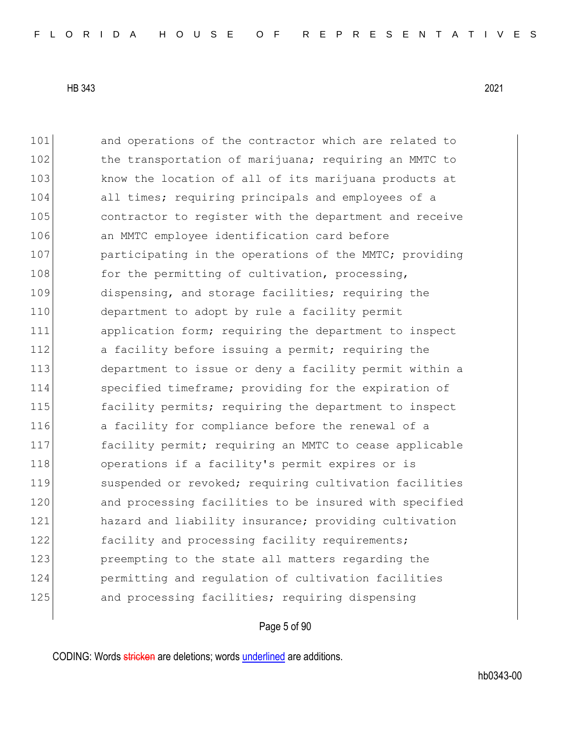101 and operations of the contractor which are related to
102 the transportation of marijuana; requiring an MMTC to
103 know the location of all of its marijuana products at
104 all times; requiring principals and employees of a
105 contractor to register with the department and receive
106 an MMTC employee identification card before
107 participating in the operations of the MMTC; providing
108 for the permitting of cultivation, processing,
109 dispensing, and storage facilities; requiring the
110 department to adopt by rule a facility permit
111 application form; requiring the department to inspect
112 a facility before issuing a permit; requiring the
113 department to issue or deny a facility permit within a
114 specified timeframe; providing for the expiration of
115 facility permits; requiring the department to inspect
116 a facility for compliance before the renewal of a
117 facility permit; requiring an MMTC to cease applicable
118 operations if a facility's permit expires or is
119 suspended or revoked; requiring cultivation facilities
120 and processing facilities to be insured with specified
121 hazard and liability insurance; providing cultivation
122 facility and processing facility requirements;
123 preempting to the state all matters regarding the
124 permitting and regulation of cultivation facilities
125 and processing facilities; requiring dispensing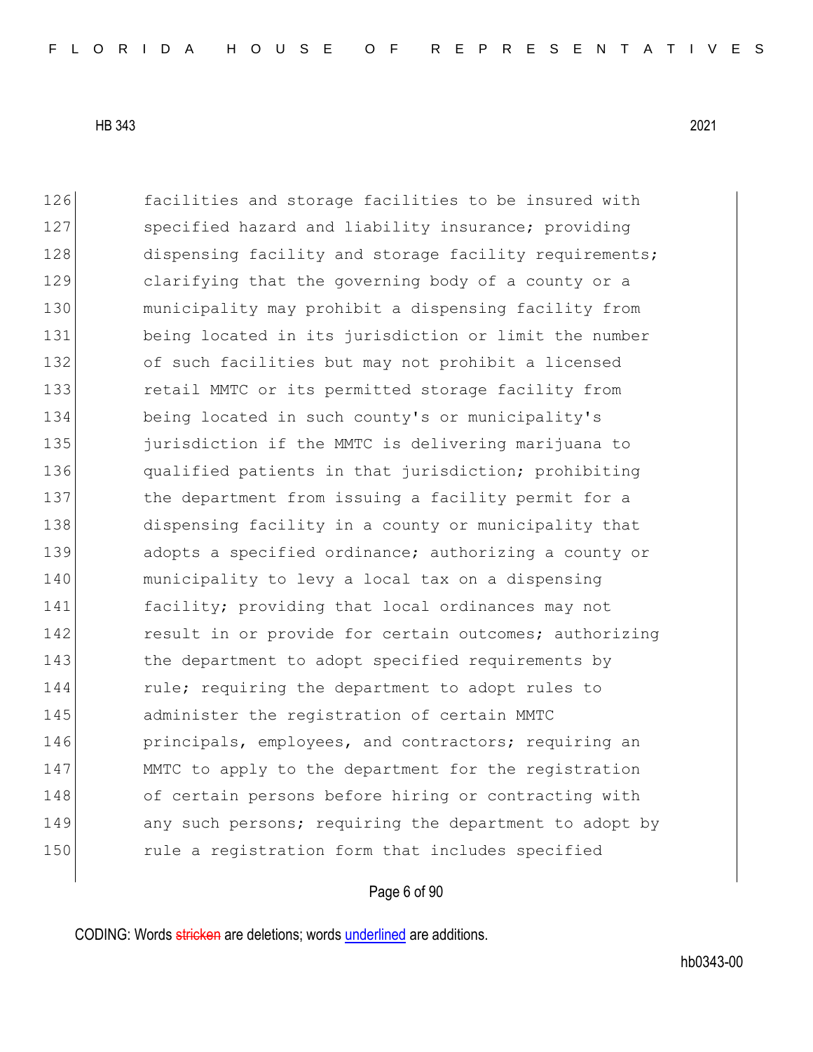126 facilities and storage facilities to be insured with
127 specified hazard and liability insurance; providing
128 dispensing facility and storage facility requirements;
129 clarifying that the governing body of a county or a
130 municipality may prohibit a dispensing facility from
131 being located in its jurisdiction or limit the number
132 of such facilities but may not prohibit a licensed
133 retail MMTC or its permitted storage facility from
134 being located in such county's or municipality's
135 jurisdiction if the MMTC is delivering marijuana to
136 qualified patients in that jurisdiction; prohibiting
137 the department from issuing a facility permit for a
138 dispensing facility in a county or municipality that
139 adopts a specified ordinance; authorizing a county or
140 municipality to levy a local tax on a dispensing
141 facility; providing that local ordinances may not
142 result in or provide for certain outcomes; authorizing
143 the department to adopt specified requirements by
144 rule; requiring the department to adopt rules to
145 administer the registration of certain MMTC
146 principals, employees, and contractors; requiring an
147 MMTC to apply to the department for the registration
148 of certain persons before hiring or contracting with
149 any such persons; requiring the department to adopt by
150 rule a registration form that includes specified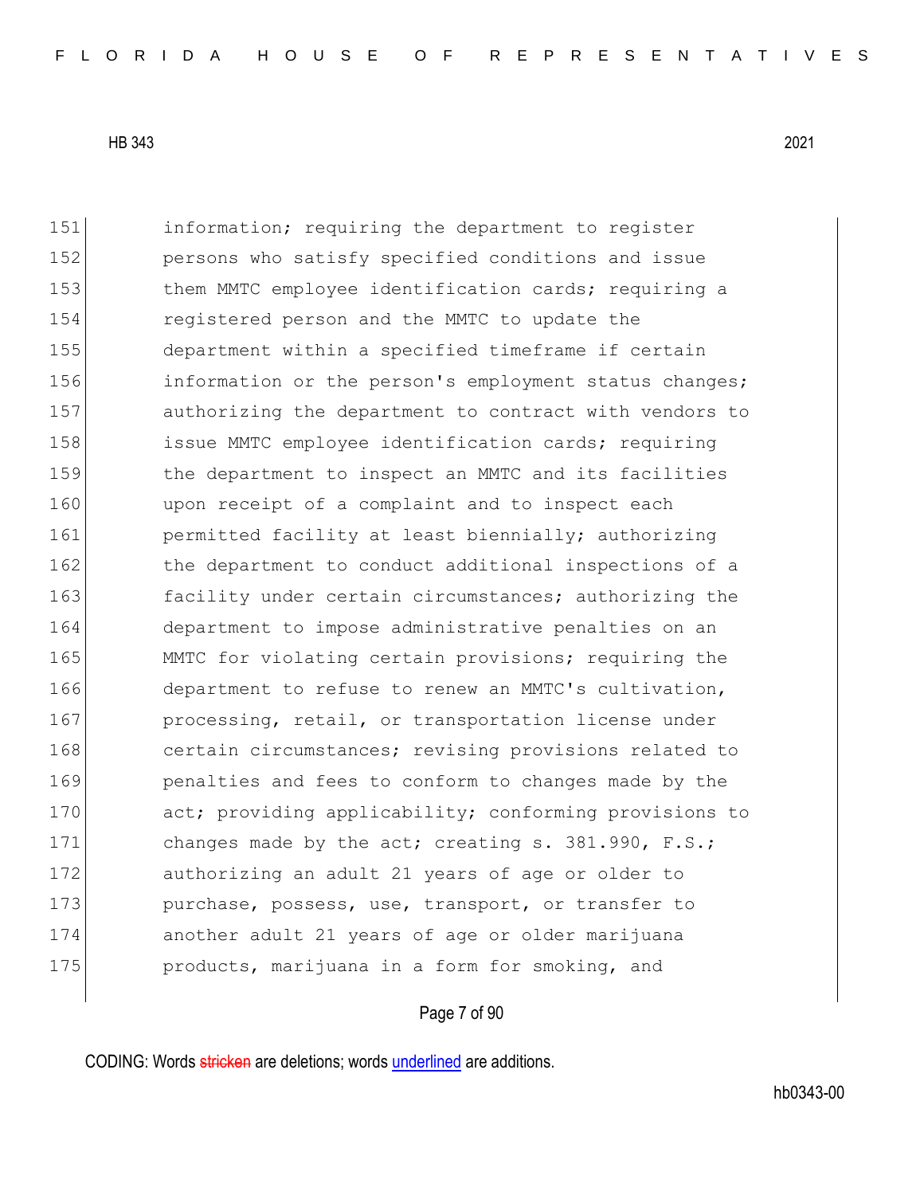information; requiring the department to register persons who satisfy specified conditions and issue them MMTC employee identification cards; requiring a registered person and the MMTC to update the department within a specified timeframe if certain information or the person's employment status changes; authorizing the department to contract with vendors to issue MMTC employee identification cards; requiring the department to inspect an MMTC and its facilities upon receipt of a complaint and to inspect each permitted facility at least biennially; authorizing the department to conduct additional inspections of a facility under certain circumstances; authorizing the department to impose administrative penalties on an MMTC for violating certain provisions; requiring the department to refuse to renew an MMTC's cultivation, processing, retail, or transportation license under certain circumstances; revising provisions related to penalties and fees to conform to changes made by the act; providing applicability; conforming provisions to changes made by the act; creating s. 381.990, F.S.; authorizing an adult 21 years of age or older to purchase, possess, use, transport, or transfer to another adult 21 years of age or older marijuana products, marijuana in a form for smoking, and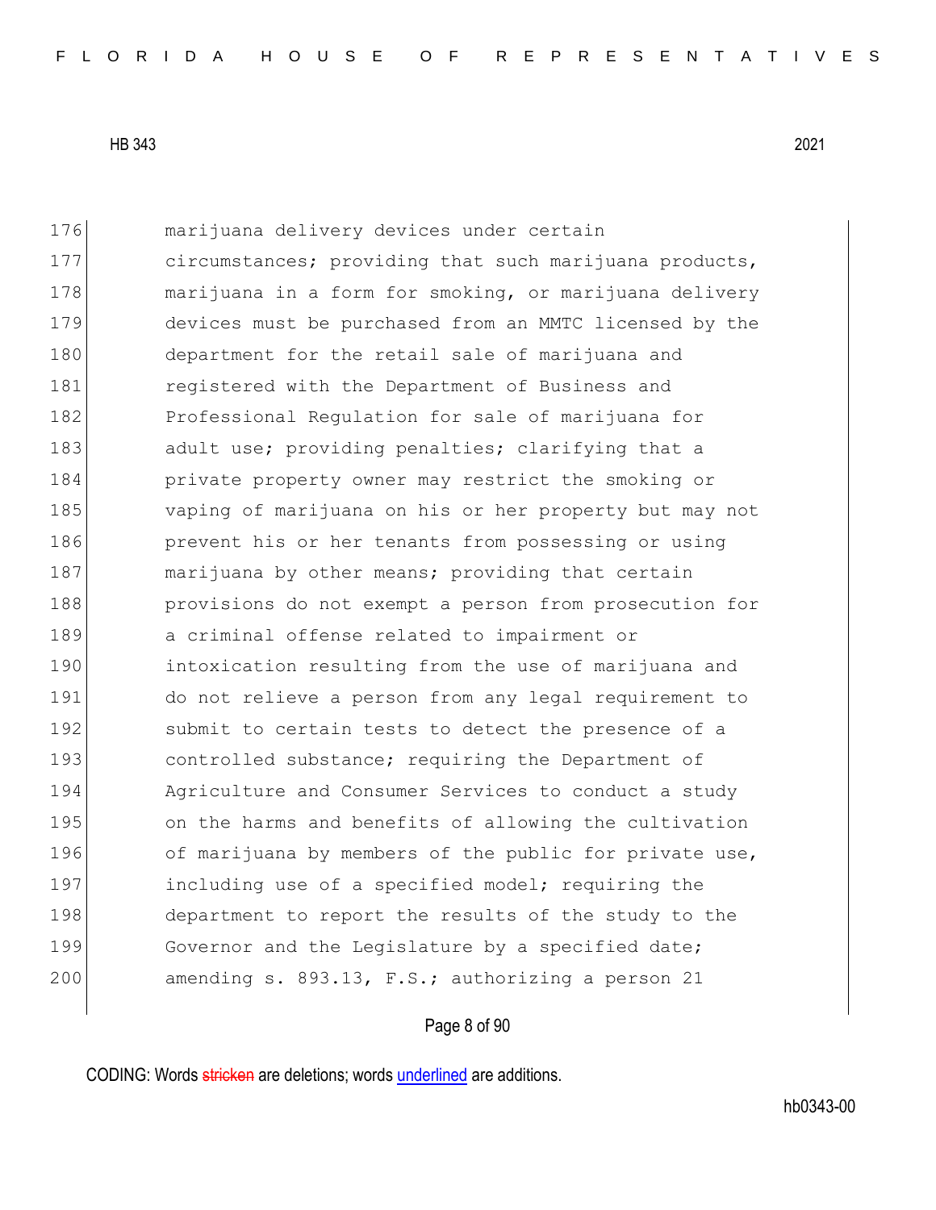176 marijuana delivery devices under certain
177 circumstances; providing that such marijuana products,
178 marijuana in a form for smoking, or marijuana delivery
179 devices must be purchased from an MMTC licensed by the
180 department for the retail sale of marijuana and
181 registered with the Department of Business and
182 Professional Regulation for sale of marijuana for
183 adult use; providing penalties; clarifying that a
184 private property owner may restrict the smoking or
185 vaping of marijuana on his or her property but may not
186 prevent his or her tenants from possessing or using
187 marijuana by other means; providing that certain
188 provisions do not exempt a person from prosecution for
189 a criminal offense related to impairment or
190 intoxication resulting from the use of marijuana and
191 do not relieve a person from any legal requirement to
192 submit to certain tests to detect the presence of a
193 controlled substance; requiring the Department of
194 Agriculture and Consumer Services to conduct a study
195 on the harms and benefits of allowing the cultivation
196 of marijuana by members of the public for private use,
197 including use of a specified model; requiring the
198 department to report the results of the study to the
199 Governor and the Legislature by a specified date;
200 amending s. 893.13, F.S.; authorizing a person 21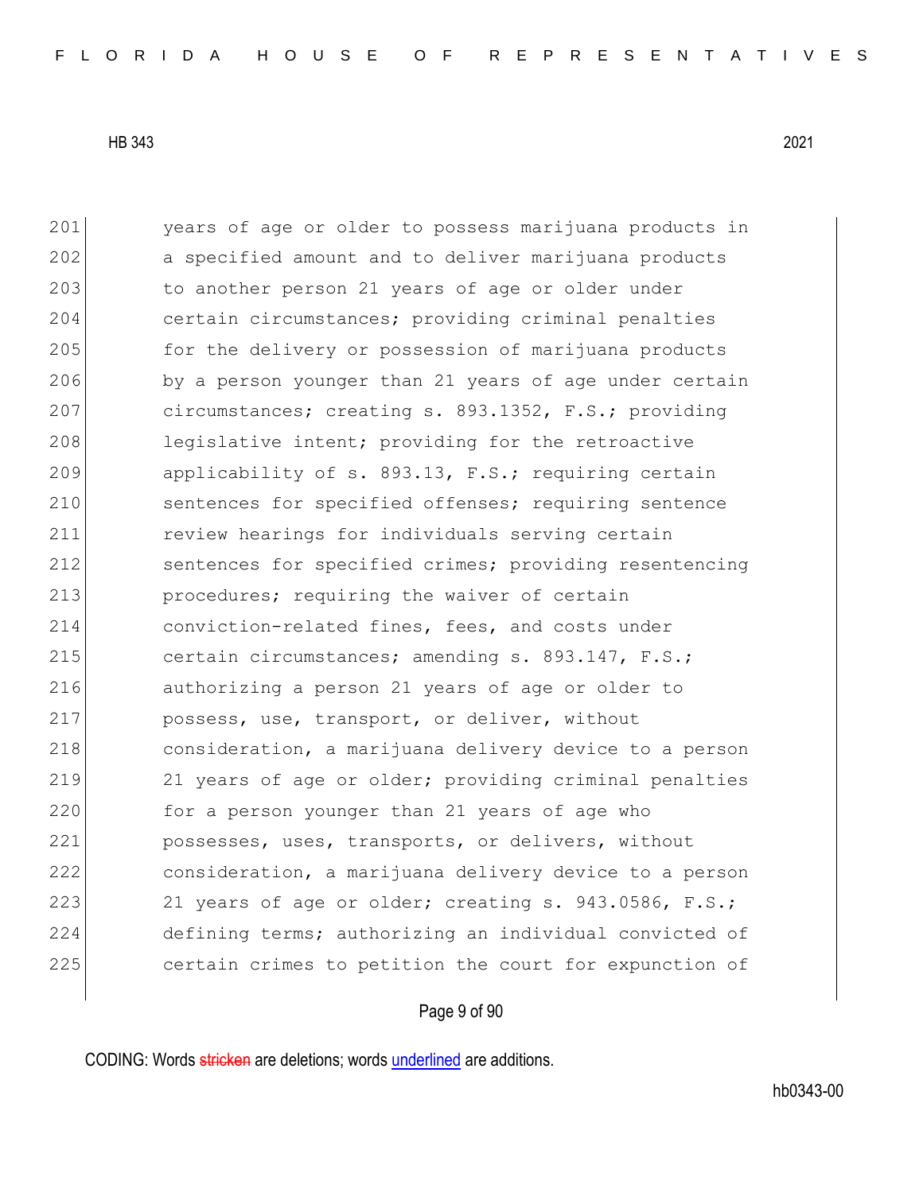201 years of age or older to possess marijuana products in
202 a specified amount and to deliver marijuana products
203 to another person 21 years of age or older under
204 certain circumstances; providing criminal penalties
205 for the delivery or possession of marijuana products
206 by a person younger than 21 years of age under certain
207 circumstances; creating s. 893.1352, F.S.; providing
208 legislative intent; providing for the retroactive
209 applicability of s. 893.13, F.S.; requiring certain
210 sentences for specified offenses; requiring sentence
211 review hearings for individuals serving certain
212 sentences for specified crimes; providing resentencing
213 procedures; requiring the waiver of certain
214 conviction-related fines, fees, and costs under
215 certain circumstances; amending s. 893.147, F.S.;
216 authorizing a person 21 years of age or older to
217 possess, use, transport, or deliver, without
218 consideration, a marijuana delivery device to a person
219 21 years of age or older; providing criminal penalties
220 for a person younger than 21 years of age who
221 possesses, uses, transports, or delivers, without
222 consideration, a marijuana delivery device to a person
223 21 years of age or older; creating s. 943.0586, F.S.;
224 defining terms; authorizing an individual convicted of
225 certain crimes to petition the court for expunction of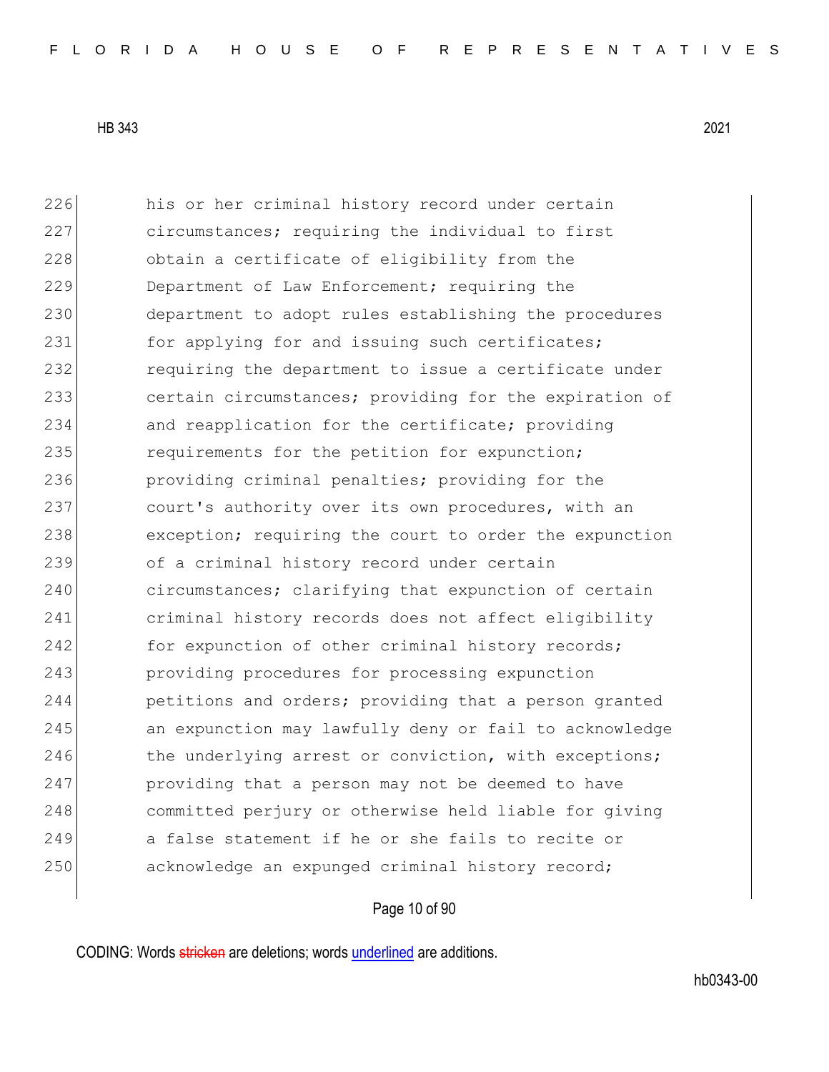226 his or her criminal history record under certain
227 circumstances; requiring the individual to first
228 obtain a certificate of eligibility from the
229 Department of Law Enforcement; requiring the
230 department to adopt rules establishing the procedures
231 for applying for and issuing such certificates;
232 requiring the department to issue a certificate under
233 certain circumstances; providing for the expiration of
234 and reapplication for the certificate; providing
235 requirements for the petition for expunction;
236 providing criminal penalties; providing for the
237 court's authority over its own procedures, with an
238 exception; requiring the court to order the expunction
239 of a criminal history record under certain
240 circumstances; clarifying that expunction of certain
241 criminal history records does not affect eligibility
242 for expunction of other criminal history records;
243 providing procedures for processing expunction
244 petitions and orders; providing that a person granted
245 an expunction may lawfully deny or fail to acknowledge
246 the underlying arrest or conviction, with exceptions;
247 providing that a person may not be deemed to have
248 committed perjury or otherwise held liable for giving
249 a false statement if he or she fails to recite or
250 acknowledge an expunged criminal history record;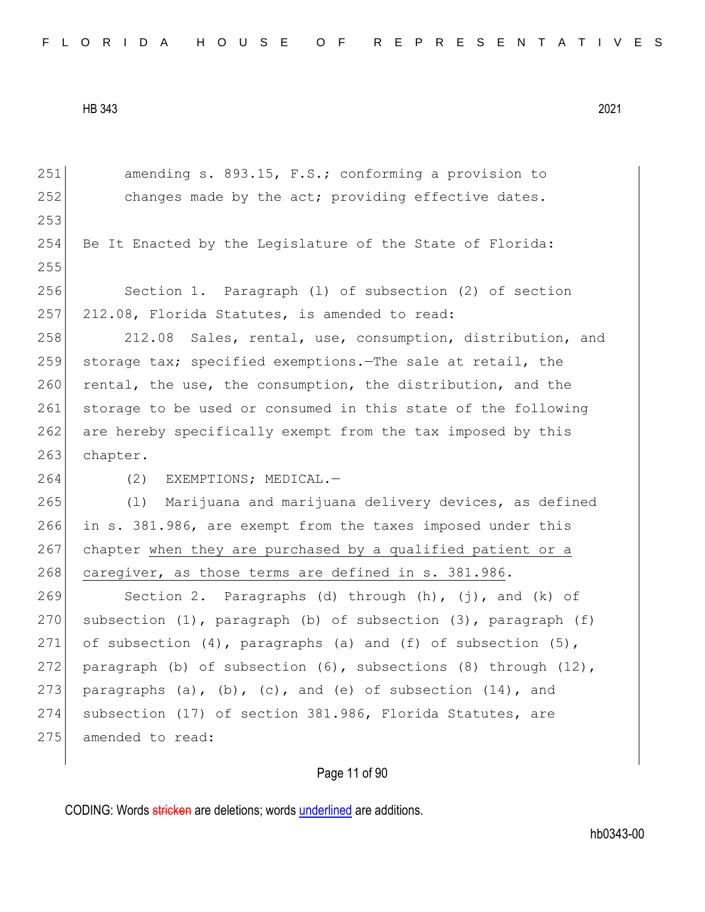amending s. 893.15, F.S.; conforming a provision to changes made by the act; providing effective dates.

Be It Enacted by the Legislature of the State of Florida:

Section 1. Paragraph (l) of subsection (2) of section 212.08, Florida Statutes, is amended to read:

212.08 Sales, rental, use, consumption, distribution, and storage tax; specified exemptions.—The sale at retail, the rental, the use, the consumption, the distribution, and the storage to be used or consumed in this state of the following are hereby specifically exempt from the tax imposed by this chapter.

(2) EXEMPTIONS; MEDICAL.—

(l) Marijuana and marijuana delivery devices, as defined in s. 381.986, are exempt from the taxes imposed under this chapter <u>when they are purchased by a qualified patient or a caregiver, as those terms are defined in s. 381.986</u>.

Section 2. Paragraphs (d) through (h), (j), and (k) of subsection (1), paragraph (b) of subsection (3), paragraph (f) of subsection (4), paragraphs (a) and (f) of subsection (5), paragraph (b) of subsection (6), subsections (8) through (12), paragraphs (a), (b), (c), and (e) of subsection (14), and subsection (17) of section 381.986, Florida Statutes, are amended to read: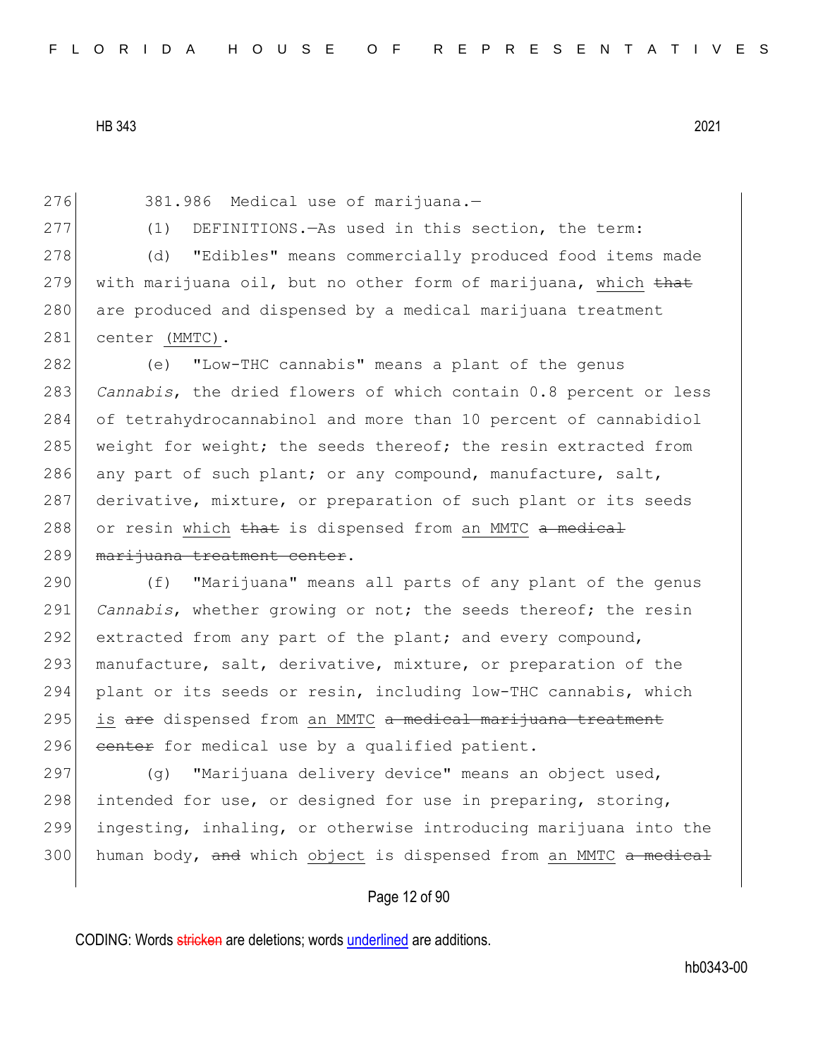381.986 Medical use of marijuana.—

(1) DEFINITIONS.—As used in this section, the term:

(d) "Edibles" means commercially produced food items made with marijuana oil, but no other form of marijuana, <u>which</u> ~~that~~ are produced and dispensed by a medical marijuana treatment center <u>(MMTC)</u>.

(e) "Low-THC cannabis" means a plant of the genus *Cannabis*, the dried flowers of which contain 0.8 percent or less of tetrahydrocannabinol and more than 10 percent of cannabidiol weight for weight; the seeds thereof; the resin extracted from any part of such plant; or any compound, manufacture, salt, derivative, mixture, or preparation of such plant or its seeds or resin <u>which</u> ~~that~~ is dispensed from <u>an MMTC</u> ~~a medical marijuana treatment center~~.

(f) "Marijuana" means all parts of any plant of the genus *Cannabis*, whether growing or not; the seeds thereof; the resin extracted from any part of the plant; and every compound, manufacture, salt, derivative, mixture, or preparation of the plant or its seeds or resin, including low-THC cannabis, which <u>is</u> ~~are~~ dispensed from <u>an MMTC</u> ~~a medical marijuana treatment center~~ for medical use by a qualified patient.

(g) "Marijuana delivery device" means an object used, intended for use, or designed for use in preparing, storing, ingesting, inhaling, or otherwise introducing marijuana into the human body, ~~and~~ which <u>object</u> is dispensed from <u>an MMTC</u> ~~a medical~~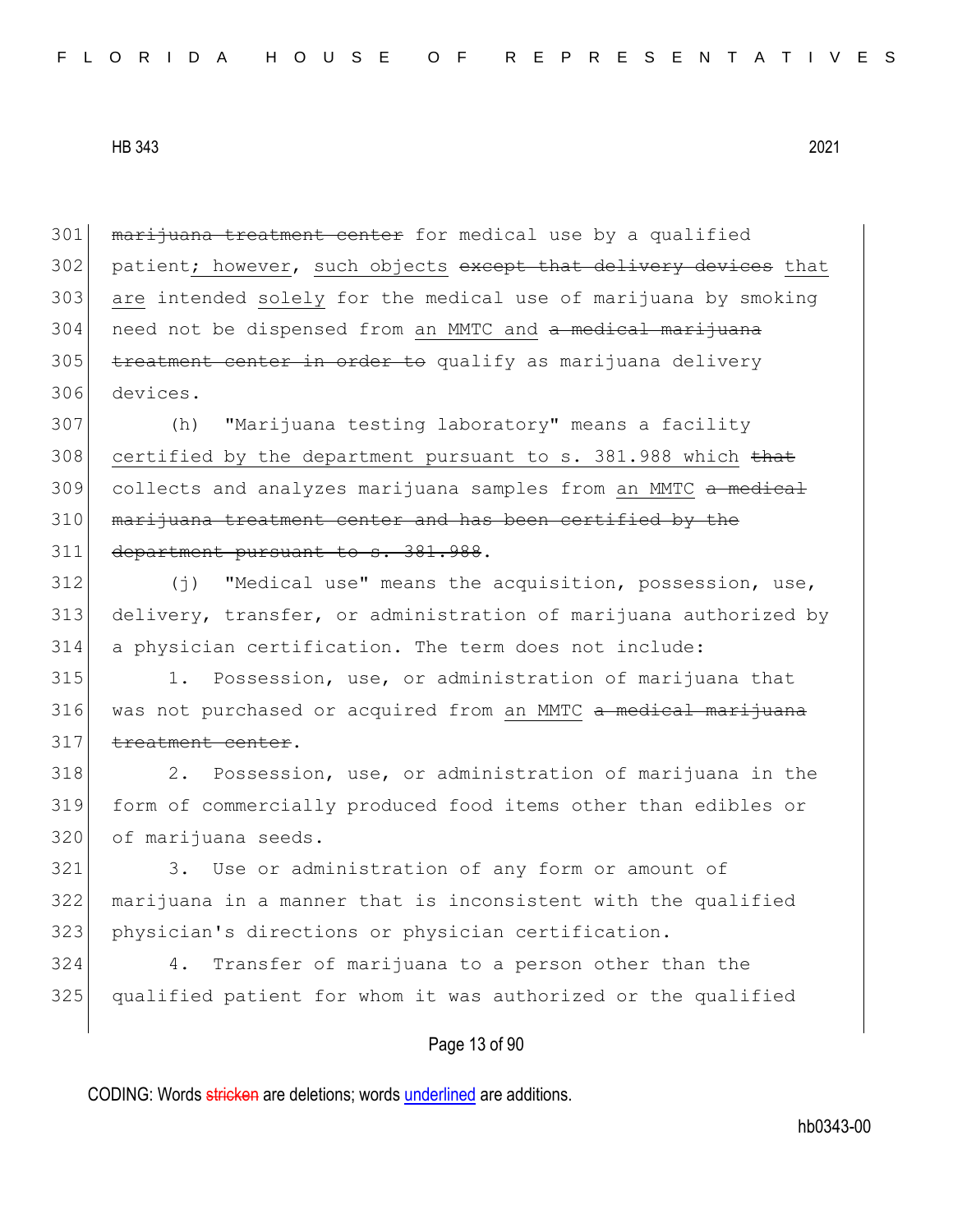301 ~~marijuana treatment center~~ for medical use by a qualified
302 patient<u>; however,</u> <u>such objects</u> ~~except that delivery devices~~ that
303 <u>are</u> intended <u>solely</u> for the medical use of marijuana by smoking
304 need not be dispensed from <u>an MMTC and</u> ~~a medical marijuana~~
305 ~~treatment center in order to~~ qualify as marijuana delivery
306 devices.

307 (h) "Marijuana testing laboratory" means a facility
308 <u>certified by the department pursuant to s. 381.988 which</u> ~~that~~
309 collects and analyzes marijuana samples from <u>an MMTC</u> ~~a medical~~
310 ~~marijuana treatment center and has been certified by the~~
311 ~~department pursuant to s. 381.988~~.

312 (j) "Medical use" means the acquisition, possession, use,
313 delivery, transfer, or administration of marijuana authorized by
314 a physician certification. The term does not include:

315 1. Possession, use, or administration of marijuana that
316 was not purchased or acquired from <u>an MMTC</u> ~~a medical marijuana~~
317 ~~treatment center~~.

318 2. Possession, use, or administration of marijuana in the
319 form of commercially produced food items other than edibles or
320 of marijuana seeds.

321 3. Use or administration of any form or amount of
322 marijuana in a manner that is inconsistent with the qualified
323 physician's directions or physician certification.

324 4. Transfer of marijuana to a person other than the
325 qualified patient for whom it was authorized or the qualified

CODING: Words ~~stricken~~ are deletions; words <u>underlined</u> are additions.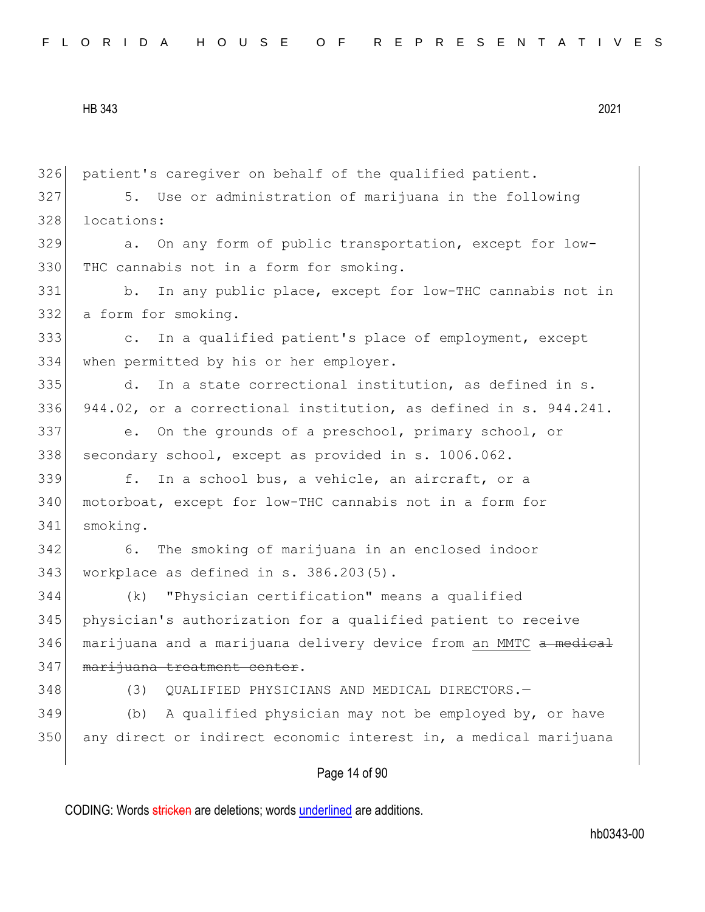patient's caregiver on behalf of the qualified patient.

5. Use or administration of marijuana in the following locations:

a. On any form of public transportation, except for low-THC cannabis not in a form for smoking.

b. In any public place, except for low-THC cannabis not in a form for smoking.

c. In a qualified patient's place of employment, except when permitted by his or her employer.

d. In a state correctional institution, as defined in s. 944.02, or a correctional institution, as defined in s. 944.241.

e. On the grounds of a preschool, primary school, or secondary school, except as provided in s. 1006.062.

f. In a school bus, a vehicle, an aircraft, or a motorboat, except for low-THC cannabis not in a form for smoking.

6. The smoking of marijuana in an enclosed indoor workplace as defined in s. 386.203(5).

(k) "Physician certification" means a qualified physician's authorization for a qualified patient to receive marijuana and a marijuana delivery device from <u>an MMTC</u> ~~a medical marijuana treatment center~~.

(3) QUALIFIED PHYSICIANS AND MEDICAL DIRECTORS.—

(b) A qualified physician may not be employed by, or have any direct or indirect economic interest in, a medical marijuana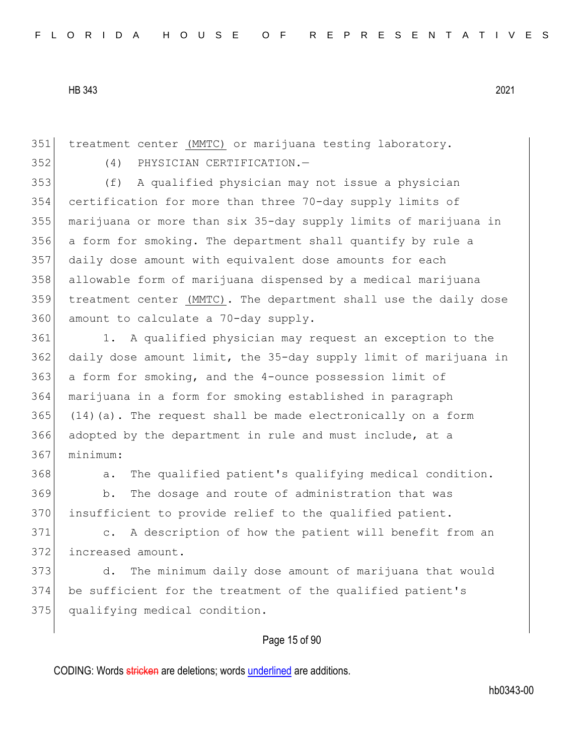treatment center <u>(MMTC)</u> or marijuana testing laboratory.

(4) PHYSICIAN CERTIFICATION.—

(f) A qualified physician may not issue a physician certification for more than three 70-day supply limits of marijuana or more than six 35-day supply limits of marijuana in a form for smoking. The department shall quantify by rule a daily dose amount with equivalent dose amounts for each allowable form of marijuana dispensed by a medical marijuana treatment center <u>(MMTC)</u>. The department shall use the daily dose amount to calculate a 70-day supply.

1. A qualified physician may request an exception to the daily dose amount limit, the 35-day supply limit of marijuana in a form for smoking, and the 4-ounce possession limit of marijuana in a form for smoking established in paragraph (14)(a). The request shall be made electronically on a form adopted by the department in rule and must include, at a minimum:

a. The qualified patient's qualifying medical condition.

b. The dosage and route of administration that was insufficient to provide relief to the qualified patient.

c. A description of how the patient will benefit from an increased amount.

d. The minimum daily dose amount of marijuana that would be sufficient for the treatment of the qualified patient's qualifying medical condition.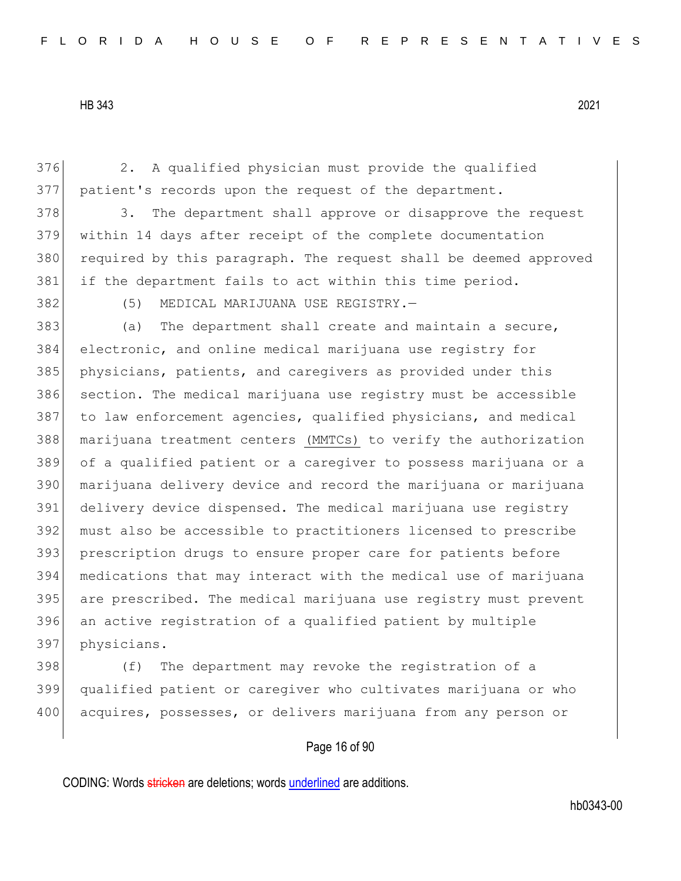2. A qualified physician must provide the qualified patient's records upon the request of the department.

3. The department shall approve or disapprove the request within 14 days after receipt of the complete documentation required by this paragraph. The request shall be deemed approved if the department fails to act within this time period.

(5) MEDICAL MARIJUANA USE REGISTRY.—

(a) The department shall create and maintain a secure, electronic, and online medical marijuana use registry for physicians, patients, and caregivers as provided under this section. The medical marijuana use registry must be accessible to law enforcement agencies, qualified physicians, and medical marijuana treatment centers (MMTCs) to verify the authorization of a qualified patient or a caregiver to possess marijuana or a marijuana delivery device and record the marijuana or marijuana delivery device dispensed. The medical marijuana use registry must also be accessible to practitioners licensed to prescribe prescription drugs to ensure proper care for patients before medications that may interact with the medical use of marijuana are prescribed. The medical marijuana use registry must prevent an active registration of a qualified patient by multiple physicians.

(f) The department may revoke the registration of a qualified patient or caregiver who cultivates marijuana or who acquires, possesses, or delivers marijuana from any person or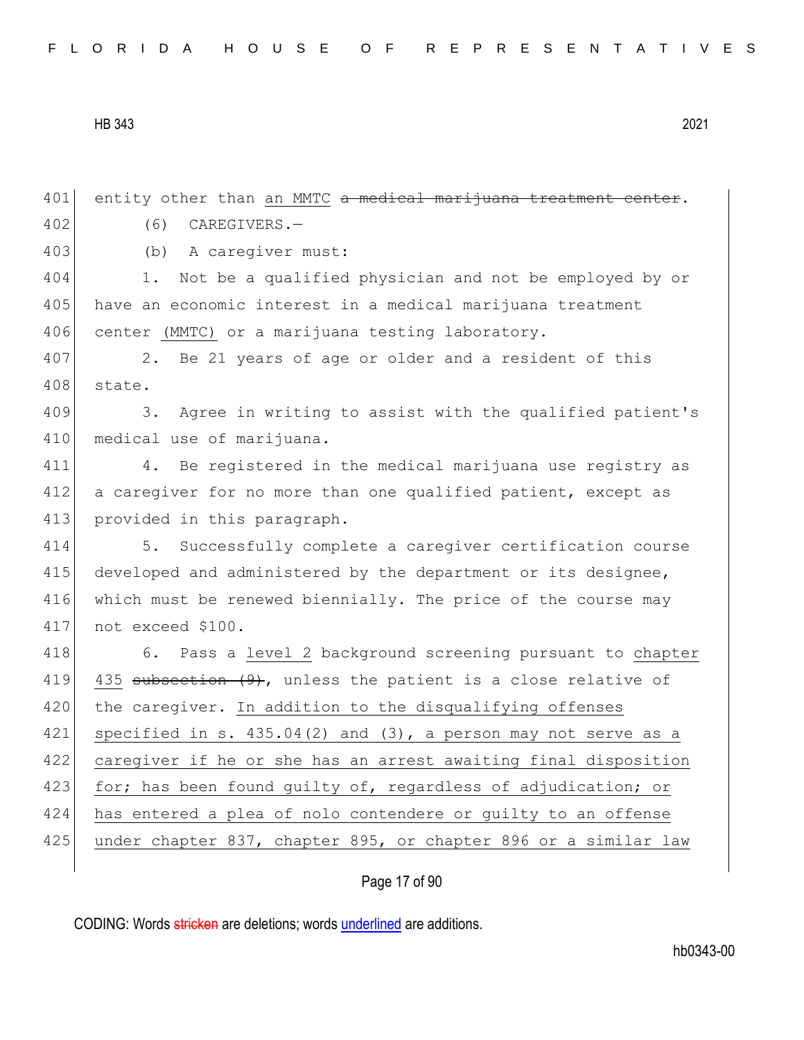entity other than an MMTC ~~a medical marijuana treatment center~~.

(6) CAREGIVERS.—

(b) A caregiver must:

1. Not be a qualified physician and not be employed by or have an economic interest in a medical marijuana treatment center <u>(MMTC)</u> or a marijuana testing laboratory.

2. Be 21 years of age or older and a resident of this state.

3. Agree in writing to assist with the qualified patient's medical use of marijuana.

4. Be registered in the medical marijuana use registry as a caregiver for no more than one qualified patient, except as provided in this paragraph.

5. Successfully complete a caregiver certification course developed and administered by the department or its designee, which must be renewed biennially. The price of the course may not exceed $100.

6. Pass a <u>level 2</u> background screening pursuant to <u>chapter 435</u> ~~subsection (9)~~, unless the patient is a close relative of the caregiver. <u>In addition to the disqualifying offenses specified in s. 435.04(2) and (3), a person may not serve as a caregiver if he or she has an arrest awaiting final disposition for; has been found guilty of, regardless of adjudication; or has entered a plea of nolo contendere or guilty to an offense under chapter 837, chapter 895, or chapter 896 or a similar law</u>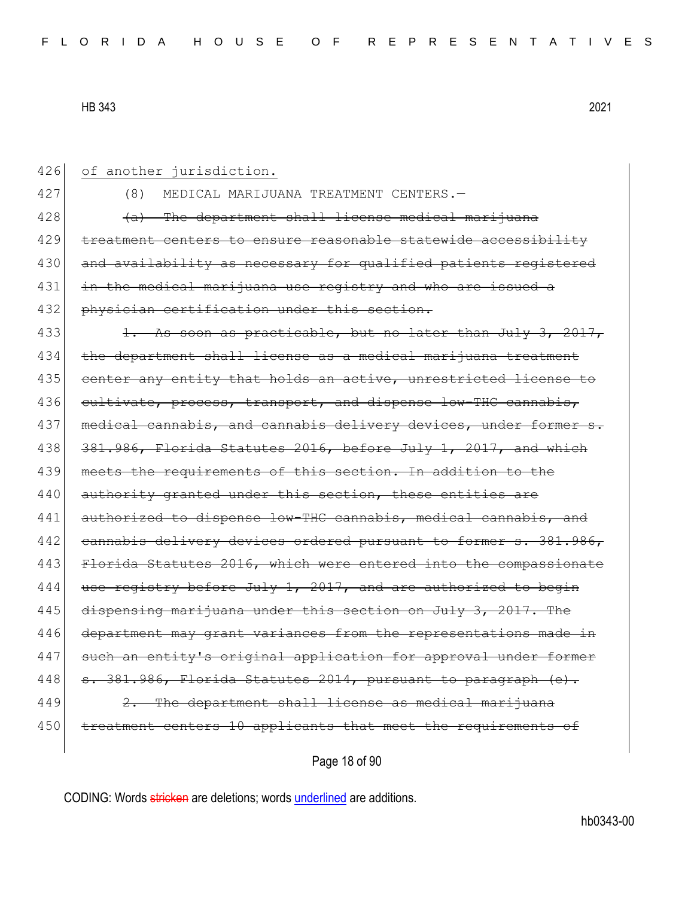426 <u>of another jurisdiction.</u>

427 (8) MEDICAL MARIJUANA TREATMENT CENTERS.—

428 ~~(a) The department shall license medical marijuana~~
429 ~~treatment centers to ensure reasonable statewide accessibility~~
430 ~~and availability as necessary for qualified patients registered~~
431 ~~in the medical marijuana use registry and who are issued a~~
432 ~~physician certification under this section.~~

433 ~~1. As soon as practicable, but no later than July 3, 2017,~~
434 ~~the department shall license as a medical marijuana treatment~~
435 ~~center any entity that holds an active, unrestricted license to~~
436 ~~cultivate, process, transport, and dispense low-THC cannabis,~~
437 ~~medical cannabis, and cannabis delivery devices, under former s.~~
438 ~~381.986, Florida Statutes 2016, before July 1, 2017, and which~~
439 ~~meets the requirements of this section. In addition to the~~
440 ~~authority granted under this section, these entities are~~
441 ~~authorized to dispense low-THC cannabis, medical cannabis, and~~
442 ~~cannabis delivery devices ordered pursuant to former s. 381.986,~~
443 ~~Florida Statutes 2016, which were entered into the compassionate~~
444 ~~use registry before July 1, 2017, and are authorized to begin~~
445 ~~dispensing marijuana under this section on July 3, 2017. The~~
446 ~~department may grant variances from the representations made in~~
447 ~~such an entity's original application for approval under former~~
448 ~~s. 381.986, Florida Statutes 2014, pursuant to paragraph (e).~~

449 ~~2. The department shall license as medical marijuana~~
450 ~~treatment centers 10 applicants that meet the requirements of~~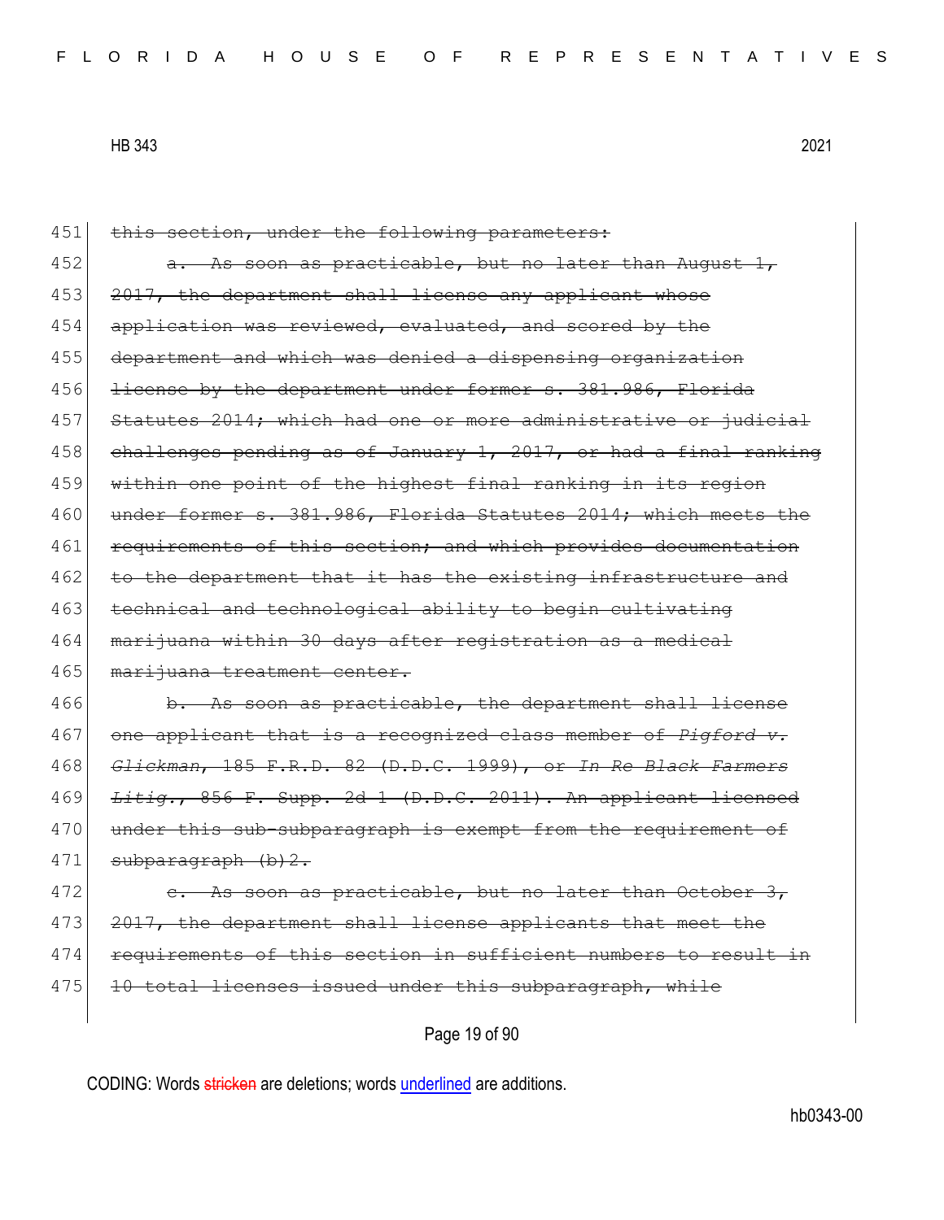451 ~~this section, under the following parameters:~~

452 ~~a. As soon as practicable, but no later than August 1,~~
453 ~~2017, the department shall license any applicant whose~~
454 ~~application was reviewed, evaluated, and scored by the~~
455 ~~department and which was denied a dispensing organization~~
456 ~~license by the department under former s. 381.986, Florida~~
457 ~~Statutes 2014; which had one or more administrative or judicial~~
458 ~~challenges pending as of January 1, 2017, or had a final ranking~~
459 ~~within one point of the highest final ranking in its region~~
460 ~~under former s. 381.986, Florida Statutes 2014; which meets the~~
461 ~~requirements of this section; and which provides documentation~~
462 ~~to the department that it has the existing infrastructure and~~
463 ~~technical and technological ability to begin cultivating~~
464 ~~marijuana within 30 days after registration as a medical~~
465 ~~marijuana treatment center.~~

466 ~~b. As soon as practicable, the department shall license~~
467 ~~one applicant that is a recognized class member of *Pigford v.*~~
468 ~~*Glickman*, 185 F.R.D. 82 (D.D.C. 1999), or *In Re Black Farmers*~~
469 ~~*Litig.*, 856 F. Supp. 2d 1 (D.D.C. 2011). An applicant licensed~~
470 ~~under this sub-subparagraph is exempt from the requirement of~~
471 ~~subparagraph (b)2.~~

472 ~~c. As soon as practicable, but no later than October 3,~~
473 ~~2017, the department shall license applicants that meet the~~
474 ~~requirements of this section in sufficient numbers to result in~~
475 ~~10 total licenses issued under this subparagraph, while~~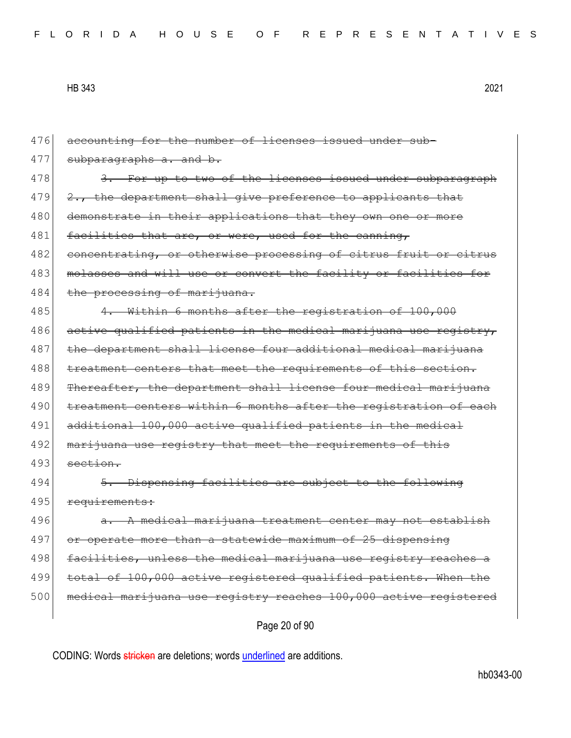476 ~~accounting for the number of licenses issued under sub-~~
477 ~~subparagraphs a. and b.~~
478 ~~3. For up to two of the licenses issued under subparagraph~~
479 ~~2., the department shall give preference to applicants that~~
480 ~~demonstrate in their applications that they own one or more~~
481 ~~facilities that are, or were, used for the canning,~~
482 ~~concentrating, or otherwise processing of citrus fruit or citrus~~
483 ~~molasses and will use or convert the facility or facilities for~~
484 ~~the processing of marijuana.~~
485 ~~4. Within 6 months after the registration of 100,000~~
486 ~~active qualified patients in the medical marijuana use registry,~~
487 ~~the department shall license four additional medical marijuana~~
488 ~~treatment centers that meet the requirements of this section.~~
489 ~~Thereafter, the department shall license four medical marijuana~~
490 ~~treatment centers within 6 months after the registration of each~~
491 ~~additional 100,000 active qualified patients in the medical~~
492 ~~marijuana use registry that meet the requirements of this~~
493 ~~section.~~
494 ~~5. Dispensing facilities are subject to the following~~
495 ~~requirements:~~
496 ~~a. A medical marijuana treatment center may not establish~~
497 ~~or operate more than a statewide maximum of 25 dispensing~~
498 ~~facilities, unless the medical marijuana use registry reaches a~~
499 ~~total of 100,000 active registered qualified patients. When the~~
500 ~~medical marijuana use registry reaches 100,000 active registered~~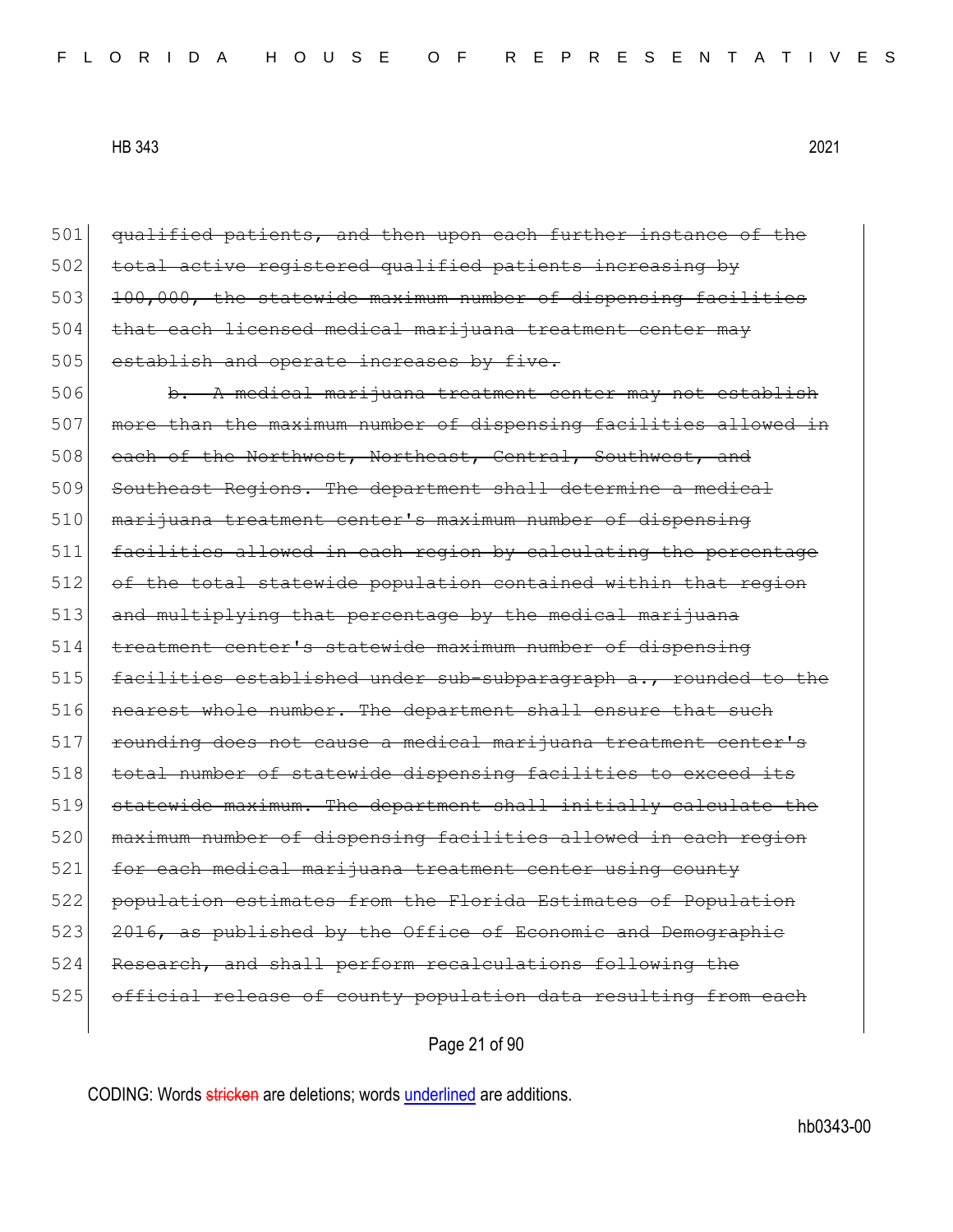501 ~~qualified patients, and then upon each further instance of the~~
502 ~~total active registered qualified patients increasing by~~
503 ~~100,000, the statewide maximum number of dispensing facilities~~
504 ~~that each licensed medical marijuana treatment center may~~
505 ~~establish and operate increases by five.~~
506 ~~b. A medical marijuana treatment center may not establish~~
507 ~~more than the maximum number of dispensing facilities allowed in~~
508 ~~each of the Northwest, Northeast, Central, Southwest, and~~
509 ~~Southeast Regions. The department shall determine a medical~~
510 ~~marijuana treatment center's maximum number of dispensing~~
511 ~~facilities allowed in each region by calculating the percentage~~
512 ~~of the total statewide population contained within that region~~
513 ~~and multiplying that percentage by the medical marijuana~~
514 ~~treatment center's statewide maximum number of dispensing~~
515 ~~facilities established under sub-subparagraph a., rounded to the~~
516 ~~nearest whole number. The department shall ensure that such~~
517 ~~rounding does not cause a medical marijuana treatment center's~~
518 ~~total number of statewide dispensing facilities to exceed its~~
519 ~~statewide maximum. The department shall initially calculate the~~
520 ~~maximum number of dispensing facilities allowed in each region~~
521 ~~for each medical marijuana treatment center using county~~
522 ~~population estimates from the Florida Estimates of Population~~
523 ~~2016, as published by the Office of Economic and Demographic~~
524 ~~Research, and shall perform recalculations following the~~
525 ~~official release of county population data resulting from each~~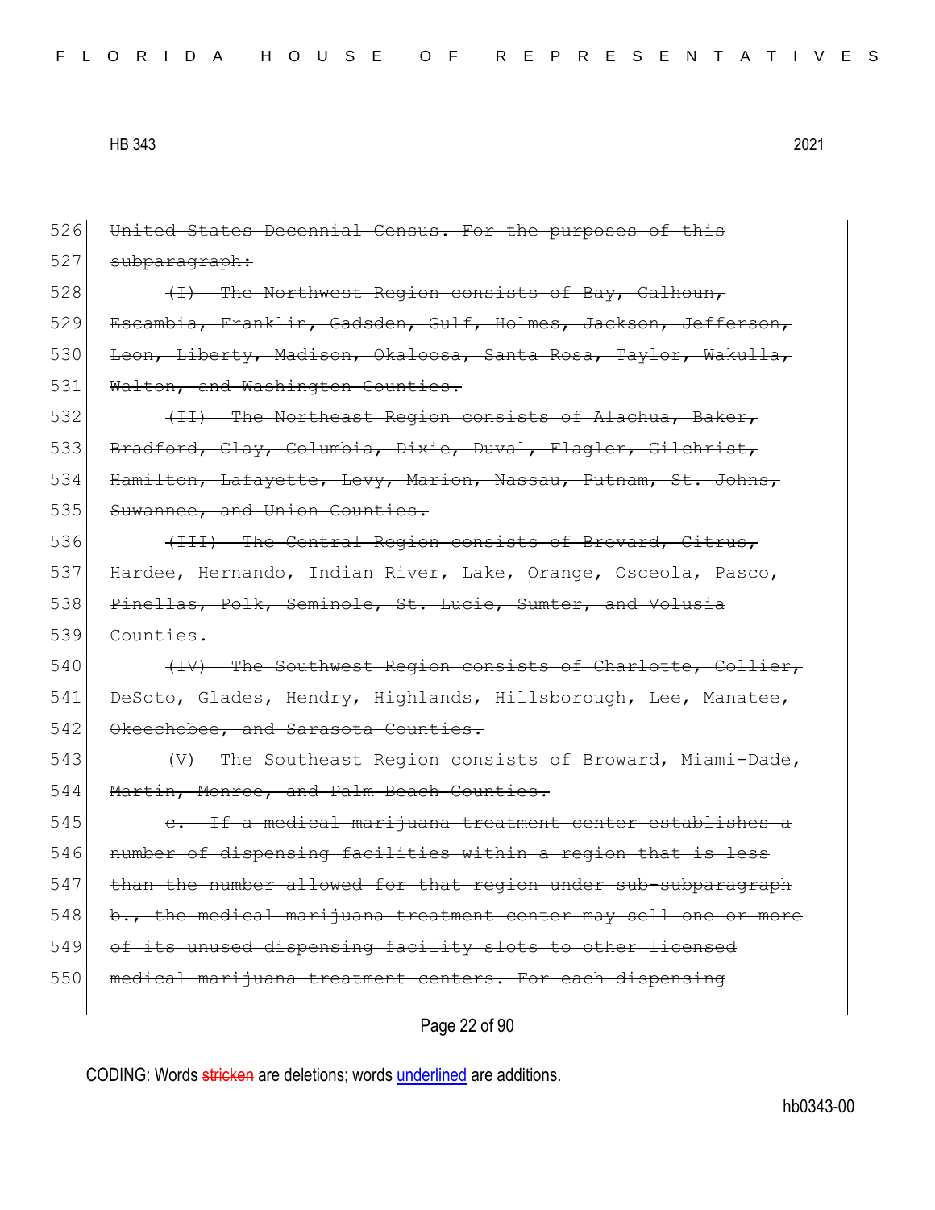526 ~~United States Decennial Census. For the purposes of this~~
527 ~~subparagraph:~~
528 ~~(I) The Northwest Region consists of Bay, Calhoun,~~
529 ~~Escambia, Franklin, Gadsden, Gulf, Holmes, Jackson, Jefferson,~~
530 ~~Leon, Liberty, Madison, Okaloosa, Santa Rosa, Taylor, Wakulla,~~
531 ~~Walton, and Washington Counties.~~
532 ~~(II) The Northeast Region consists of Alachua, Baker,~~
533 ~~Bradford, Clay, Columbia, Dixie, Duval, Flagler, Gilchrist,~~
534 ~~Hamilton, Lafayette, Levy, Marion, Nassau, Putnam, St. Johns,~~
535 ~~Suwannee, and Union Counties.~~
536 ~~(III) The Central Region consists of Brevard, Citrus,~~
537 ~~Hardee, Hernando, Indian River, Lake, Orange, Osceola, Pasco,~~
538 ~~Pinellas, Polk, Seminole, St. Lucie, Sumter, and Volusia~~
539 ~~Counties.~~
540 ~~(IV) The Southwest Region consists of Charlotte, Collier,~~
541 ~~DeSoto, Glades, Hendry, Highlands, Hillsborough, Lee, Manatee,~~
542 ~~Okeechobee, and Sarasota Counties.~~
543 ~~(V) The Southeast Region consists of Broward, Miami-Dade,~~
544 ~~Martin, Monroe, and Palm Beach Counties.~~
545 ~~c. If a medical marijuana treatment center establishes a~~
546 ~~number of dispensing facilities within a region that is less~~
547 ~~than the number allowed for that region under sub-subparagraph~~
548 ~~b., the medical marijuana treatment center may sell one or more~~
549 ~~of its unused dispensing facility slots to other licensed~~
550 ~~medical marijuana treatment centers. For each dispensing~~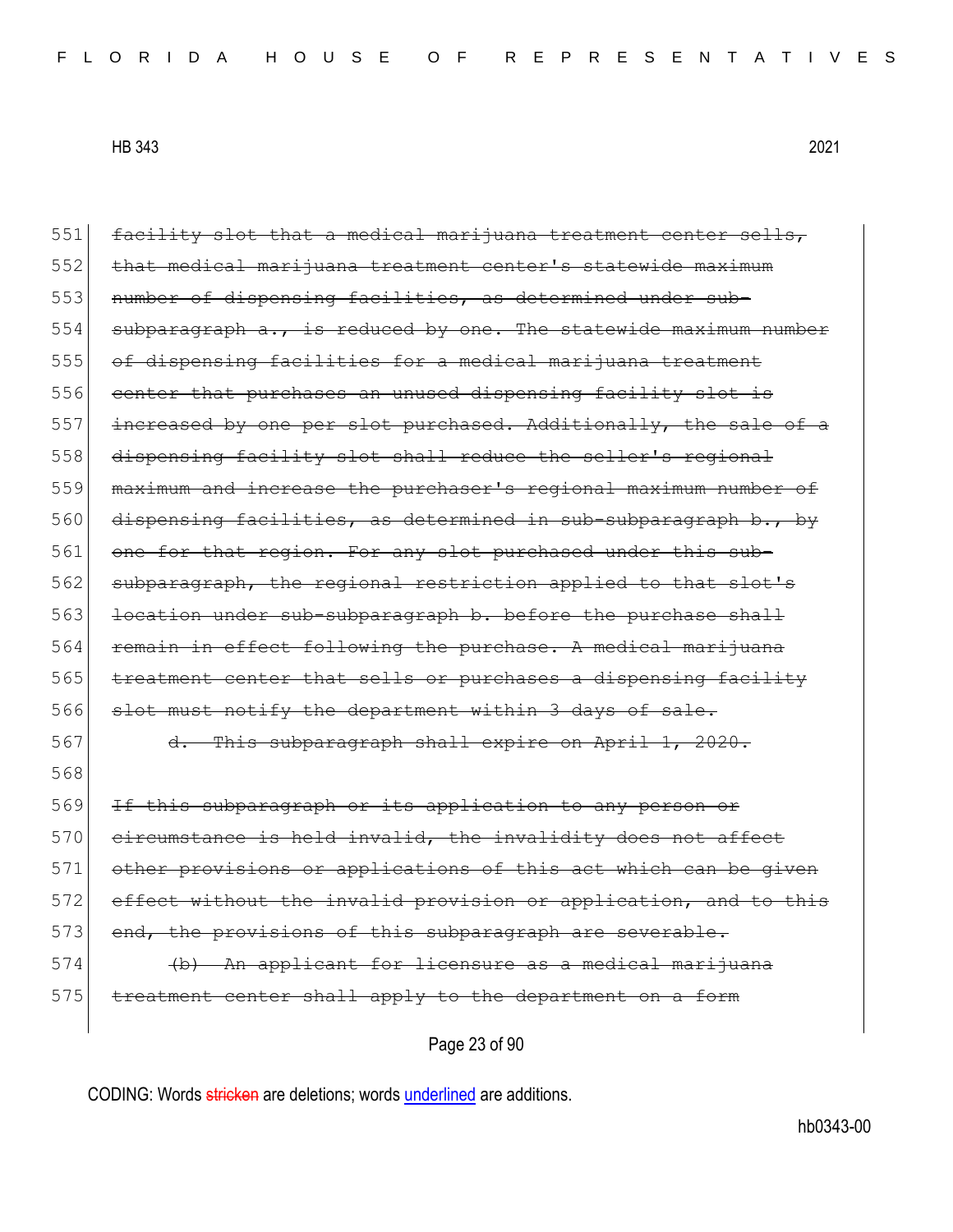~~facility slot that a medical marijuana treatment center sells, that medical marijuana treatment center's statewide maximum number of dispensing facilities, as determined under sub-subparagraph a., is reduced by one. The statewide maximum number of dispensing facilities for a medical marijuana treatment center that purchases an unused dispensing facility slot is increased by one per slot purchased. Additionally, the sale of a dispensing facility slot shall reduce the seller's regional maximum and increase the purchaser's regional maximum number of dispensing facilities, as determined in sub-subparagraph b., by one for that region. For any slot purchased under this sub-subparagraph, the regional restriction applied to that slot's location under sub-subparagraph b. before the purchase shall remain in effect following the purchase. A medical marijuana treatment center that sells or purchases a dispensing facility slot must notify the department within 3 days of sale.~~

~~d. This subparagraph shall expire on April 1, 2020.~~

~~If this subparagraph or its application to any person or circumstance is held invalid, the invalidity does not affect other provisions or applications of this act which can be given effect without the invalid provision or application, and to this end, the provisions of this subparagraph are severable.~~

~~(b) An applicant for licensure as a medical marijuana treatment center shall apply to the department on a form~~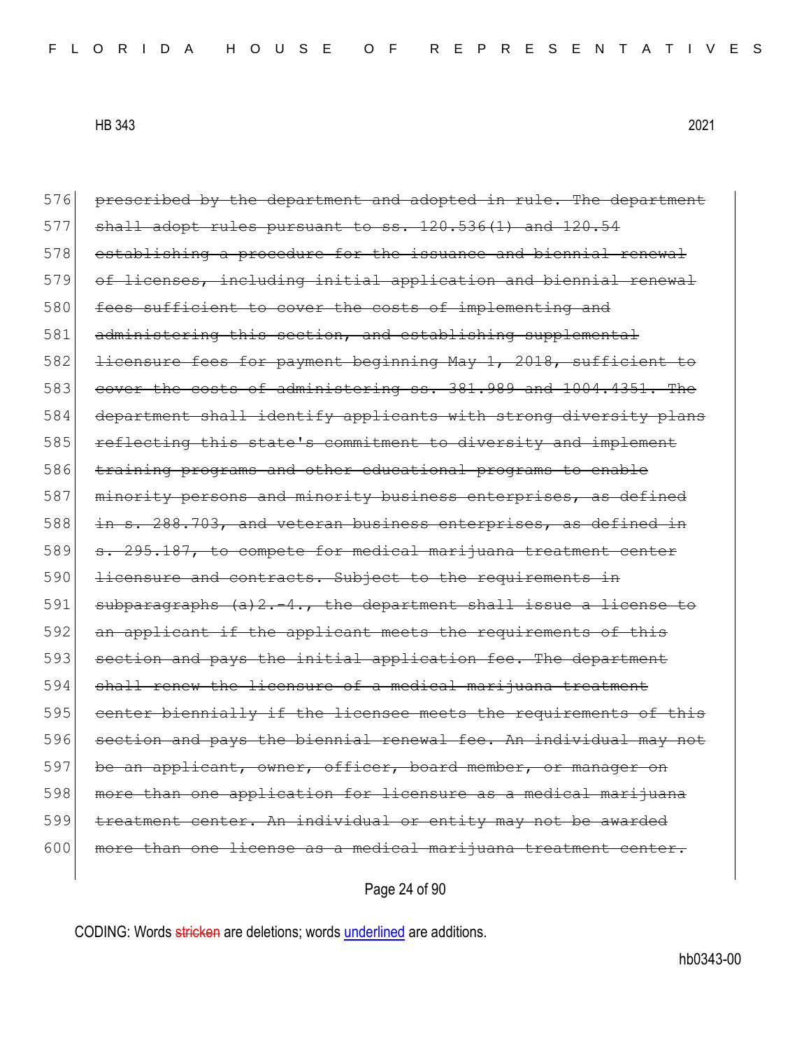576 ~~prescribed by the department and adopted in rule. The department~~
577 ~~shall adopt rules pursuant to ss. 120.536(1) and 120.54~~
578 ~~establishing a procedure for the issuance and biennial renewal~~
579 ~~of licenses, including initial application and biennial renewal~~
580 ~~fees sufficient to cover the costs of implementing and~~
581 ~~administering this section, and establishing supplemental~~
582 ~~licensure fees for payment beginning May 1, 2018, sufficient to~~
583 ~~cover the costs of administering ss. 381.989 and 1004.4351. The~~
584 ~~department shall identify applicants with strong diversity plans~~
585 ~~reflecting this state's commitment to diversity and implement~~
586 ~~training programs and other educational programs to enable~~
587 ~~minority persons and minority business enterprises, as defined~~
588 ~~in s. 288.703, and veteran business enterprises, as defined in~~
589 ~~s. 295.187, to compete for medical marijuana treatment center~~
590 ~~licensure and contracts. Subject to the requirements in~~
591 ~~subparagraphs (a)2.-4., the department shall issue a license to~~
592 ~~an applicant if the applicant meets the requirements of this~~
593 ~~section and pays the initial application fee. The department~~
594 ~~shall renew the licensure of a medical marijuana treatment~~
595 ~~center biennially if the licensee meets the requirements of this~~
596 ~~section and pays the biennial renewal fee. An individual may not~~
597 ~~be an applicant, owner, officer, board member, or manager on~~
598 ~~more than one application for licensure as a medical marijuana~~
599 ~~treatment center. An individual or entity may not be awarded~~
600 ~~more than one license as a medical marijuana treatment center.~~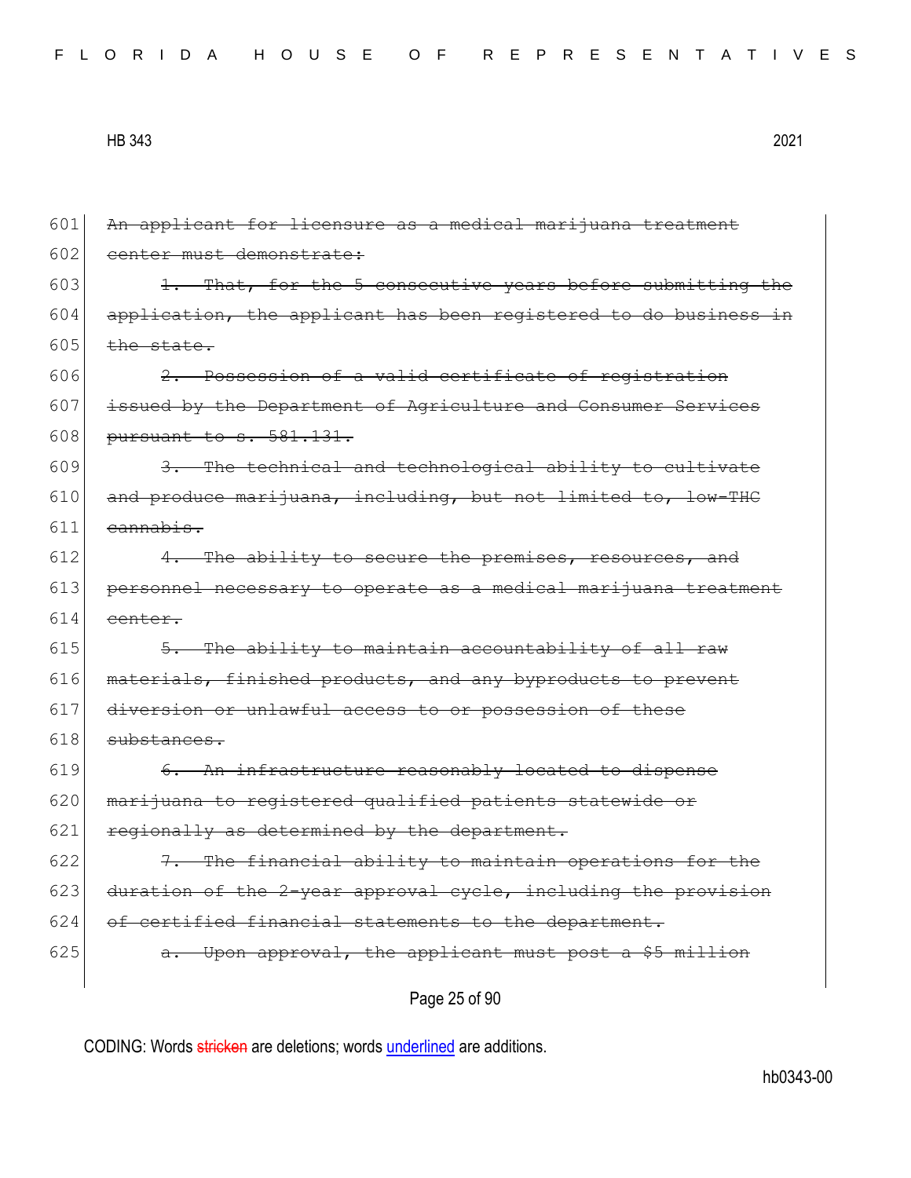~~An applicant for licensure as a medical marijuana treatment center must demonstrate:~~

~~1. That, for the 5 consecutive years before submitting the application, the applicant has been registered to do business in the state.~~

~~2. Possession of a valid certificate of registration issued by the Department of Agriculture and Consumer Services pursuant to s. 581.131.~~

~~3. The technical and technological ability to cultivate and produce marijuana, including, but not limited to, low-THC cannabis.~~

~~4. The ability to secure the premises, resources, and personnel necessary to operate as a medical marijuana treatment center.~~

~~5. The ability to maintain accountability of all raw materials, finished products, and any byproducts to prevent diversion or unlawful access to or possession of these substances.~~

~~6. An infrastructure reasonably located to dispense marijuana to registered qualified patients statewide or regionally as determined by the department.~~

~~7. The financial ability to maintain operations for the duration of the 2-year approval cycle, including the provision of certified financial statements to the department.~~

~~a. Upon approval, the applicant must post a $5 million~~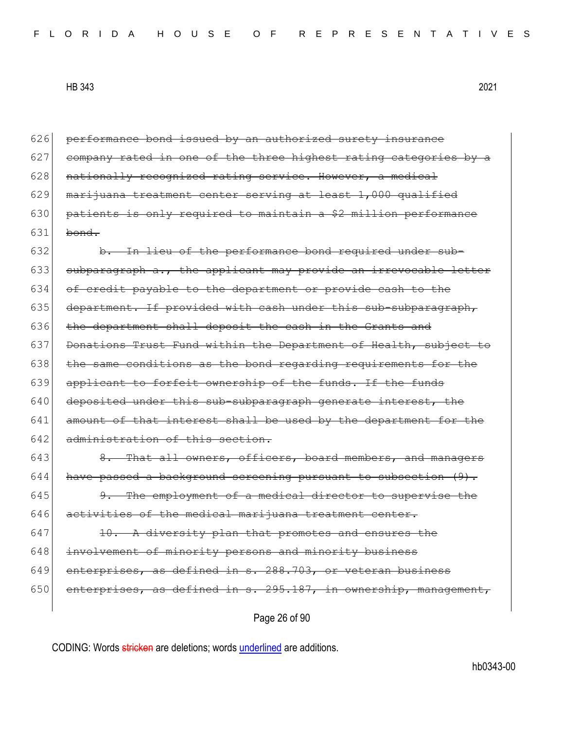626 ~~performance bond issued by an authorized surety insurance~~
627 ~~company rated in one of the three highest rating categories by a~~
628 ~~nationally recognized rating service. However, a medical~~
629 ~~marijuana treatment center serving at least 1,000 qualified~~
630 ~~patients is only required to maintain a $2 million performance~~
631 ~~bond.~~

632 ~~b. In lieu of the performance bond required under sub-~~
633 ~~subparagraph a., the applicant may provide an irrevocable letter~~
634 ~~of credit payable to the department or provide cash to the~~
635 ~~department. If provided with cash under this sub-subparagraph,~~
636 ~~the department shall deposit the cash in the Grants and~~
637 ~~Donations Trust Fund within the Department of Health, subject to~~
638 ~~the same conditions as the bond regarding requirements for the~~
639 ~~applicant to forfeit ownership of the funds. If the funds~~
640 ~~deposited under this sub-subparagraph generate interest, the~~
641 ~~amount of that interest shall be used by the department for the~~
642 ~~administration of this section.~~

643 ~~8. That all owners, officers, board members, and managers~~
644 ~~have passed a background screening pursuant to subsection (9).~~

645 ~~9. The employment of a medical director to supervise the~~
646 ~~activities of the medical marijuana treatment center.~~

647 ~~10. A diversity plan that promotes and ensures the~~
648 ~~involvement of minority persons and minority business~~
649 ~~enterprises, as defined in s. 288.703, or veteran business~~
650 ~~enterprises, as defined in s. 295.187, in ownership, management,~~

CODING: Words ~~stricken~~ are deletions; words <u>underlined</u> are additions.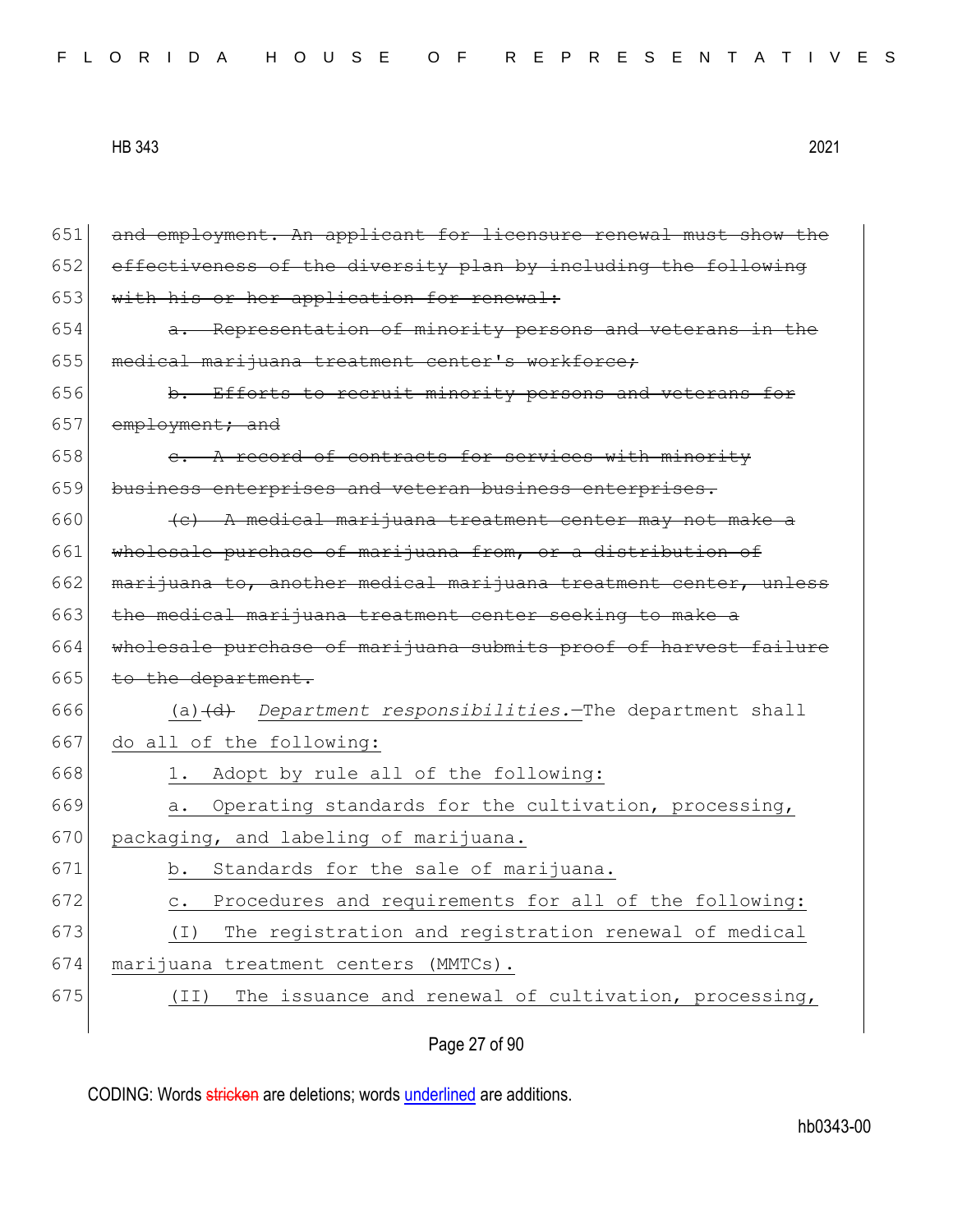651 ~~and employment. An applicant for licensure renewal must show the~~
652 ~~effectiveness of the diversity plan by including the following~~
653 ~~with his or her application for renewal:~~
654 ~~a. Representation of minority persons and veterans in the~~
655 ~~medical marijuana treatment center's workforce;~~
656 ~~b. Efforts to recruit minority persons and veterans for~~
657 ~~employment; and~~
658 ~~c. A record of contracts for services with minority~~
659 ~~business enterprises and veteran business enterprises.~~
660 ~~(c) A medical marijuana treatment center may not make a~~
661 ~~wholesale purchase of marijuana from, or a distribution of~~
662 ~~marijuana to, another medical marijuana treatment center, unless~~
663 ~~the medical marijuana treatment center seeking to make a~~
664 ~~wholesale purchase of marijuana submits proof of harvest failure~~
665 ~~to the department.~~
666 <u>(a)</u>~~(d)~~ <u>*Department responsibilities.*—</u>The department shall
667 <u>do all of the following:</u>
668 <u>1. Adopt by rule all of the following:</u>
669 <u>a. Operating standards for the cultivation, processing,</u>
670 <u>packaging, and labeling of marijuana.</u>
671 <u>b. Standards for the sale of marijuana.</u>
672 <u>c. Procedures and requirements for all of the following:</u>
673 <u>(I) The registration and registration renewal of medical</u>
674 <u>marijuana treatment centers (MMTCs).</u>
675 <u>(II) The issuance and renewal of cultivation, processing,</u>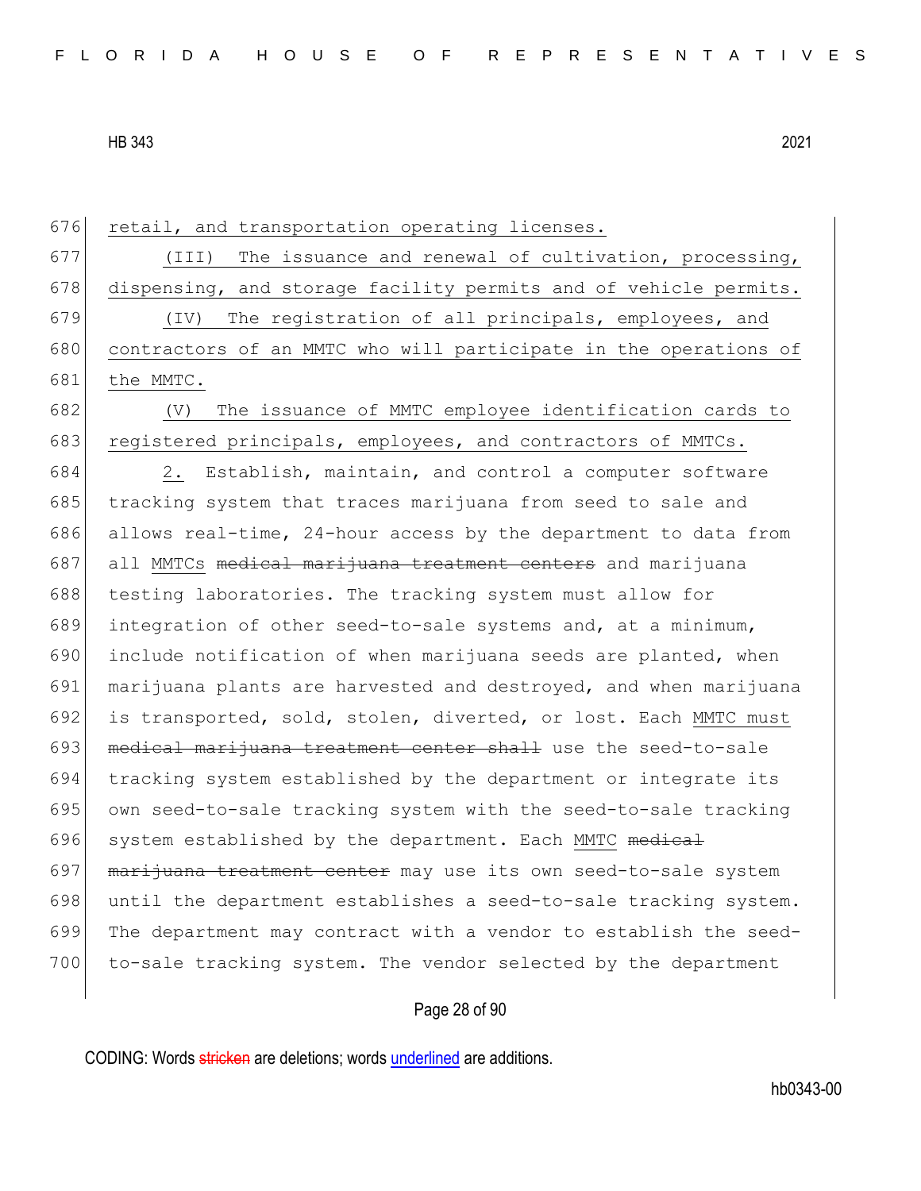retail, and transportation operating licenses.

(III) The issuance and renewal of cultivation, processing, dispensing, and storage facility permits and of vehicle permits.

(IV) The registration of all principals, employees, and contractors of an MMTC who will participate in the operations of the MMTC.

(V) The issuance of MMTC employee identification cards to registered principals, employees, and contractors of MMTCs.

2. Establish, maintain, and control a computer software tracking system that traces marijuana from seed to sale and allows real-time, 24-hour access by the department to data from all MMTCs ~~medical marijuana treatment centers~~ and marijuana testing laboratories. The tracking system must allow for integration of other seed-to-sale systems and, at a minimum, include notification of when marijuana seeds are planted, when marijuana plants are harvested and destroyed, and when marijuana is transported, sold, stolen, diverted, or lost. Each MMTC must ~~medical marijuana treatment center shall~~ use the seed-to-sale tracking system established by the department or integrate its own seed-to-sale tracking system with the seed-to-sale tracking system established by the department. Each MMTC ~~medical marijuana treatment center~~ may use its own seed-to-sale system until the department establishes a seed-to-sale tracking system. The department may contract with a vendor to establish the seed-to-sale tracking system. The vendor selected by the department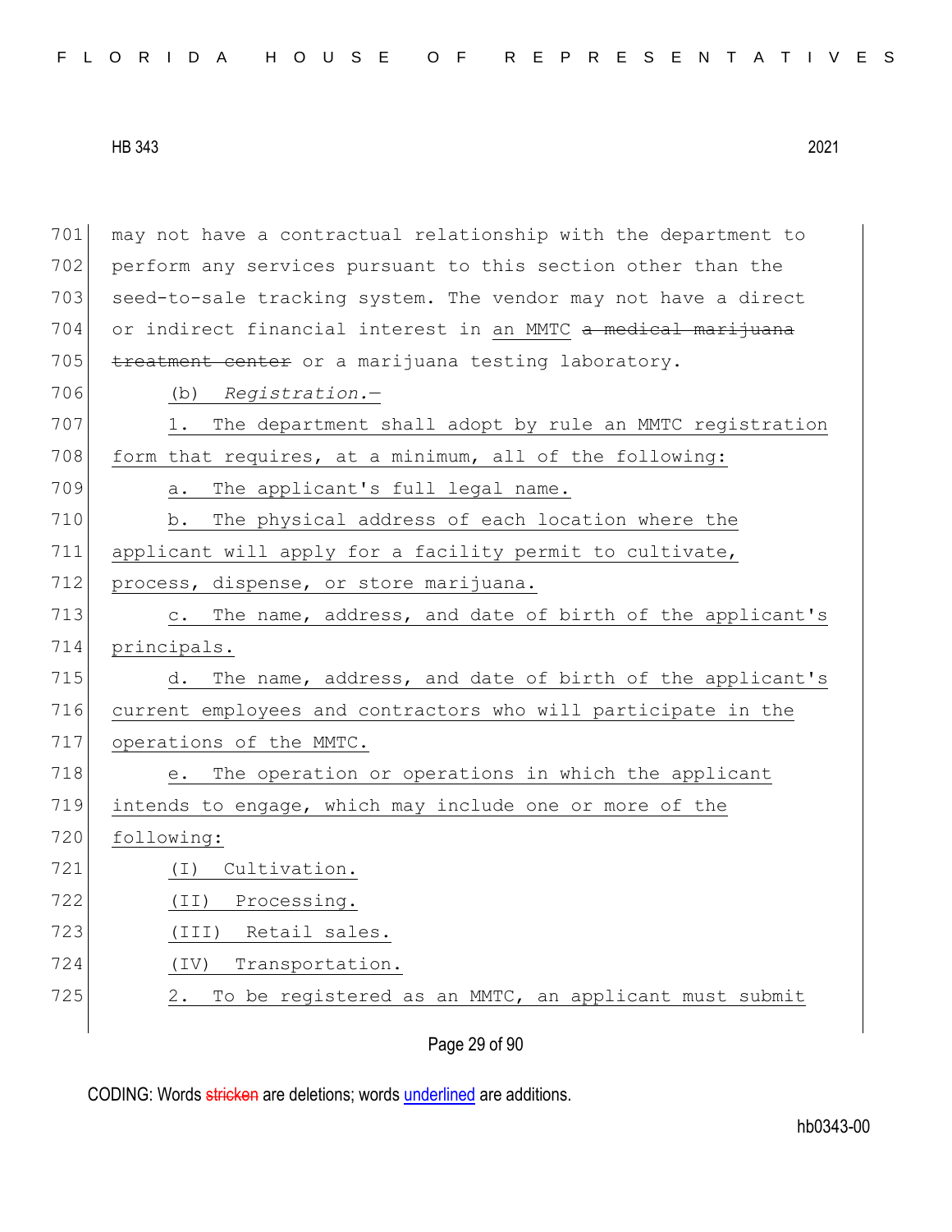may not have a contractual relationship with the department to perform any services pursuant to this section other than the seed-to-sale tracking system. The vendor may not have a direct or indirect financial interest in an MMTC ~~a medical marijuana treatment center~~ or a marijuana testing laboratory.

(b) *Registration.*—

1. The department shall adopt by rule an MMTC registration form that requires, at a minimum, all of the following:

a. The applicant's full legal name.

b. The physical address of each location where the applicant will apply for a facility permit to cultivate, process, dispense, or store marijuana.

c. The name, address, and date of birth of the applicant's principals.

d. The name, address, and date of birth of the applicant's current employees and contractors who will participate in the operations of the MMTC.

e. The operation or operations in which the applicant intends to engage, which may include one or more of the following:

(I) Cultivation.

(II) Processing.

(III) Retail sales.

(IV) Transportation.

2. To be registered as an MMTC, an applicant must submit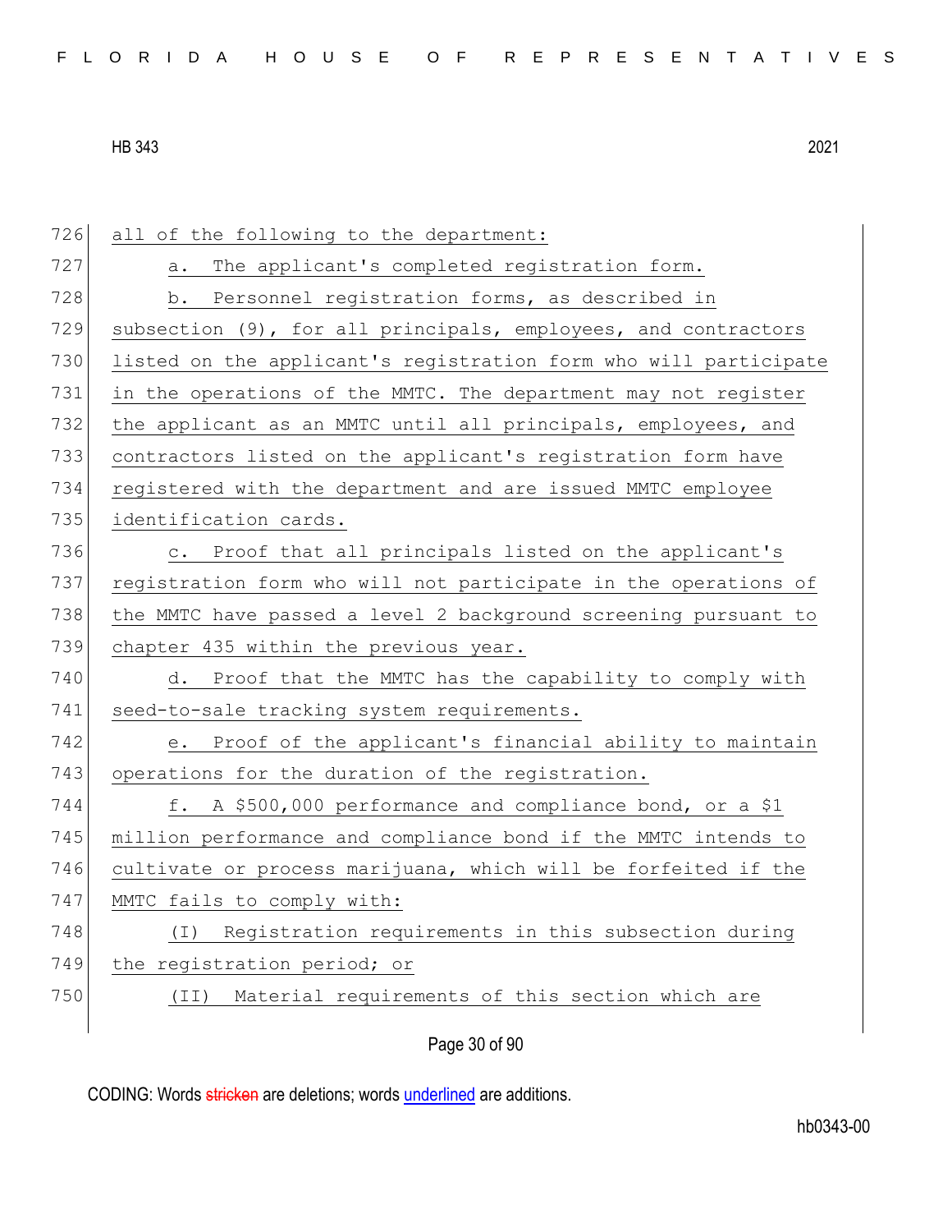all of the following to the department:

a. The applicant's completed registration form.

b. Personnel registration forms, as described in subsection (9), for all principals, employees, and contractors listed on the applicant's registration form who will participate in the operations of the MMTC. The department may not register the applicant as an MMTC until all principals, employees, and contractors listed on the applicant's registration form have registered with the department and are issued MMTC employee identification cards.

c. Proof that all principals listed on the applicant's registration form who will not participate in the operations of the MMTC have passed a level 2 background screening pursuant to chapter 435 within the previous year.

d. Proof that the MMTC has the capability to comply with seed-to-sale tracking system requirements.

e. Proof of the applicant's financial ability to maintain operations for the duration of the registration.

f. A $500,000 performance and compliance bond, or a $1 million performance and compliance bond if the MMTC intends to cultivate or process marijuana, which will be forfeited if the MMTC fails to comply with:

(I) Registration requirements in this subsection during the registration period; or

(II) Material requirements of this section which are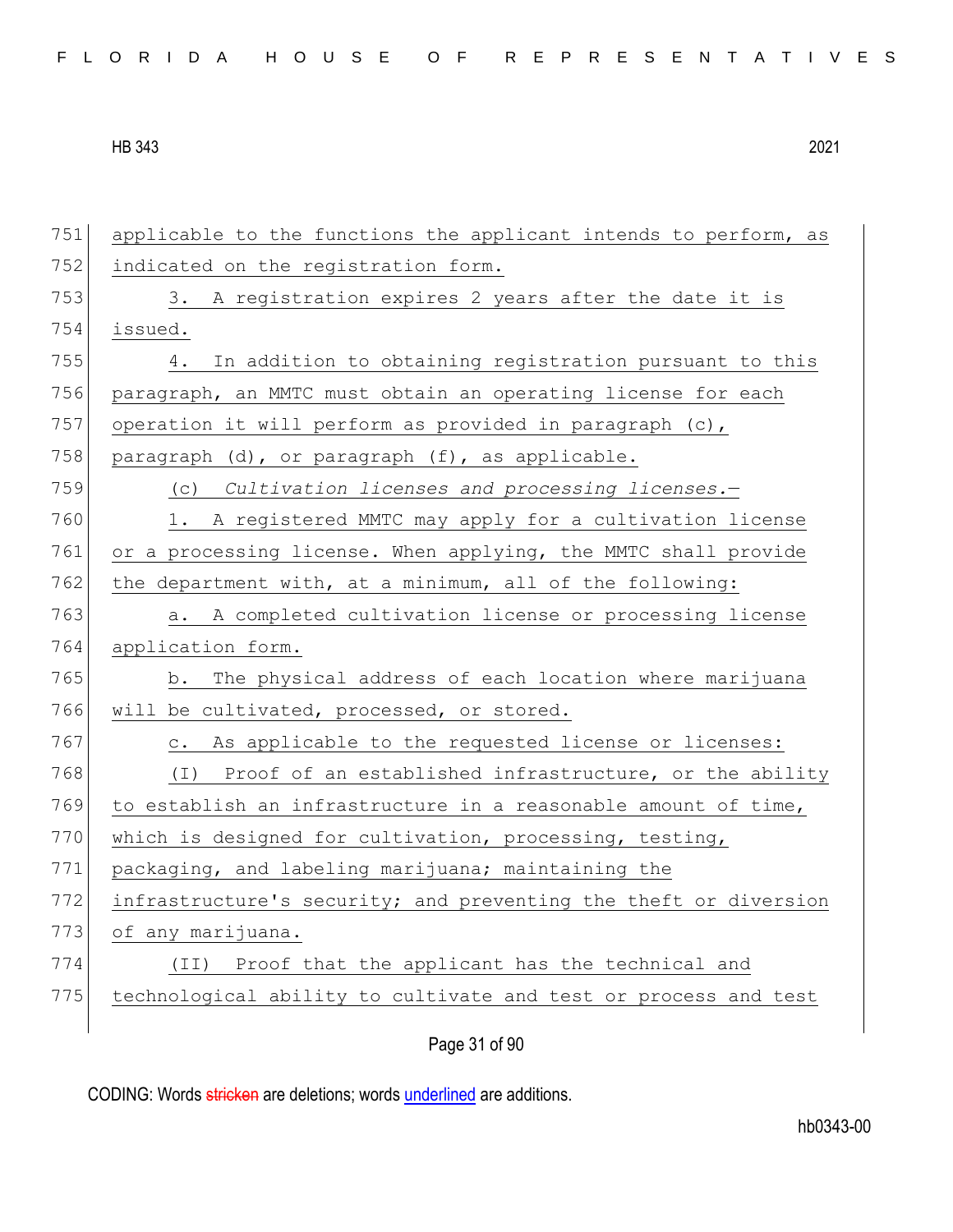applicable to the functions the applicant intends to perform, as indicated on the registration form.

3. A registration expires 2 years after the date it is issued.

4. In addition to obtaining registration pursuant to this paragraph, an MMTC must obtain an operating license for each operation it will perform as provided in paragraph (c), paragraph (d), or paragraph (f), as applicable.

(c) *Cultivation licenses and processing licenses.*—

1. A registered MMTC may apply for a cultivation license or a processing license. When applying, the MMTC shall provide the department with, at a minimum, all of the following:

a. A completed cultivation license or processing license application form.

b. The physical address of each location where marijuana will be cultivated, processed, or stored.

c. As applicable to the requested license or licenses:

(I) Proof of an established infrastructure, or the ability to establish an infrastructure in a reasonable amount of time, which is designed for cultivation, processing, testing, packaging, and labeling marijuana; maintaining the infrastructure's security; and preventing the theft or diversion of any marijuana.

(II) Proof that the applicant has the technical and technological ability to cultivate and test or process and test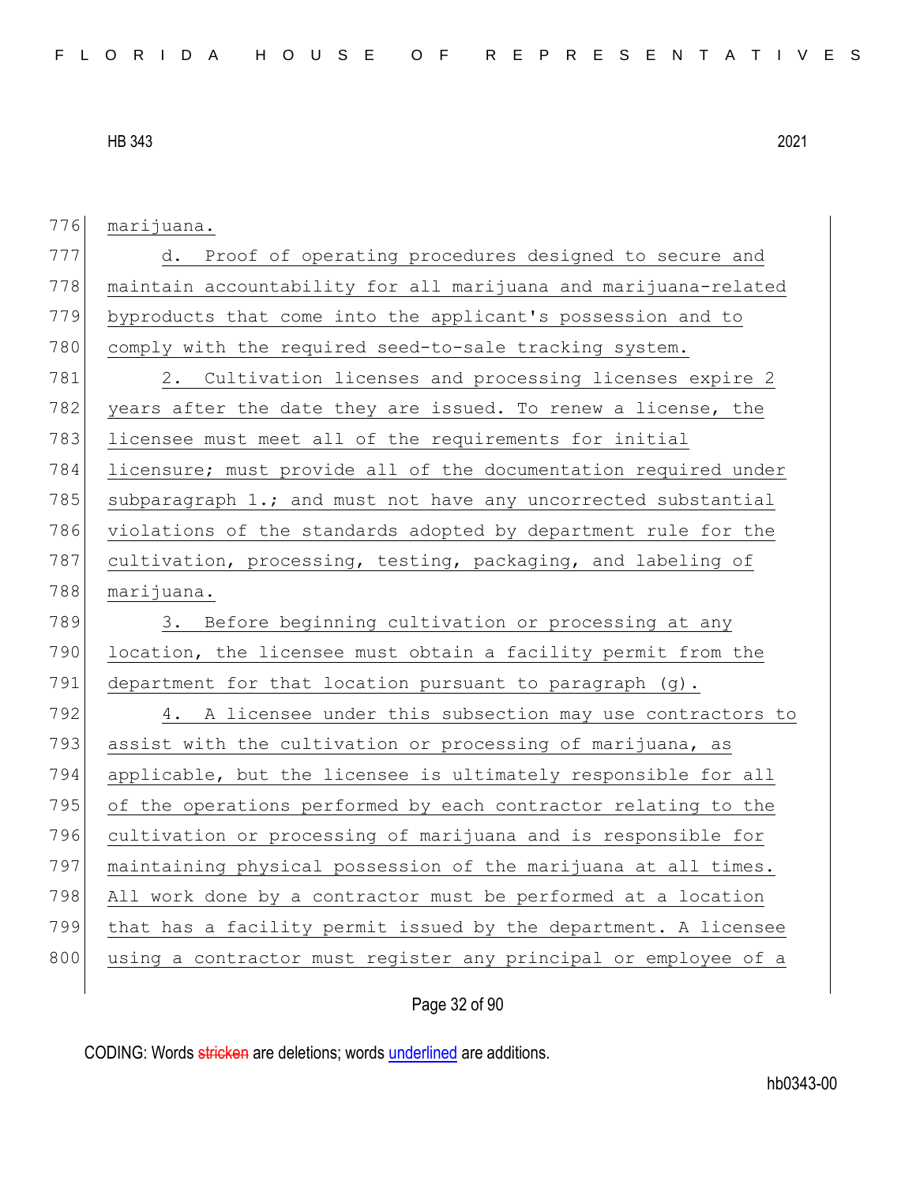marijuana.

d. Proof of operating procedures designed to secure and maintain accountability for all marijuana and marijuana-related byproducts that come into the applicant's possession and to comply with the required seed-to-sale tracking system.

2. Cultivation licenses and processing licenses expire 2 years after the date they are issued. To renew a license, the licensee must meet all of the requirements for initial licensure; must provide all of the documentation required under subparagraph 1.; and must not have any uncorrected substantial violations of the standards adopted by department rule for the cultivation, processing, testing, packaging, and labeling of marijuana.

3. Before beginning cultivation or processing at any location, the licensee must obtain a facility permit from the department for that location pursuant to paragraph (g).

4. A licensee under this subsection may use contractors to assist with the cultivation or processing of marijuana, as applicable, but the licensee is ultimately responsible for all of the operations performed by each contractor relating to the cultivation or processing of marijuana and is responsible for maintaining physical possession of the marijuana at all times. All work done by a contractor must be performed at a location that has a facility permit issued by the department. A licensee using a contractor must register any principal or employee of a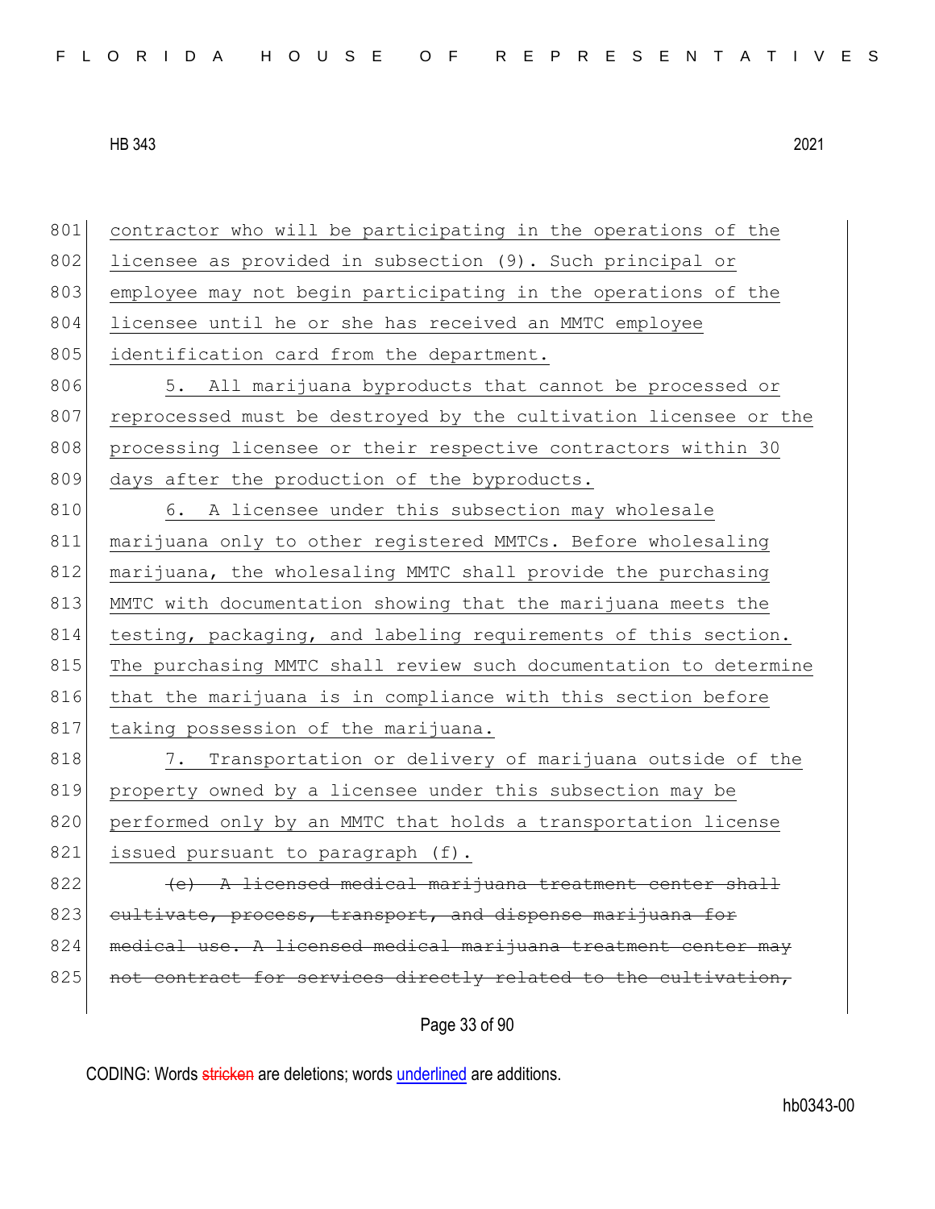contractor who will be participating in the operations of the licensee as provided in subsection (9). Such principal or employee may not begin participating in the operations of the licensee until he or she has received an MMTC employee identification card from the department.

5. All marijuana byproducts that cannot be processed or reprocessed must be destroyed by the cultivation licensee or the processing licensee or their respective contractors within 30 days after the production of the byproducts.

6. A licensee under this subsection may wholesale marijuana only to other registered MMTCs. Before wholesaling marijuana, the wholesaling MMTC shall provide the purchasing MMTC with documentation showing that the marijuana meets the testing, packaging, and labeling requirements of this section. The purchasing MMTC shall review such documentation to determine that the marijuana is in compliance with this section before taking possession of the marijuana.

7. Transportation or delivery of marijuana outside of the property owned by a licensee under this subsection may be performed only by an MMTC that holds a transportation license issued pursuant to paragraph (f).

~~(e) A licensed medical marijuana treatment center shall cultivate, process, transport, and dispense marijuana for medical use. A licensed medical marijuana treatment center may not contract for services directly related to the cultivation,~~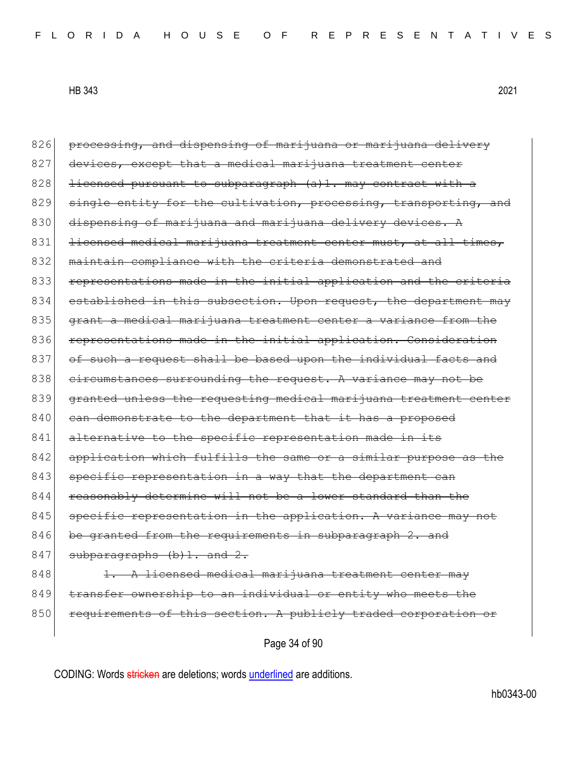826 ~~processing, and dispensing of marijuana or marijuana delivery~~
827 ~~devices, except that a medical marijuana treatment center~~
828 ~~licensed pursuant to subparagraph (a)1. may contract with a~~
829 ~~single entity for the cultivation, processing, transporting, and~~
830 ~~dispensing of marijuana and marijuana delivery devices. A~~
831 ~~licensed medical marijuana treatment center must, at all times,~~
832 ~~maintain compliance with the criteria demonstrated and~~
833 ~~representations made in the initial application and the criteria~~
834 ~~established in this subsection. Upon request, the department may~~
835 ~~grant a medical marijuana treatment center a variance from the~~
836 ~~representations made in the initial application. Consideration~~
837 ~~of such a request shall be based upon the individual facts and~~
838 ~~circumstances surrounding the request. A variance may not be~~
839 ~~granted unless the requesting medical marijuana treatment center~~
840 ~~can demonstrate to the department that it has a proposed~~
841 ~~alternative to the specific representation made in its~~
842 ~~application which fulfills the same or a similar purpose as the~~
843 ~~specific representation in a way that the department can~~
844 ~~reasonably determine will not be a lower standard than the~~
845 ~~specific representation in the application. A variance may not~~
846 ~~be granted from the requirements in subparagraph 2. and~~
847 ~~subparagraphs (b)1. and 2.~~
848 ~~1. A licensed medical marijuana treatment center may~~
849 ~~transfer ownership to an individual or entity who meets the~~
850 ~~requirements of this section. A publicly traded corporation or~~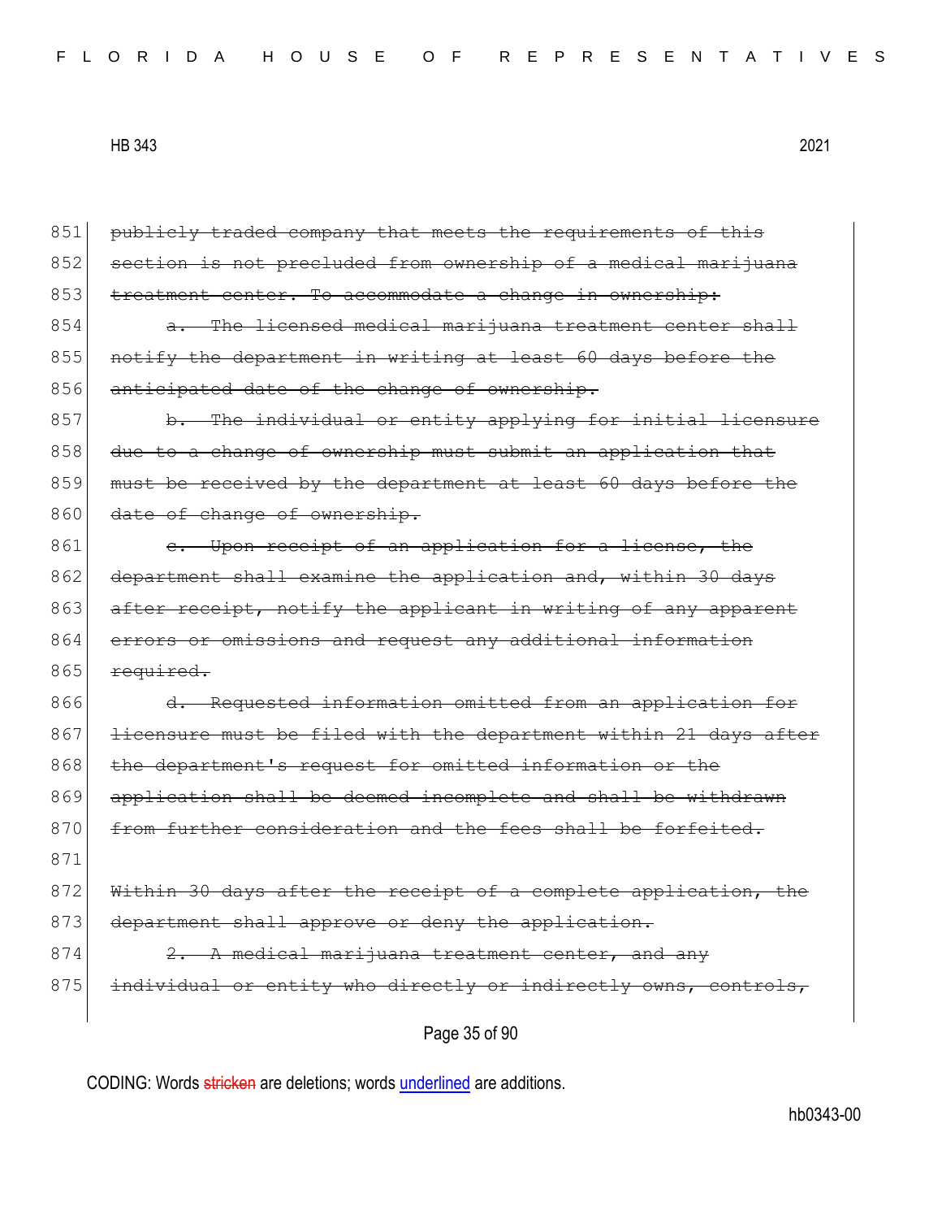851 ~~publicly traded company that meets the requirements of this~~
852 ~~section is not precluded from ownership of a medical marijuana~~
853 ~~treatment center. To accommodate a change in ownership:~~
854 ~~a. The licensed medical marijuana treatment center shall~~
855 ~~notify the department in writing at least 60 days before the~~
856 ~~anticipated date of the change of ownership.~~
857 ~~b. The individual or entity applying for initial licensure~~
858 ~~due to a change of ownership must submit an application that~~
859 ~~must be received by the department at least 60 days before the~~
860 ~~date of change of ownership.~~
861 ~~c. Upon receipt of an application for a license, the~~
862 ~~department shall examine the application and, within 30 days~~
863 ~~after receipt, notify the applicant in writing of any apparent~~
864 ~~errors or omissions and request any additional information~~
865 ~~required.~~
866 ~~d. Requested information omitted from an application for~~
867 ~~licensure must be filed with the department within 21 days after~~
868 ~~the department's request for omitted information or the~~
869 ~~application shall be deemed incomplete and shall be withdrawn~~
870 ~~from further consideration and the fees shall be forfeited.~~
871
872 ~~Within 30 days after the receipt of a complete application, the~~
873 ~~department shall approve or deny the application.~~
874 ~~2. A medical marijuana treatment center, and any~~
875 ~~individual or entity who directly or indirectly owns, controls,~~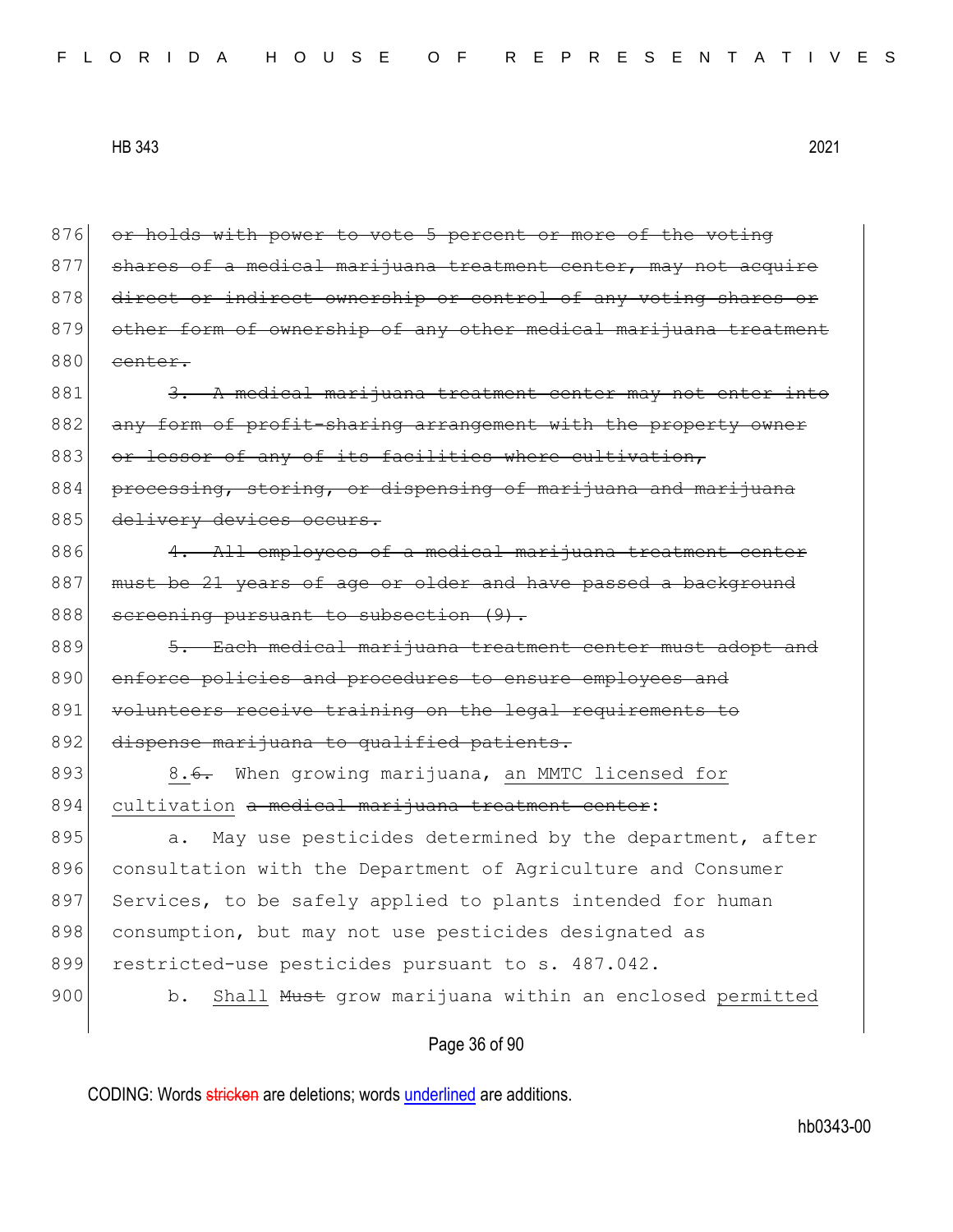876 ~~or holds with power to vote 5 percent or more of the voting~~
877 ~~shares of a medical marijuana treatment center, may not acquire~~
878 ~~direct or indirect ownership or control of any voting shares or~~
879 ~~other form of ownership of any other medical marijuana treatment~~
880 ~~center.~~

881 ~~3. A medical marijuana treatment center may not enter into~~
882 ~~any form of profit-sharing arrangement with the property owner~~
883 ~~or lessor of any of its facilities where cultivation,~~
884 ~~processing, storing, or dispensing of marijuana and marijuana~~
885 ~~delivery devices occurs.~~

886 ~~4. All employees of a medical marijuana treatment center~~
887 ~~must be 21 years of age or older and have passed a background~~
888 ~~screening pursuant to subsection (9).~~

889 ~~5. Each medical marijuana treatment center must adopt and~~
890 ~~enforce policies and procedures to ensure employees and~~
891 ~~volunteers receive training on the legal requirements to~~
892 ~~dispense marijuana to qualified patients.~~

893 <u>8.</u>~~6.~~ When growing marijuana, <u>an MMTC licensed for</u>
894 <u>cultivation</u> ~~a medical marijuana treatment center~~:

895 a. May use pesticides determined by the department, after
896 consultation with the Department of Agriculture and Consumer
897 Services, to be safely applied to plants intended for human
898 consumption, but may not use pesticides designated as
899 restricted-use pesticides pursuant to s. 487.042.

900 b. <u>Shall</u> ~~Must~~ grow marijuana within an enclosed <u>permitted</u>

CODING: Words ~~stricken~~ are deletions; words <u>underlined</u> are additions.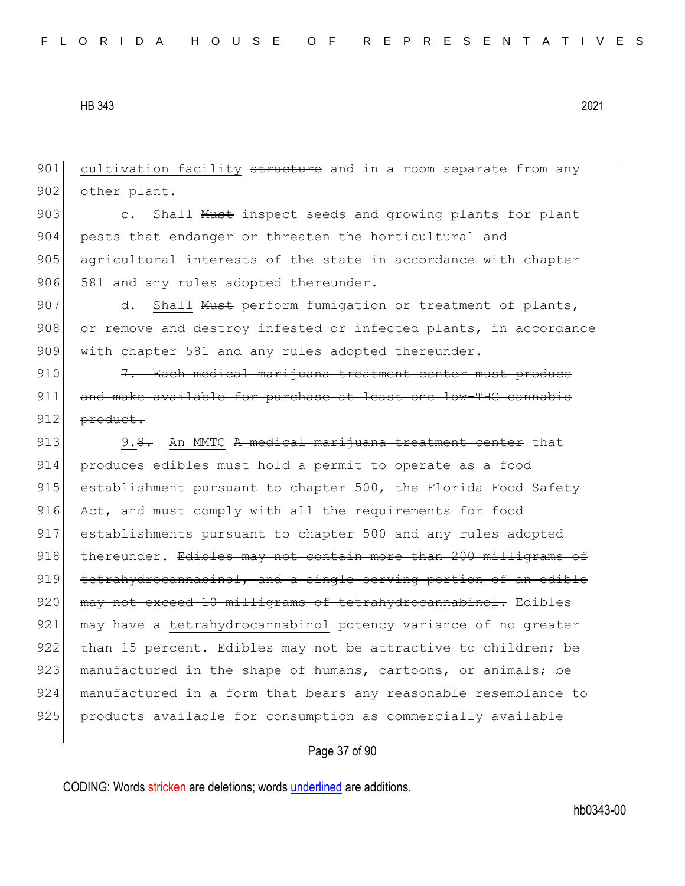901 cultivation facility ~~structure~~ and in a room separate from any
902 other plant.

903 c. Shall ~~Must~~ inspect seeds and growing plants for plant
904 pests that endanger or threaten the horticultural and
905 agricultural interests of the state in accordance with chapter
906 581 and any rules adopted thereunder.

907 d. Shall ~~Must~~ perform fumigation or treatment of plants,
908 or remove and destroy infested or infected plants, in accordance
909 with chapter 581 and any rules adopted thereunder.

910 ~~7. Each medical marijuana treatment center must produce~~
911 ~~and make available for purchase at least one low-THC cannabis~~
912 ~~product.~~

913 9.~~8.~~ An MMTC ~~A medical marijuana treatment center~~ that
914 produces edibles must hold a permit to operate as a food
915 establishment pursuant to chapter 500, the Florida Food Safety
916 Act, and must comply with all the requirements for food
917 establishments pursuant to chapter 500 and any rules adopted
918 thereunder. ~~Edibles may not contain more than 200 milligrams of~~
919 ~~tetrahydrocannabinol, and a single serving portion of an edible~~
920 ~~may not exceed 10 milligrams of tetrahydrocannabinol.~~ Edibles
921 may have a tetrahydrocannabinol potency variance of no greater
922 than 15 percent. Edibles may not be attractive to children; be
923 manufactured in the shape of humans, cartoons, or animals; be
924 manufactured in a form that bears any reasonable resemblance to
925 products available for consumption as commercially available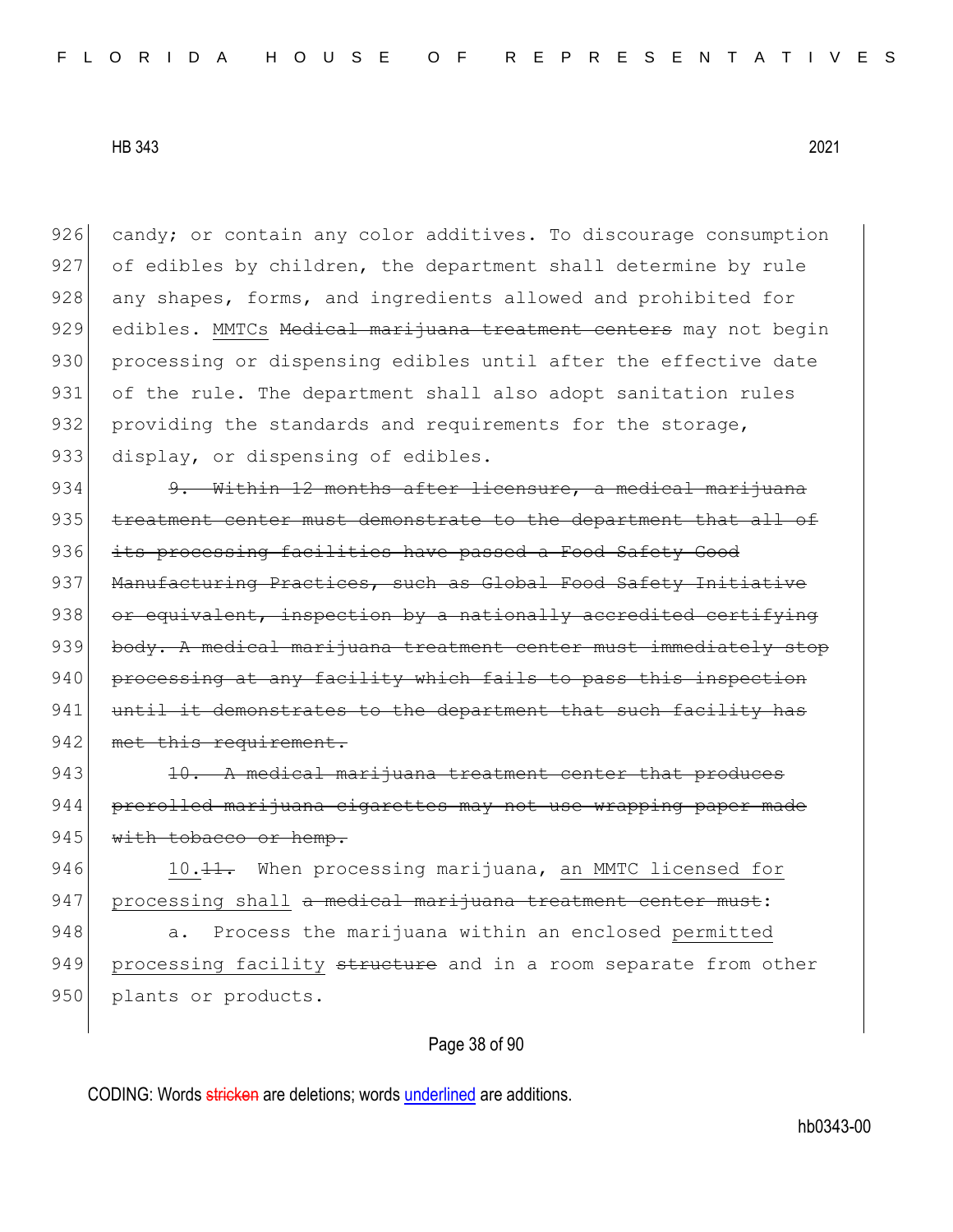candy; or contain any color additives. To discourage consumption of edibles by children, the department shall determine by rule any shapes, forms, and ingredients allowed and prohibited for edibles. <u>MMTCs</u> ~~Medical marijuana treatment centers~~ may not begin processing or dispensing edibles until after the effective date of the rule. The department shall also adopt sanitation rules providing the standards and requirements for the storage, display, or dispensing of edibles.

~~9. Within 12 months after licensure, a medical marijuana treatment center must demonstrate to the department that all of its processing facilities have passed a Food Safety Good Manufacturing Practices, such as Global Food Safety Initiative or equivalent, inspection by a nationally accredited certifying body. A medical marijuana treatment center must immediately stop processing at any facility which fails to pass this inspection until it demonstrates to the department that such facility has met this requirement.~~

~~10. A medical marijuana treatment center that produces prerolled marijuana cigarettes may not use wrapping paper made with tobacco or hemp.~~

<u>10.</u>~~11.~~ When processing marijuana, <u>an MMTC licensed for processing shall</u> ~~a medical marijuana treatment center must~~:

a. Process the marijuana within an enclosed <u>permitted processing facility</u> ~~structure~~ and in a room separate from other plants or products.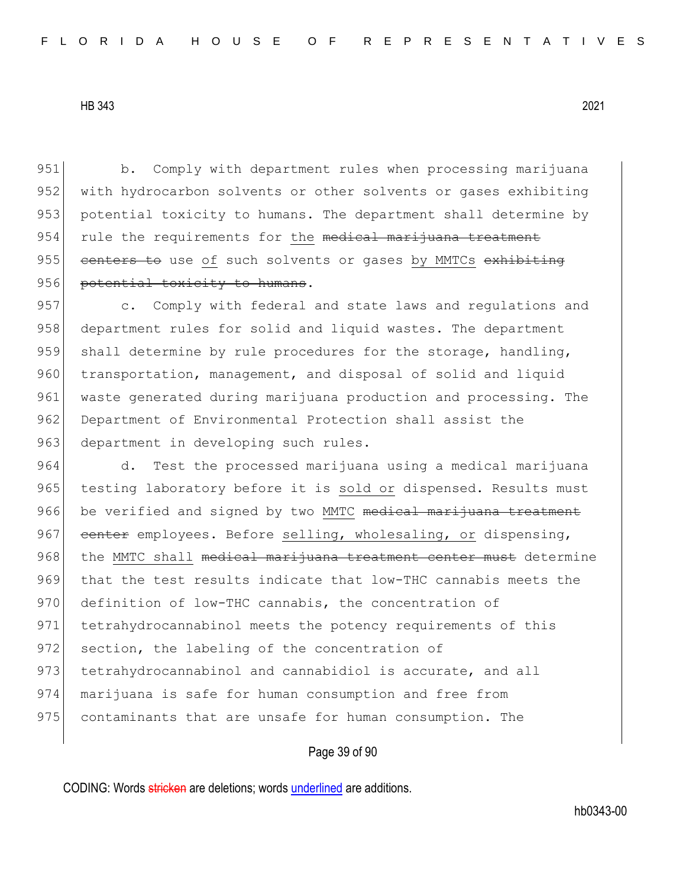b. Comply with department rules when processing marijuana with hydrocarbon solvents or other solvents or gases exhibiting potential toxicity to humans. The department shall determine by rule the requirements for the ~~medical marijuana treatment centers to~~ use of such solvents or gases by MMTCs ~~exhibiting potential toxicity to humans~~.

c. Comply with federal and state laws and regulations and department rules for solid and liquid wastes. The department shall determine by rule procedures for the storage, handling, transportation, management, and disposal of solid and liquid waste generated during marijuana production and processing. The Department of Environmental Protection shall assist the department in developing such rules.

d. Test the processed marijuana using a medical marijuana testing laboratory before it is sold or dispensed. Results must be verified and signed by two MMTC ~~medical marijuana treatment center~~ employees. Before selling, wholesaling, or dispensing, the MMTC shall ~~medical marijuana treatment center must~~ determine that the test results indicate that low-THC cannabis meets the definition of low-THC cannabis, the concentration of tetrahydrocannabinol meets the potency requirements of this section, the labeling of the concentration of tetrahydrocannabinol and cannabidiol is accurate, and all marijuana is safe for human consumption and free from contaminants that are unsafe for human consumption. The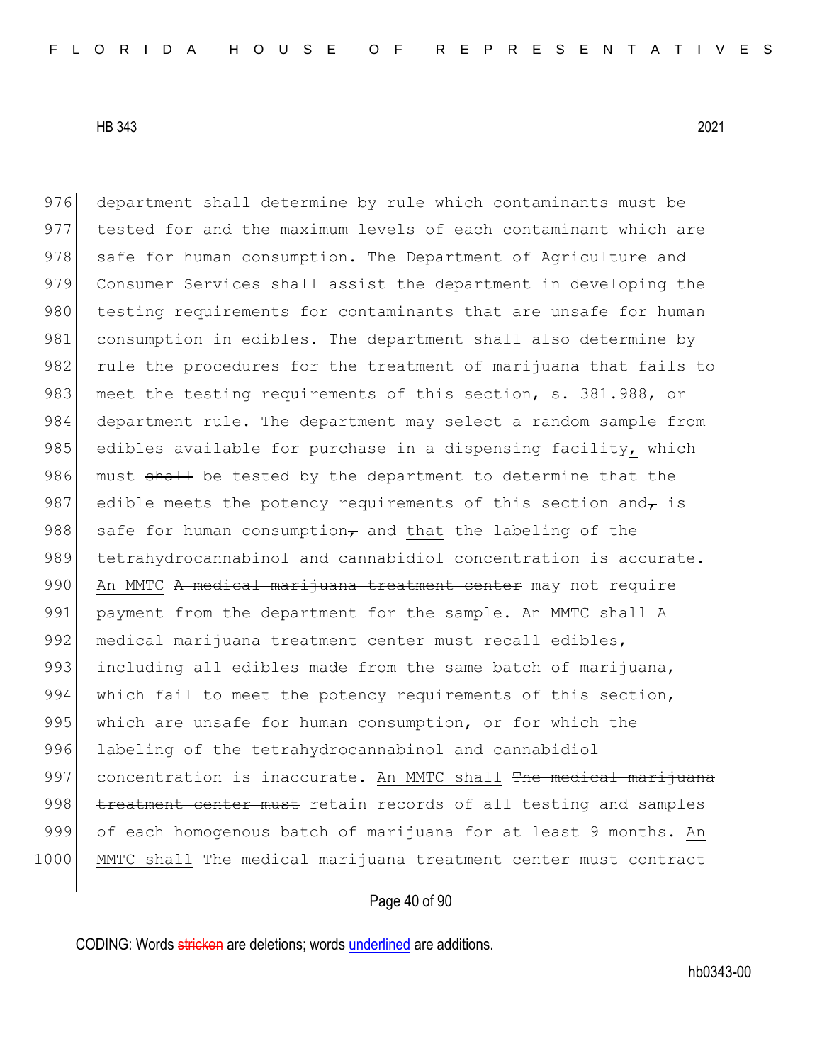976 department shall determine by rule which contaminants must be
977 tested for and the maximum levels of each contaminant which are
978 safe for human consumption. The Department of Agriculture and
979 Consumer Services shall assist the department in developing the
980 testing requirements for contaminants that are unsafe for human
981 consumption in edibles. The department shall also determine by
982 rule the procedures for the treatment of marijuana that fails to
983 meet the testing requirements of this section, s. 381.988, or
984 department rule. The department may select a random sample from
985 edibles available for purchase in a dispensing facility, which
986 must ~~shall~~ be tested by the department to determine that the
987 edible meets the potency requirements of this section and~~,~~ is
988 safe for human consumption~~,~~ and that the labeling of the
989 tetrahydrocannabinol and cannabidiol concentration is accurate.
990 An MMTC ~~A medical marijuana treatment center~~ may not require
991 payment from the department for the sample. An MMTC shall ~~A~~
992 ~~medical marijuana treatment center must~~ recall edibles,
993 including all edibles made from the same batch of marijuana,
994 which fail to meet the potency requirements of this section,
995 which are unsafe for human consumption, or for which the
996 labeling of the tetrahydrocannabinol and cannabidiol
997 concentration is inaccurate. An MMTC shall ~~The medical marijuana~~
998 ~~treatment center must~~ retain records of all testing and samples
999 of each homogenous batch of marijuana for at least 9 months. An
1000 MMTC shall ~~The medical marijuana treatment center must~~ contract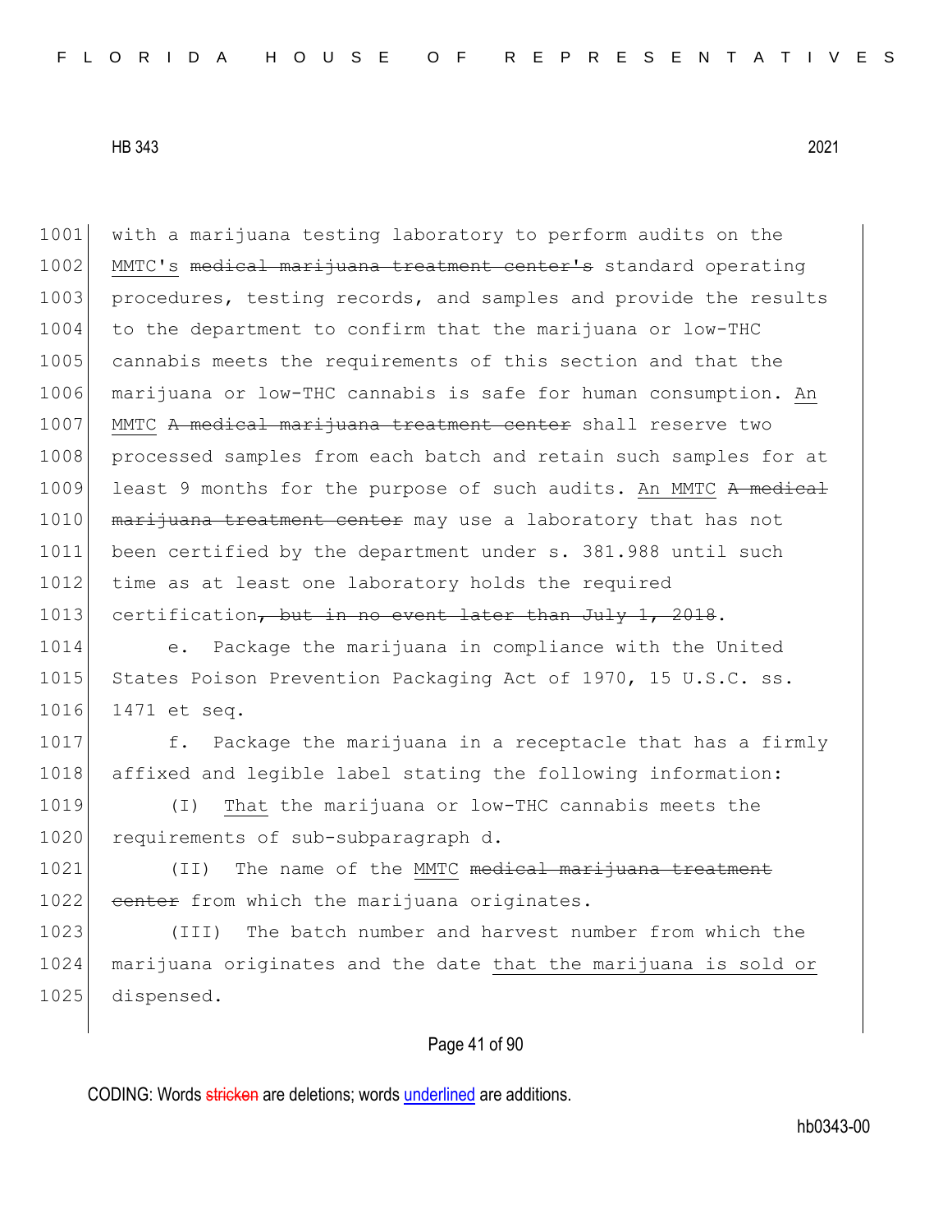with a marijuana testing laboratory to perform audits on the MMTC's ~~medical marijuana treatment center's~~ standard operating procedures, testing records, and samples and provide the results to the department to confirm that the marijuana or low-THC cannabis meets the requirements of this section and that the marijuana or low-THC cannabis is safe for human consumption. An MMTC ~~A medical marijuana treatment center~~ shall reserve two processed samples from each batch and retain such samples for at least 9 months for the purpose of such audits. An MMTC ~~A medical marijuana treatment center~~ may use a laboratory that has not been certified by the department under s. 381.988 until such time as at least one laboratory holds the required certification~~, but in no event later than July 1, 2018~~.

e. Package the marijuana in compliance with the United States Poison Prevention Packaging Act of 1970, 15 U.S.C. ss. 1471 et seq.

f. Package the marijuana in a receptacle that has a firmly affixed and legible label stating the following information:

(I) That the marijuana or low-THC cannabis meets the requirements of sub-subparagraph d.

(II) The name of the MMTC ~~medical marijuana treatment center~~ from which the marijuana originates.

(III) The batch number and harvest number from which the marijuana originates and the date that the marijuana is sold or dispensed.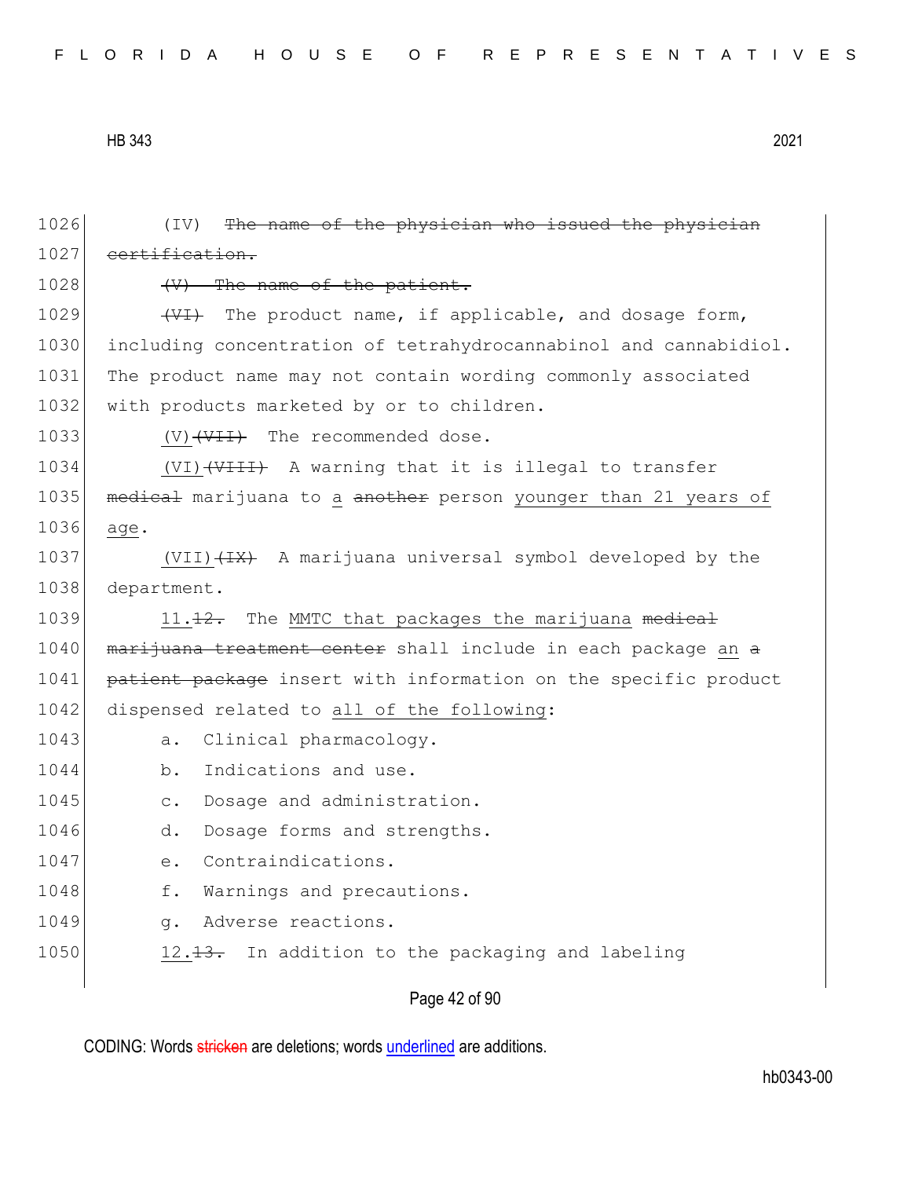1026 (IV) ~~The name of the physician who issued the physician~~
1027 ~~certification.~~
1028 ~~(V) The name of the patient.~~
1029 ~~(VI)~~ The product name, if applicable, and dosage form,
1030 including concentration of tetrahydrocannabinol and cannabidiol.
1031 The product name may not contain wording commonly associated
1032 with products marketed by or to children.
1033 <u>(V)</u>~~(VII)~~ The recommended dose.
1034 <u>(VI)</u>~~(VIII)~~ A warning that it is illegal to transfer
1035 ~~medical~~ marijuana to <u>a</u> ~~another~~ person <u>younger than 21 years of</u>
1036 <u>age</u>.
1037 <u>(VII)</u>~~(IX)~~ A marijuana universal symbol developed by the
1038 department.
1039 <u>11.</u>~~12.~~ The <u>MMTC that packages the marijuana</u> ~~medical~~
1040 ~~marijuana treatment center~~ shall include in each package <u>an</u> ~~a~~
1041 ~~patient package~~ insert with information on the specific product
1042 dispensed related to <u>all of the following</u>:
1043 a. Clinical pharmacology.
1044 b. Indications and use.
1045 c. Dosage and administration.
1046 d. Dosage forms and strengths.
1047 e. Contraindications.
1048 f. Warnings and precautions.
1049 g. Adverse reactions.
1050 <u>12.</u>~~13.~~ In addition to the packaging and labeling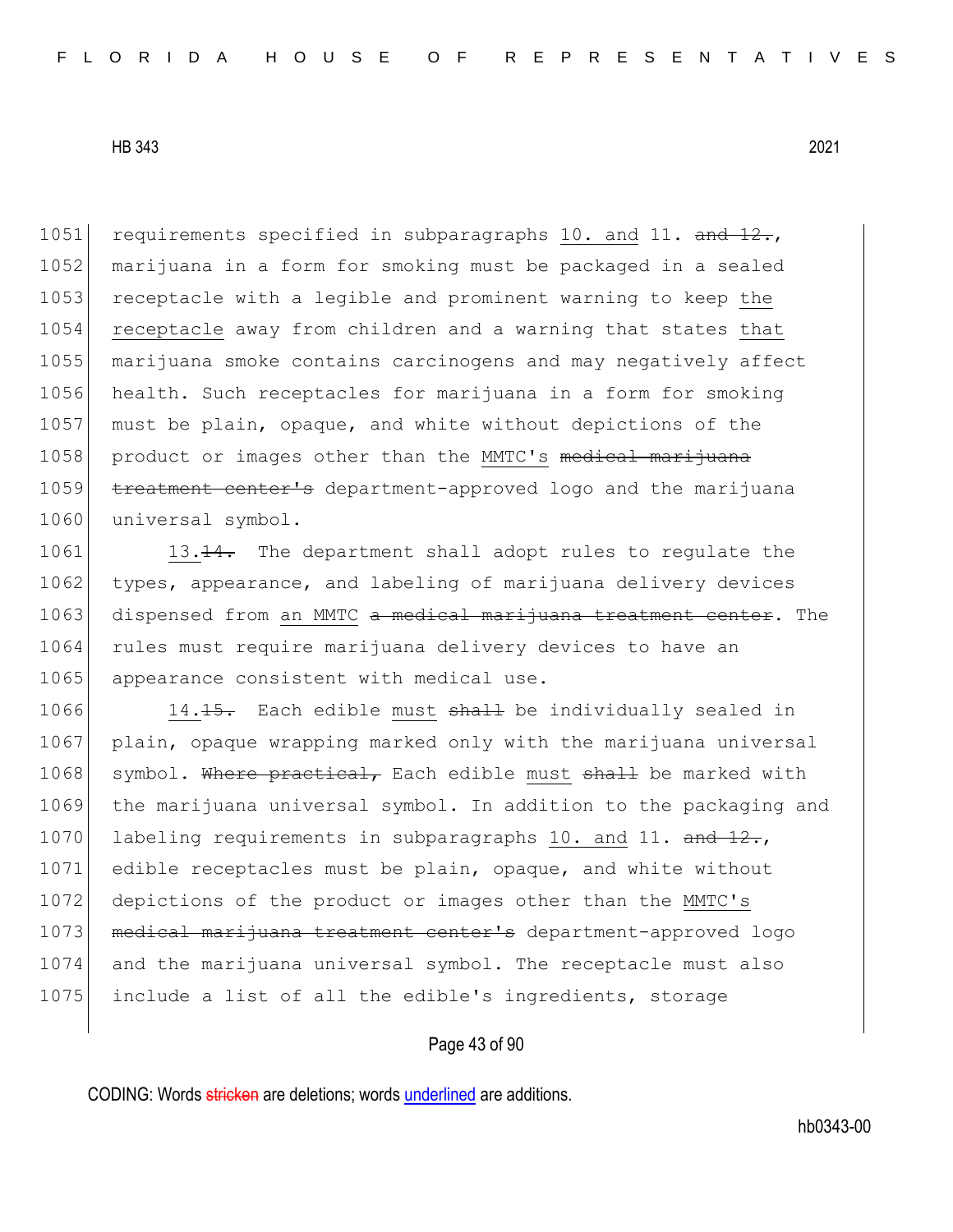requirements specified in subparagraphs 10. and 11. ~~and 12.~~, marijuana in a form for smoking must be packaged in a sealed receptacle with a legible and prominent warning to keep the receptacle away from children and a warning that states that marijuana smoke contains carcinogens and may negatively affect health. Such receptacles for marijuana in a form for smoking must be plain, opaque, and white without depictions of the product or images other than the MMTC's ~~medical marijuana treatment center's~~ department-approved logo and the marijuana universal symbol.

13.~~14.~~ The department shall adopt rules to regulate the types, appearance, and labeling of marijuana delivery devices dispensed from an MMTC ~~a medical marijuana treatment center~~. The rules must require marijuana delivery devices to have an appearance consistent with medical use.

14.~~15.~~ Each edible must ~~shall~~ be individually sealed in plain, opaque wrapping marked only with the marijuana universal symbol. ~~Where practical,~~ Each edible must ~~shall~~ be marked with the marijuana universal symbol. In addition to the packaging and labeling requirements in subparagraphs 10. and 11. ~~and 12.~~, edible receptacles must be plain, opaque, and white without depictions of the product or images other than the MMTC's ~~medical marijuana treatment center's~~ department-approved logo and the marijuana universal symbol. The receptacle must also include a list of all the edible's ingredients, storage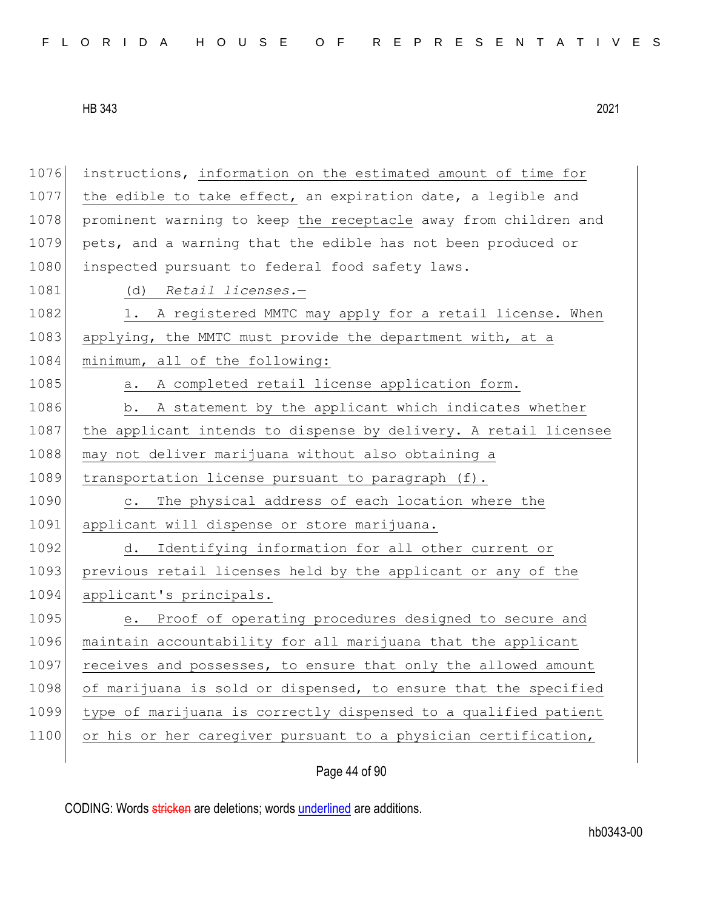instructions, information on the estimated amount of time for the edible to take effect, an expiration date, a legible and prominent warning to keep the receptacle away from children and pets, and a warning that the edible has not been produced or inspected pursuant to federal food safety laws.

(d) *Retail licenses.*—

1. A registered MMTC may apply for a retail license. When applying, the MMTC must provide the department with, at a minimum, all of the following:

a. A completed retail license application form.

b. A statement by the applicant which indicates whether the applicant intends to dispense by delivery. A retail licensee may not deliver marijuana without also obtaining a transportation license pursuant to paragraph (f).

c. The physical address of each location where the applicant will dispense or store marijuana.

d. Identifying information for all other current or previous retail licenses held by the applicant or any of the applicant's principals.

e. Proof of operating procedures designed to secure and maintain accountability for all marijuana that the applicant receives and possesses, to ensure that only the allowed amount of marijuana is sold or dispensed, to ensure that the specified type of marijuana is correctly dispensed to a qualified patient or his or her caregiver pursuant to a physician certification,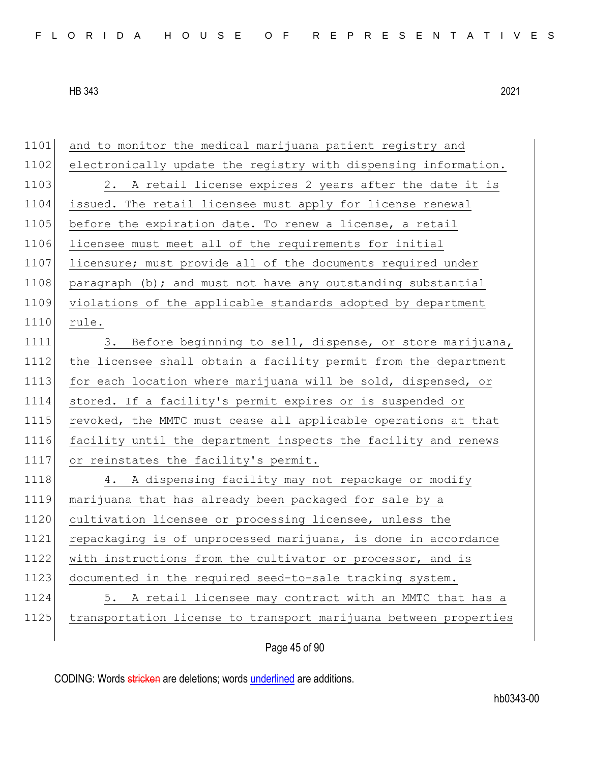and to monitor the medical marijuana patient registry and electronically update the registry with dispensing information.

2. A retail license expires 2 years after the date it is issued. The retail licensee must apply for license renewal before the expiration date. To renew a license, a retail licensee must meet all of the requirements for initial licensure; must provide all of the documents required under paragraph (b); and must not have any outstanding substantial violations of the applicable standards adopted by department rule.

3. Before beginning to sell, dispense, or store marijuana, the licensee shall obtain a facility permit from the department for each location where marijuana will be sold, dispensed, or stored. If a facility's permit expires or is suspended or revoked, the MMTC must cease all applicable operations at that facility until the department inspects the facility and renews or reinstates the facility's permit.

4. A dispensing facility may not repackage or modify marijuana that has already been packaged for sale by a cultivation licensee or processing licensee, unless the repackaging is of unprocessed marijuana, is done in accordance with instructions from the cultivator or processor, and is documented in the required seed-to-sale tracking system.

5. A retail licensee may contract with an MMTC that has a transportation license to transport marijuana between properties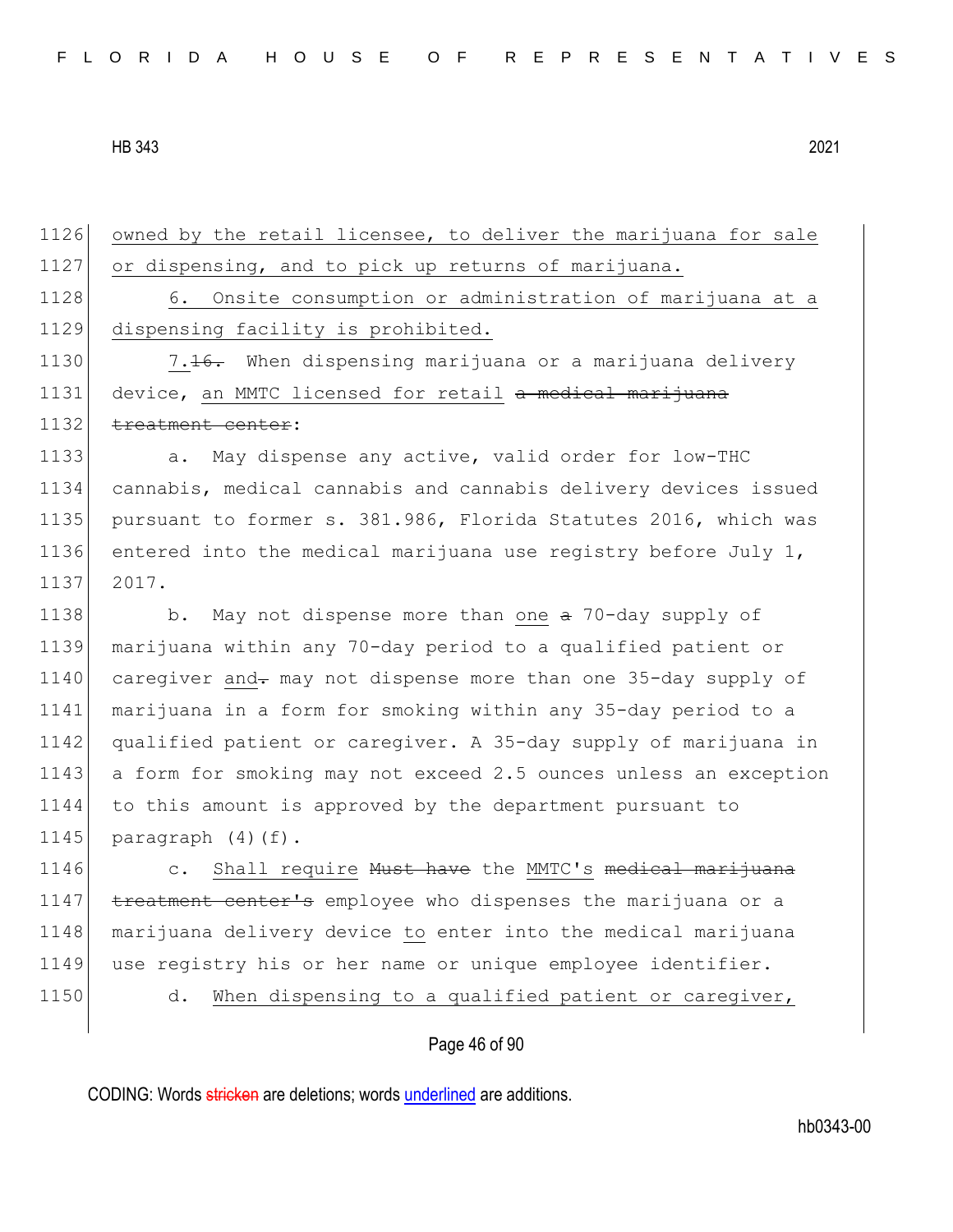1126 owned by the retail licensee, to deliver the marijuana for sale
1127 or dispensing, and to pick up returns of marijuana.

1128 6. Onsite consumption or administration of marijuana at a
1129 dispensing facility is prohibited.

1130 7.~~16.~~ When dispensing marijuana or a marijuana delivery
1131 device, an MMTC licensed for retail ~~a medical marijuana~~
1132 ~~treatment center~~:

1133 a. May dispense any active, valid order for low-THC
1134 cannabis, medical cannabis and cannabis delivery devices issued
1135 pursuant to former s. 381.986, Florida Statutes 2016, which was
1136 entered into the medical marijuana use registry before July 1,
1137 2017.

1138 b. May not dispense more than one ~~a~~ 70-day supply of
1139 marijuana within any 70-day period to a qualified patient or
1140 caregiver and~~.~~ may not dispense more than one 35-day supply of
1141 marijuana in a form for smoking within any 35-day period to a
1142 qualified patient or caregiver. A 35-day supply of marijuana in
1143 a form for smoking may not exceed 2.5 ounces unless an exception
1144 to this amount is approved by the department pursuant to
1145 paragraph (4)(f).

1146 c. Shall require ~~Must have~~ the MMTC's ~~medical marijuana~~
1147 ~~treatment center's~~ employee who dispenses the marijuana or a
1148 marijuana delivery device to enter into the medical marijuana
1149 use registry his or her name or unique employee identifier.

1150 d. When dispensing to a qualified patient or caregiver,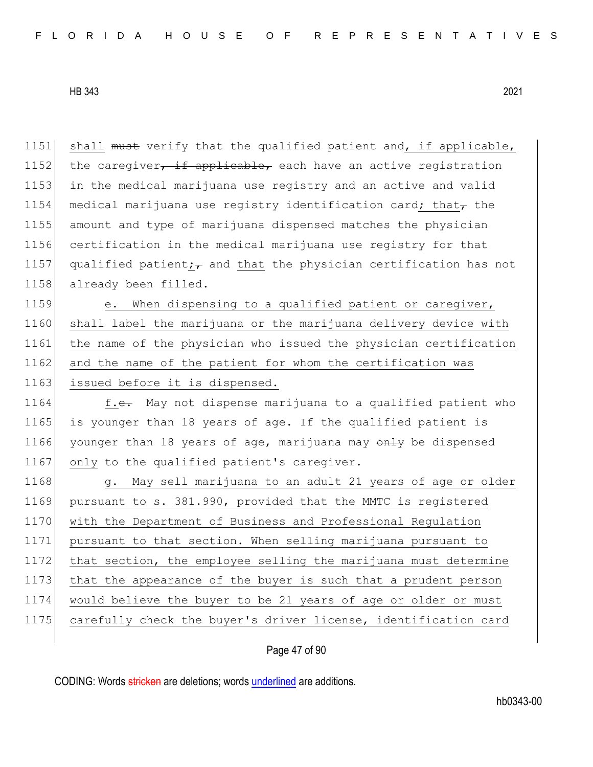1151 shall ~~must~~ verify that the qualified patient and, if applicable, the caregiver~~, if applicable,~~ each have an active registration in the medical marijuana use registry and an active and valid medical marijuana use registry identification card; that~~,~~ the amount and type of marijuana dispensed matches the physician certification in the medical marijuana use registry for that qualified patient;~~,~~ and that the physician certification has not already been filled.

1159 e. When dispensing to a qualified patient or caregiver, shall label the marijuana or the marijuana delivery device with the name of the physician who issued the physician certification and the name of the patient for whom the certification was issued before it is dispensed.

1164 f.~~e.~~ May not dispense marijuana to a qualified patient who is younger than 18 years of age. If the qualified patient is younger than 18 years of age, marijuana may ~~only~~ be dispensed only to the qualified patient's caregiver.

1168 g. May sell marijuana to an adult 21 years of age or older pursuant to s. 381.990, provided that the MMTC is registered with the Department of Business and Professional Regulation pursuant to that section. When selling marijuana pursuant to that section, the employee selling the marijuana must determine that the appearance of the buyer is such that a prudent person would believe the buyer to be 21 years of age or older or must carefully check the buyer's driver license, identification card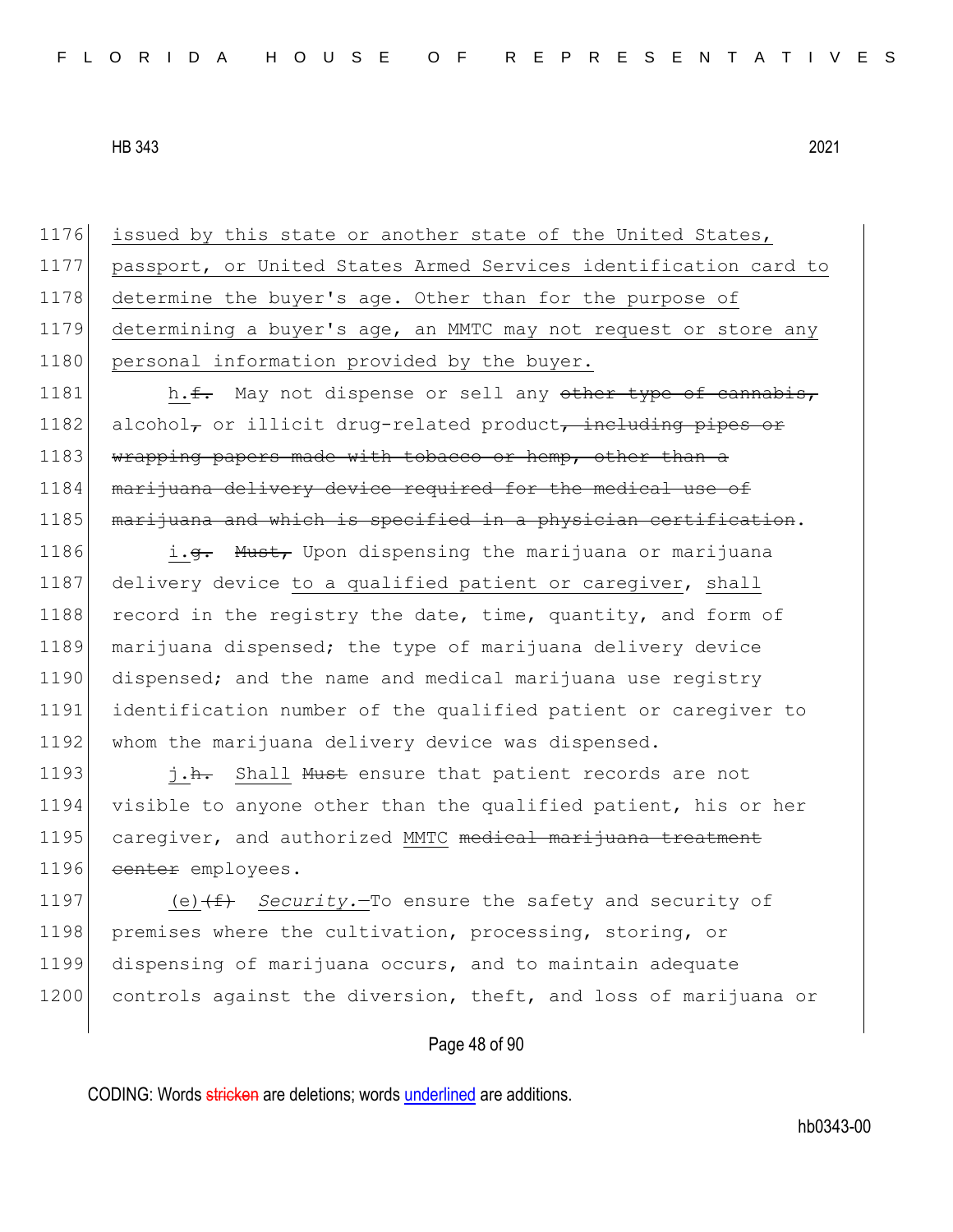1176 issued by this state or another state of the United States,
1177 passport, or United States Armed Services identification card to
1178 determine the buyer's age. Other than for the purpose of
1179 determining a buyer's age, an MMTC may not request or store any
1180 personal information provided by the buyer.

1181 h.~~f.~~ May not dispense or sell any ~~other type of cannabis,~~
1182 alcohol~~,~~ or illicit drug-related product~~, including pipes or~~
1183 ~~wrapping papers made with tobacco or hemp, other than a~~
1184 ~~marijuana delivery device required for the medical use of~~
1185 ~~marijuana and which is specified in a physician certification~~.

1186 i.~~g.~~ ~~Must,~~ Upon dispensing the marijuana or marijuana
1187 delivery device to a qualified patient or caregiver, shall
1188 record in the registry the date, time, quantity, and form of
1189 marijuana dispensed; the type of marijuana delivery device
1190 dispensed; and the name and medical marijuana use registry
1191 identification number of the qualified patient or caregiver to
1192 whom the marijuana delivery device was dispensed.

1193 j.~~h.~~ Shall ~~Must~~ ensure that patient records are not
1194 visible to anyone other than the qualified patient, his or her
1195 caregiver, and authorized MMTC ~~medical marijuana treatment~~
1196 ~~center~~ employees.

1197 (e)~~(f)~~ *Security.*—To ensure the safety and security of
1198 premises where the cultivation, processing, storing, or
1199 dispensing of marijuana occurs, and to maintain adequate
1200 controls against the diversion, theft, and loss of marijuana or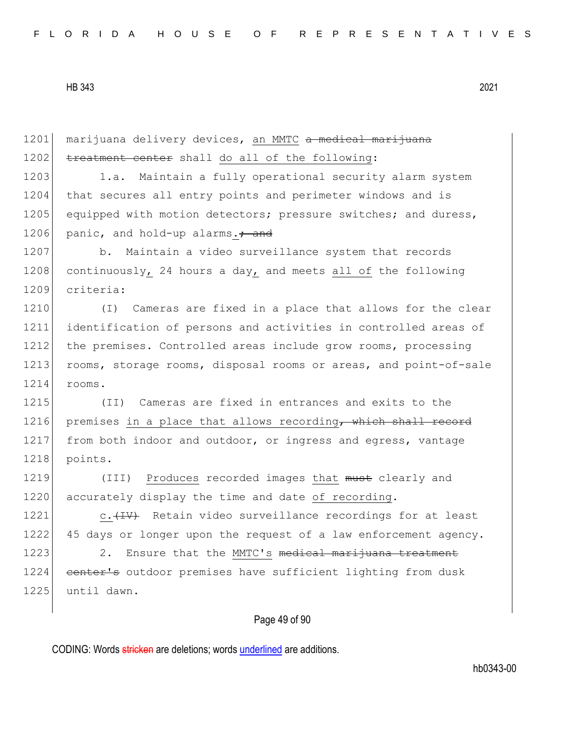1201 marijuana delivery devices, an MMTC ~~a medical marijuana~~
1202 ~~treatment center~~ shall do all of the following:

1203 1.a. Maintain a fully operational security alarm system
1204 that secures all entry points and perimeter windows and is
1205 equipped with motion detectors; pressure switches; and duress,
1206 panic, and hold-up alarms.~~; and~~

1207 b. Maintain a video surveillance system that records
1208 continuously, 24 hours a day, and meets all of the following
1209 criteria:

1210 (I) Cameras are fixed in a place that allows for the clear
1211 identification of persons and activities in controlled areas of
1212 the premises. Controlled areas include grow rooms, processing
1213 rooms, storage rooms, disposal rooms or areas, and point-of-sale
1214 rooms.

1215 (II) Cameras are fixed in entrances and exits to the
1216 premises in a place that allows recording~~, which shall record~~
1217 from both indoor and outdoor, or ingress and egress, vantage
1218 points.

1219 (III) Produces recorded images that ~~must~~ clearly and
1220 accurately display the time and date of recording.

1221 c.~~(IV)~~ Retain video surveillance recordings for at least
1222 45 days or longer upon the request of a law enforcement agency.

1223 2. Ensure that the MMTC's ~~medical marijuana treatment~~
1224 ~~center's~~ outdoor premises have sufficient lighting from dusk
1225 until dawn.

CODING: Words ~~stricken~~ are deletions; words underlined are additions.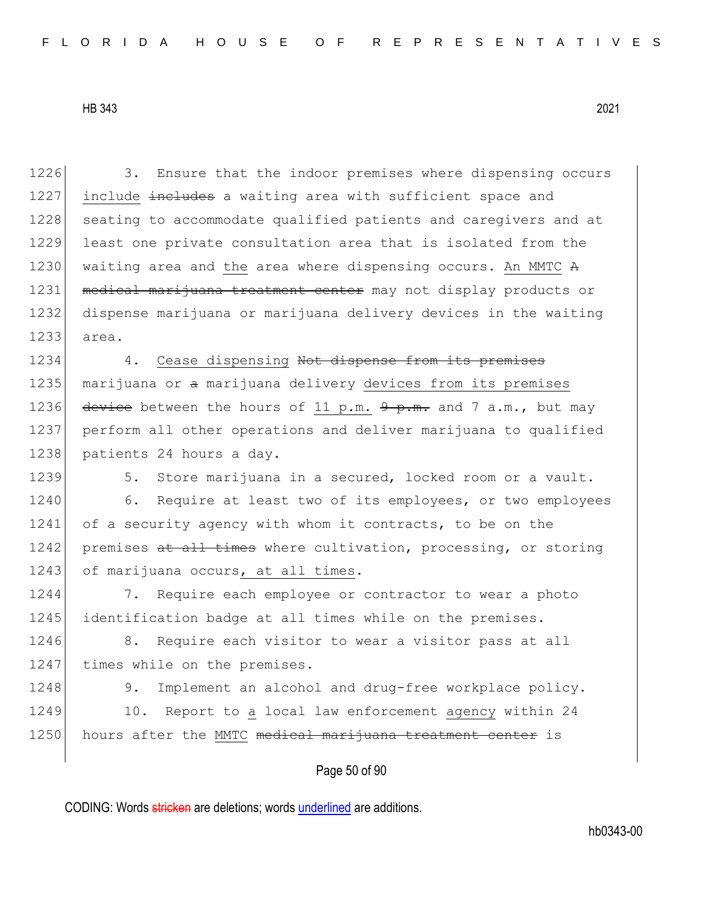3. Ensure that the indoor premises where dispensing occurs <u>include</u> ~~includes~~ a waiting area with sufficient space and seating to accommodate qualified patients and caregivers and at least one private consultation area that is isolated from the waiting area and <u>the</u> area where dispensing occurs. <u>An MMTC</u> ~~A medical marijuana treatment center~~ may not display products or dispense marijuana or marijuana delivery devices in the waiting area.

4. <u>Cease dispensing</u> ~~Not dispense from its premises~~ marijuana or ~~a~~ marijuana delivery <u>devices from its premises</u> ~~device~~ between the hours of <u>11 p.m.</u> ~~9 p.m.~~ and 7 a.m., but may perform all other operations and deliver marijuana to qualified patients 24 hours a day.

5. Store marijuana in a secured, locked room or a vault.

6. Require at least two of its employees, or two employees of a security agency with whom it contracts, to be on the premises ~~at all times~~ where cultivation, processing, or storing of marijuana occurs<u>, at all times</u>.

7. Require each employee or contractor to wear a photo identification badge at all times while on the premises.

8. Require each visitor to wear a visitor pass at all times while on the premises.

9. Implement an alcohol and drug-free workplace policy.

10. Report to <u>a</u> local law enforcement <u>agency</u> within 24 hours after the <u>MMTC</u> ~~medical marijuana treatment center~~ is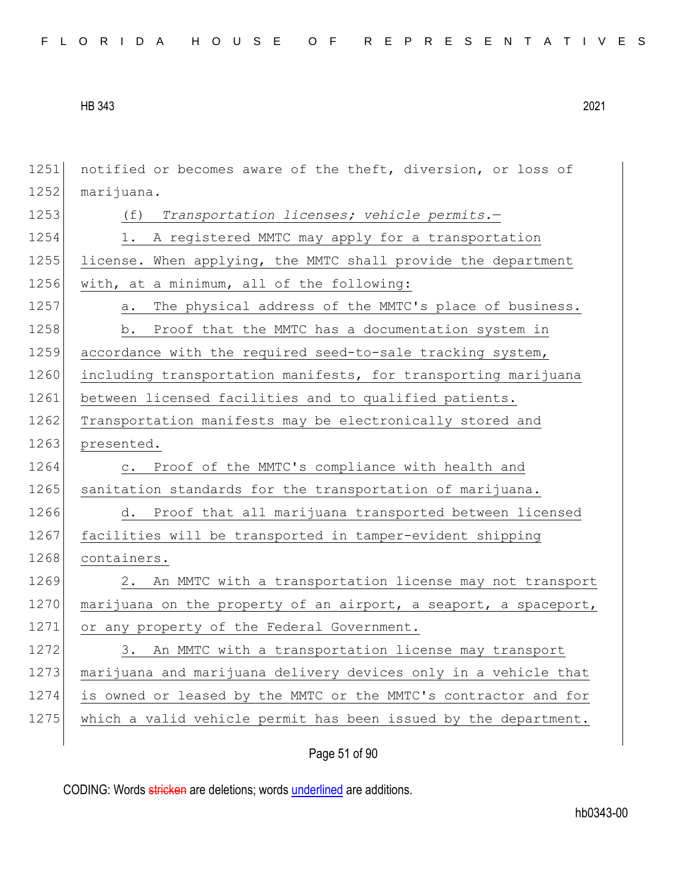notified or becomes aware of the theft, diversion, or loss of marijuana.

(f) *Transportation licenses; vehicle permits.*—

1. A registered MMTC may apply for a transportation license. When applying, the MMTC shall provide the department with, at a minimum, all of the following:

a. The physical address of the MMTC's place of business.

b. Proof that the MMTC has a documentation system in accordance with the required seed-to-sale tracking system, including transportation manifests, for transporting marijuana between licensed facilities and to qualified patients. Transportation manifests may be electronically stored and presented.

c. Proof of the MMTC's compliance with health and sanitation standards for the transportation of marijuana.

d. Proof that all marijuana transported between licensed facilities will be transported in tamper-evident shipping containers.

2. An MMTC with a transportation license may not transport marijuana on the property of an airport, a seaport, a spaceport, or any property of the Federal Government.

3. An MMTC with a transportation license may transport marijuana and marijuana delivery devices only in a vehicle that is owned or leased by the MMTC or the MMTC's contractor and for which a valid vehicle permit has been issued by the department.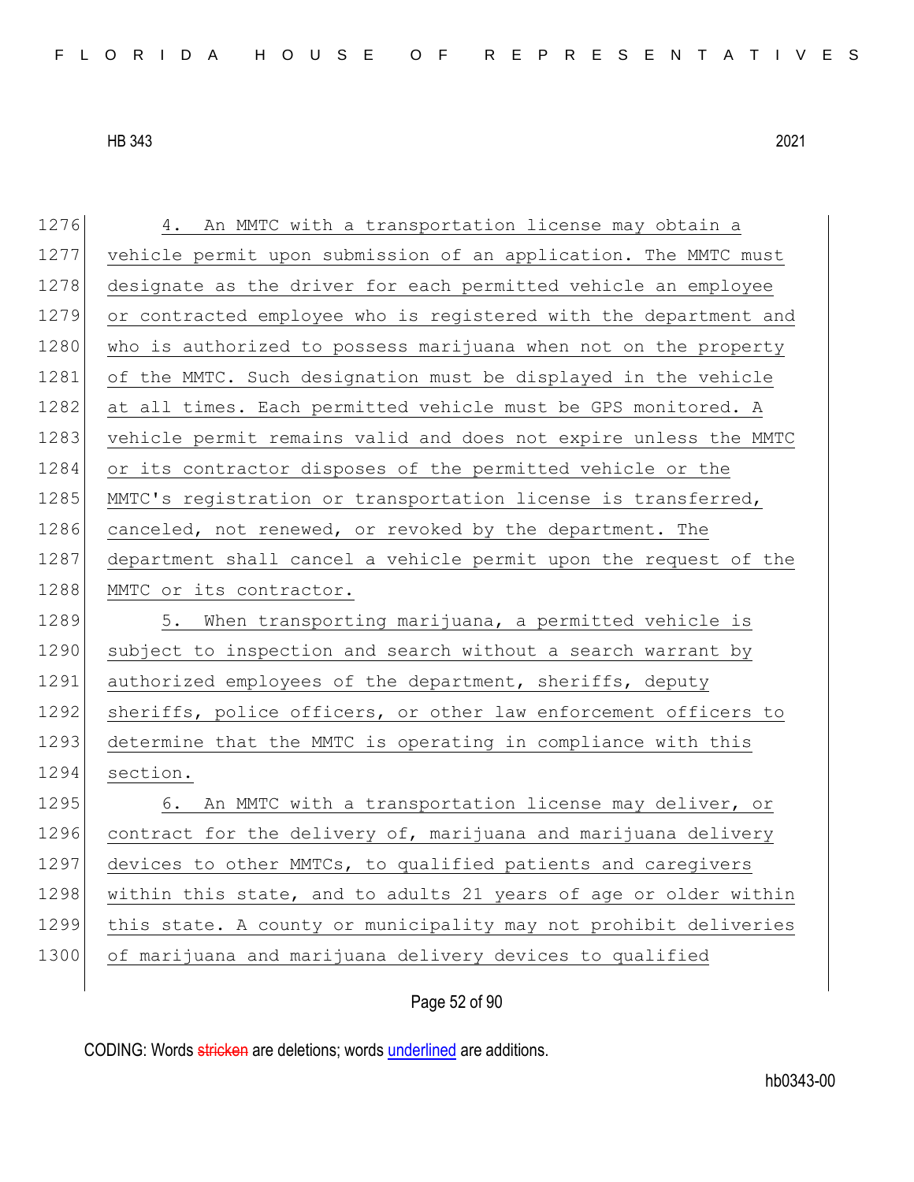4. An MMTC with a transportation license may obtain a vehicle permit upon submission of an application. The MMTC must designate as the driver for each permitted vehicle an employee or contracted employee who is registered with the department and who is authorized to possess marijuana when not on the property of the MMTC. Such designation must be displayed in the vehicle at all times. Each permitted vehicle must be GPS monitored. A vehicle permit remains valid and does not expire unless the MMTC or its contractor disposes of the permitted vehicle or the MMTC's registration or transportation license is transferred, canceled, not renewed, or revoked by the department. The department shall cancel a vehicle permit upon the request of the MMTC or its contractor.

5. When transporting marijuana, a permitted vehicle is subject to inspection and search without a search warrant by authorized employees of the department, sheriffs, deputy sheriffs, police officers, or other law enforcement officers to determine that the MMTC is operating in compliance with this section.

6. An MMTC with a transportation license may deliver, or contract for the delivery of, marijuana and marijuana delivery devices to other MMTCs, to qualified patients and caregivers within this state, and to adults 21 years of age or older within this state. A county or municipality may not prohibit deliveries of marijuana and marijuana delivery devices to qualified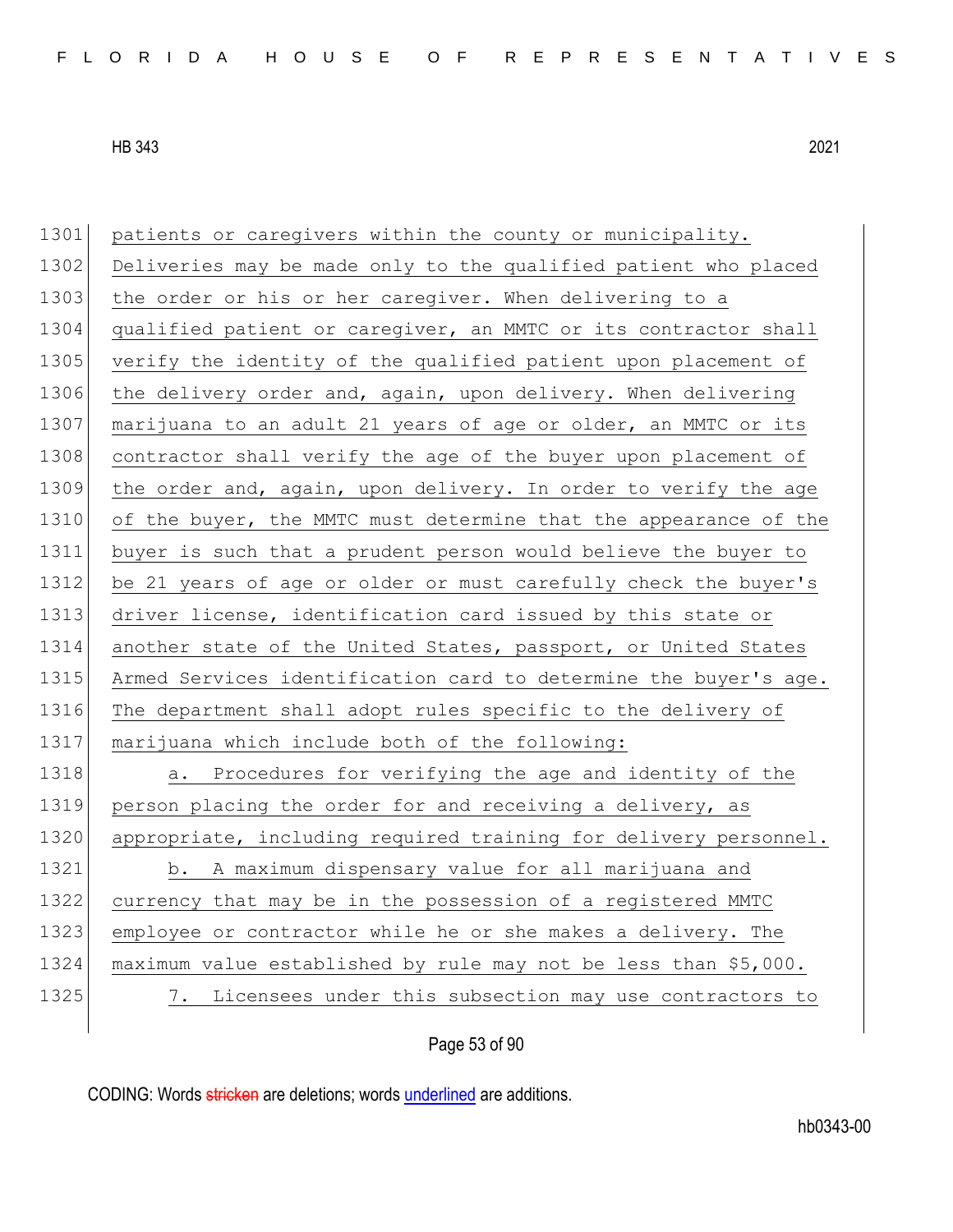patients or caregivers within the county or municipality. Deliveries may be made only to the qualified patient who placed the order or his or her caregiver. When delivering to a qualified patient or caregiver, an MMTC or its contractor shall verify the identity of the qualified patient upon placement of the delivery order and, again, upon delivery. When delivering marijuana to an adult 21 years of age or older, an MMTC or its contractor shall verify the age of the buyer upon placement of the order and, again, upon delivery. In order to verify the age of the buyer, the MMTC must determine that the appearance of the buyer is such that a prudent person would believe the buyer to be 21 years of age or older or must carefully check the buyer's driver license, identification card issued by this state or another state of the United States, passport, or United States Armed Services identification card to determine the buyer's age. The department shall adopt rules specific to the delivery of marijuana which include both of the following:

a. Procedures for verifying the age and identity of the person placing the order for and receiving a delivery, as appropriate, including required training for delivery personnel.

b. A maximum dispensary value for all marijuana and currency that may be in the possession of a registered MMTC employee or contractor while he or she makes a delivery. The maximum value established by rule may not be less than $5,000.

7. Licensees under this subsection may use contractors to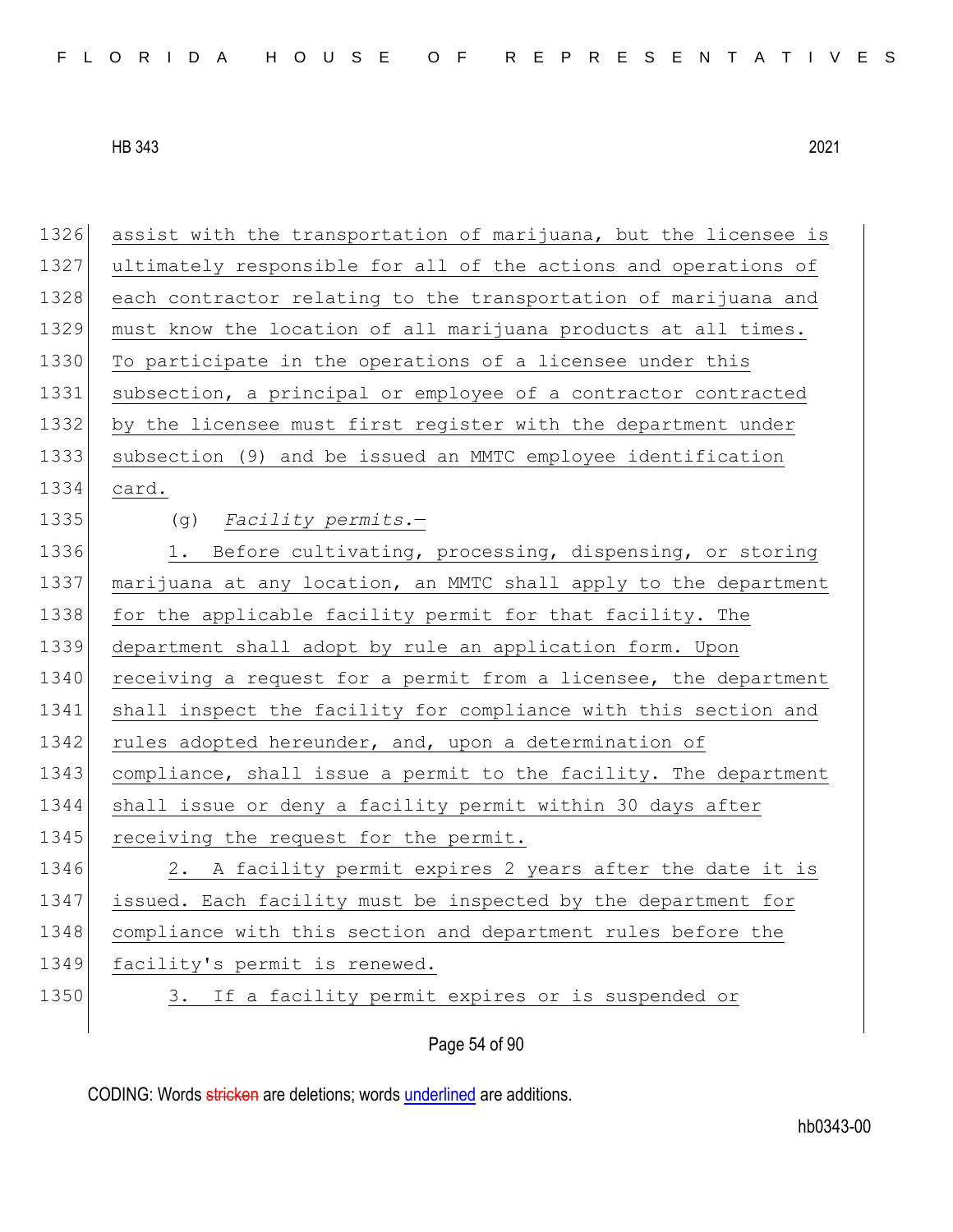assist with the transportation of marijuana, but the licensee is ultimately responsible for all of the actions and operations of each contractor relating to the transportation of marijuana and must know the location of all marijuana products at all times. To participate in the operations of a licensee under this subsection, a principal or employee of a contractor contracted by the licensee must first register with the department under subsection (9) and be issued an MMTC employee identification card.

(g) *Facility permits.*—

1. Before cultivating, processing, dispensing, or storing marijuana at any location, an MMTC shall apply to the department for the applicable facility permit for that facility. The department shall adopt by rule an application form. Upon receiving a request for a permit from a licensee, the department shall inspect the facility for compliance with this section and rules adopted hereunder, and, upon a determination of compliance, shall issue a permit to the facility. The department shall issue or deny a facility permit within 30 days after receiving the request for the permit.

2. A facility permit expires 2 years after the date it is issued. Each facility must be inspected by the department for compliance with this section and department rules before the facility's permit is renewed.

3. If a facility permit expires or is suspended or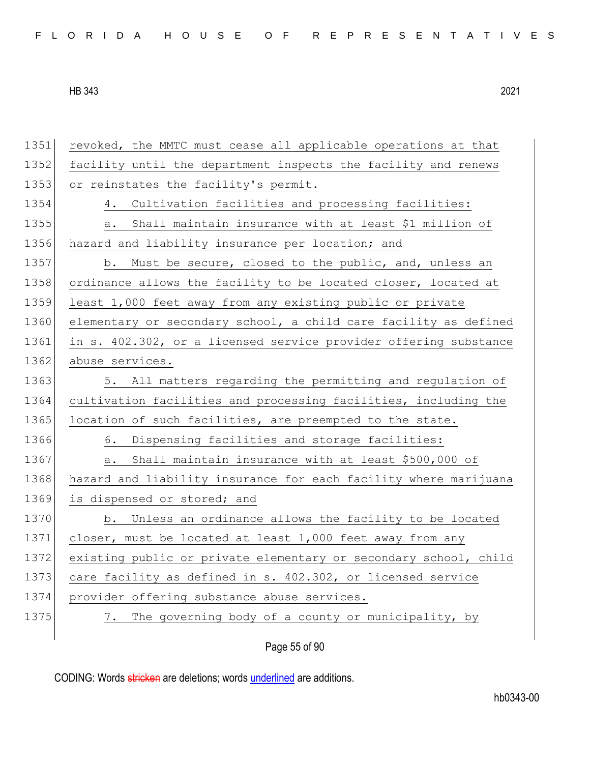revoked, the MMTC must cease all applicable operations at that facility until the department inspects the facility and renews or reinstates the facility's permit.

4. Cultivation facilities and processing facilities:

a. Shall maintain insurance with at least $1 million of hazard and liability insurance per location; and

b. Must be secure, closed to the public, and, unless an ordinance allows the facility to be located closer, located at least 1,000 feet away from any existing public or private elementary or secondary school, a child care facility as defined in s. 402.302, or a licensed service provider offering substance abuse services.

5. All matters regarding the permitting and regulation of cultivation facilities and processing facilities, including the location of such facilities, are preempted to the state.

6. Dispensing facilities and storage facilities:

a. Shall maintain insurance with at least $500,000 of hazard and liability insurance for each facility where marijuana is dispensed or stored; and

b. Unless an ordinance allows the facility to be located closer, must be located at least 1,000 feet away from any existing public or private elementary or secondary school, child care facility as defined in s. 402.302, or licensed service provider offering substance abuse services.

7. The governing body of a county or municipality, by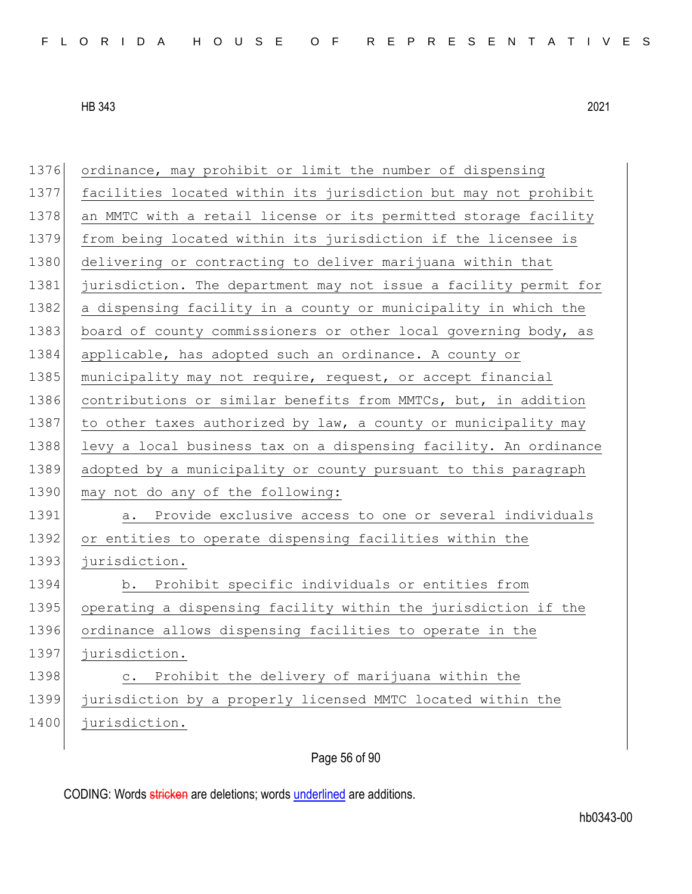ordinance, may prohibit or limit the number of dispensing facilities located within its jurisdiction but may not prohibit an MMTC with a retail license or its permitted storage facility from being located within its jurisdiction if the licensee is delivering or contracting to deliver marijuana within that jurisdiction. The department may not issue a facility permit for a dispensing facility in a county or municipality in which the board of county commissioners or other local governing body, as applicable, has adopted such an ordinance. A county or municipality may not require, request, or accept financial contributions or similar benefits from MMTCs, but, in addition to other taxes authorized by law, a county or municipality may levy a local business tax on a dispensing facility. An ordinance adopted by a municipality or county pursuant to this paragraph may not do any of the following:

a. Provide exclusive access to one or several individuals or entities to operate dispensing facilities within the jurisdiction.

b. Prohibit specific individuals or entities from operating a dispensing facility within the jurisdiction if the ordinance allows dispensing facilities to operate in the jurisdiction.

c. Prohibit the delivery of marijuana within the jurisdiction by a properly licensed MMTC located within the jurisdiction.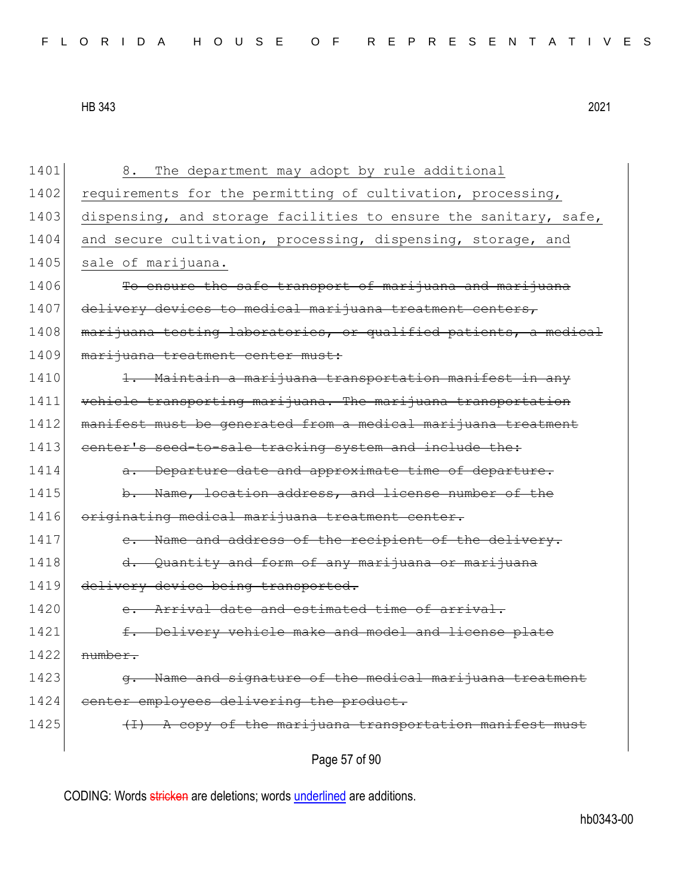1401 8. The department may adopt by rule additional
1402 requirements for the permitting of cultivation, processing,
1403 dispensing, and storage facilities to ensure the sanitary, safe,
1404 and secure cultivation, processing, dispensing, storage, and
1405 sale of marijuana.

1406 ~~To ensure the safe transport of marijuana and marijuana~~
1407 ~~delivery devices to medical marijuana treatment centers,~~
1408 ~~marijuana testing laboratories, or qualified patients, a medical~~
1409 ~~marijuana treatment center must:~~

1410 ~~1. Maintain a marijuana transportation manifest in any~~
1411 ~~vehicle transporting marijuana. The marijuana transportation~~
1412 ~~manifest must be generated from a medical marijuana treatment~~
1413 ~~center's seed-to-sale tracking system and include the:~~

1414 ~~a. Departure date and approximate time of departure.~~

1415 ~~b. Name, location address, and license number of the~~
1416 ~~originating medical marijuana treatment center.~~

1417 ~~c. Name and address of the recipient of the delivery.~~

1418 ~~d. Quantity and form of any marijuana or marijuana~~
1419 ~~delivery device being transported.~~

1420 ~~e. Arrival date and estimated time of arrival.~~

1421 ~~f. Delivery vehicle make and model and license plate~~
1422 ~~number.~~

1423 ~~g. Name and signature of the medical marijuana treatment~~
1424 ~~center employees delivering the product.~~

1425 ~~(I) A copy of the marijuana transportation manifest must~~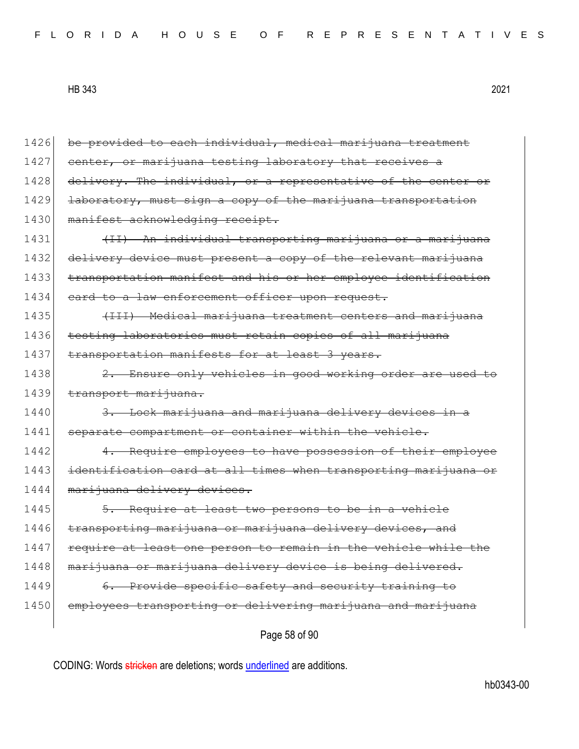1426 ~~be provided to each individual, medical marijuana treatment~~
1427 ~~center, or marijuana testing laboratory that receives a~~
1428 ~~delivery. The individual, or a representative of the center or~~
1429 ~~laboratory, must sign a copy of the marijuana transportation~~
1430 ~~manifest acknowledging receipt.~~

1431 ~~(II) An individual transporting marijuana or a marijuana~~
1432 ~~delivery device must present a copy of the relevant marijuana~~
1433 ~~transportation manifest and his or her employee identification~~
1434 ~~card to a law enforcement officer upon request.~~

1435 ~~(III) Medical marijuana treatment centers and marijuana~~
1436 ~~testing laboratories must retain copies of all marijuana~~
1437 ~~transportation manifests for at least 3 years.~~

1438 ~~2. Ensure only vehicles in good working order are used to~~
1439 ~~transport marijuana.~~

1440 ~~3. Lock marijuana and marijuana delivery devices in a~~
1441 ~~separate compartment or container within the vehicle.~~

1442 ~~4. Require employees to have possession of their employee~~
1443 ~~identification card at all times when transporting marijuana or~~
1444 ~~marijuana delivery devices.~~

1445 ~~5. Require at least two persons to be in a vehicle~~
1446 ~~transporting marijuana or marijuana delivery devices, and~~
1447 ~~require at least one person to remain in the vehicle while the~~
1448 ~~marijuana or marijuana delivery device is being delivered.~~

1449 ~~6. Provide specific safety and security training to~~
1450 ~~employees transporting or delivering marijuana and marijuana~~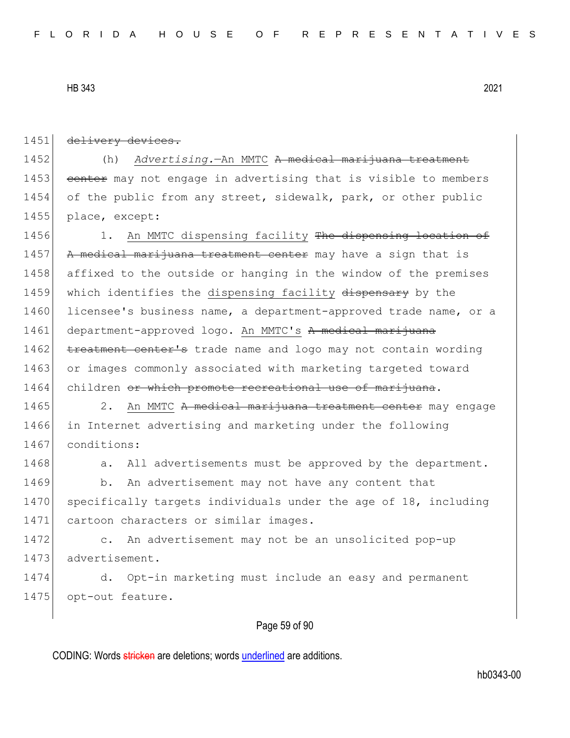~~delivery devices.~~

(h) *Advertising.*—An MMTC ~~A medical marijuana treatment center~~ may not engage in advertising that is visible to members of the public from any street, sidewalk, park, or other public place, except:

1. An MMTC dispensing facility ~~The dispensing location of A medical marijuana treatment center~~ may have a sign that is affixed to the outside or hanging in the window of the premises which identifies the dispensing facility ~~dispensary~~ by the licensee's business name, a department-approved trade name, or a department-approved logo. An MMTC's ~~A medical marijuana treatment center's~~ trade name and logo may not contain wording or images commonly associated with marketing targeted toward children ~~or which promote recreational use of marijuana~~.

2. An MMTC ~~A medical marijuana treatment center~~ may engage in Internet advertising and marketing under the following conditions:

a. All advertisements must be approved by the department.

b. An advertisement may not have any content that specifically targets individuals under the age of 18, including cartoon characters or similar images.

c. An advertisement may not be an unsolicited pop-up advertisement.

d. Opt-in marketing must include an easy and permanent opt-out feature.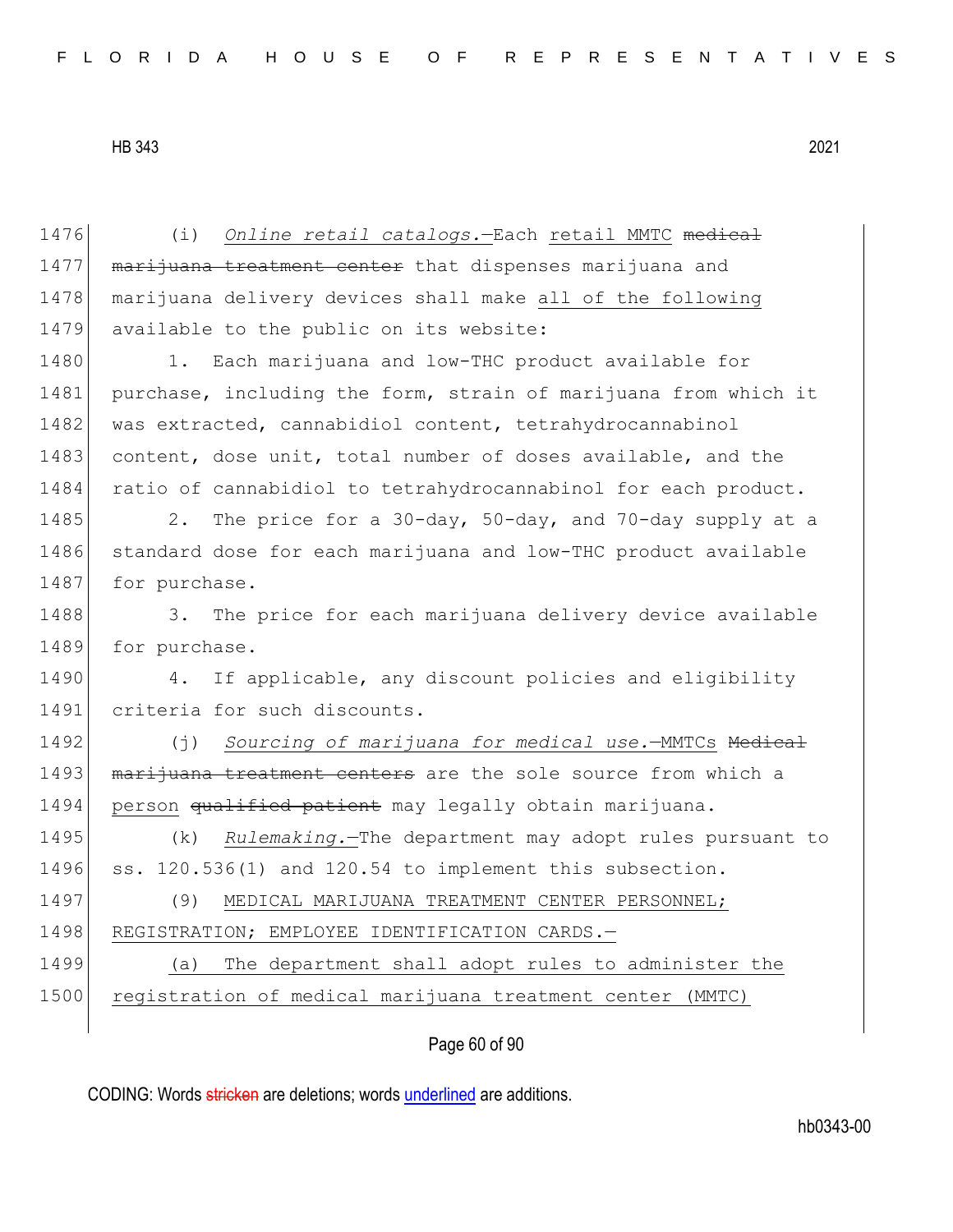1476 (i) *Online retail catalogs.*—Each retail MMTC ~~medical~~
1477 ~~marijuana treatment center~~ that dispenses marijuana and
1478 marijuana delivery devices shall make all of the following
1479 available to the public on its website:

1480 1. Each marijuana and low-THC product available for
1481 purchase, including the form, strain of marijuana from which it
1482 was extracted, cannabidiol content, tetrahydrocannabinol
1483 content, dose unit, total number of doses available, and the
1484 ratio of cannabidiol to tetrahydrocannabinol for each product.

1485 2. The price for a 30-day, 50-day, and 70-day supply at a
1486 standard dose for each marijuana and low-THC product available
1487 for purchase.

1488 3. The price for each marijuana delivery device available
1489 for purchase.

1490 4. If applicable, any discount policies and eligibility
1491 criteria for such discounts.

1492 (j) *Sourcing of marijuana for medical use.*—MMTCs ~~Medical~~
1493 ~~marijuana treatment centers~~ are the sole source from which a
1494 person ~~qualified patient~~ may legally obtain marijuana.

1495 (k) *Rulemaking.*—The department may adopt rules pursuant to
1496 ss. 120.536(1) and 120.54 to implement this subsection.

1497 (9) MEDICAL MARIJUANA TREATMENT CENTER PERSONNEL;
1498 REGISTRATION; EMPLOYEE IDENTIFICATION CARDS.—

1499 (a) The department shall adopt rules to administer the
1500 registration of medical marijuana treatment center (MMTC)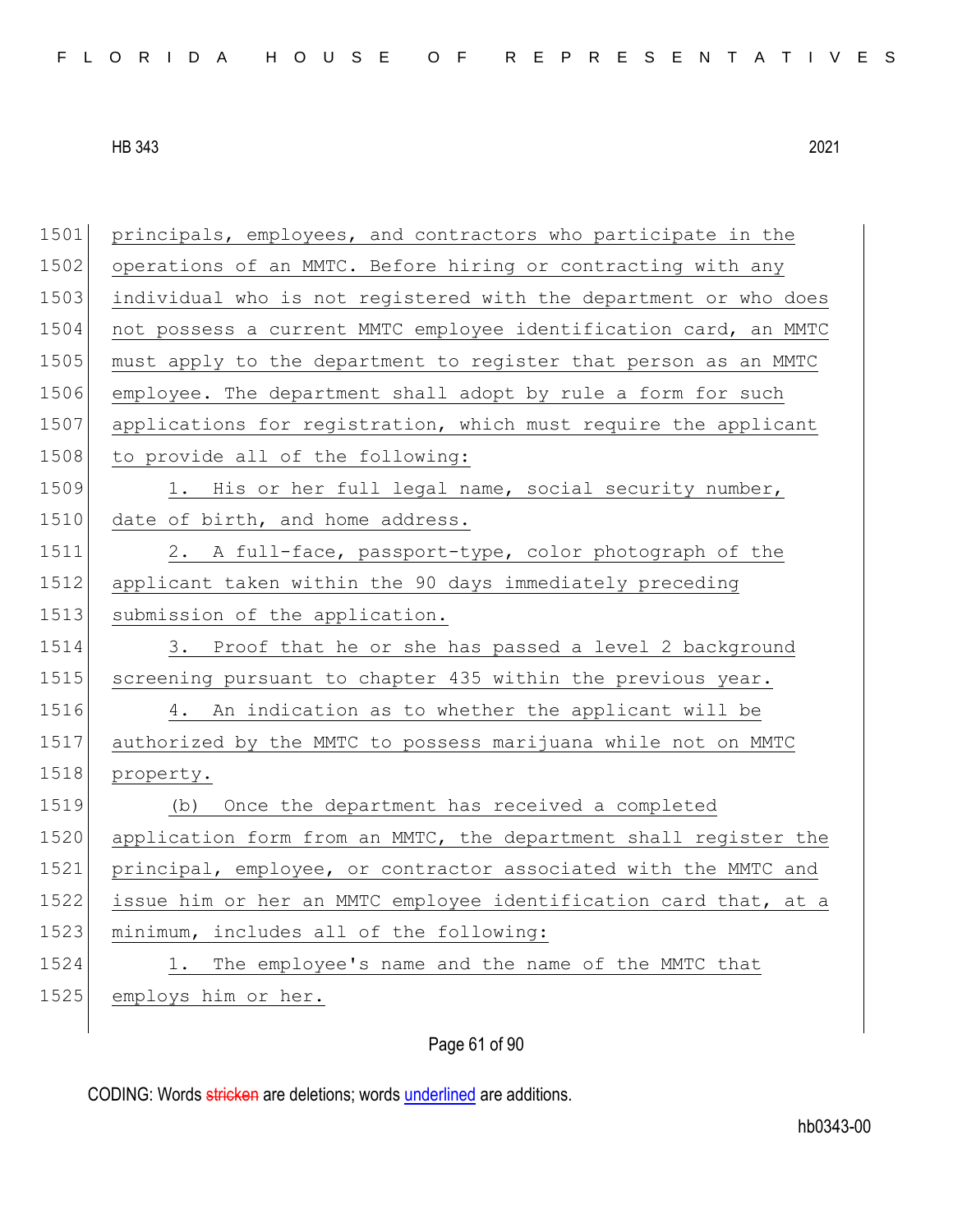principals, employees, and contractors who participate in the operations of an MMTC. Before hiring or contracting with any individual who is not registered with the department or who does not possess a current MMTC employee identification card, an MMTC must apply to the department to register that person as an MMTC employee. The department shall adopt by rule a form for such applications for registration, which must require the applicant to provide all of the following:

1. His or her full legal name, social security number, date of birth, and home address.

2. A full-face, passport-type, color photograph of the applicant taken within the 90 days immediately preceding submission of the application.

3. Proof that he or she has passed a level 2 background screening pursuant to chapter 435 within the previous year.

4. An indication as to whether the applicant will be authorized by the MMTC to possess marijuana while not on MMTC property.

(b) Once the department has received a completed application form from an MMTC, the department shall register the principal, employee, or contractor associated with the MMTC and issue him or her an MMTC employee identification card that, at a minimum, includes all of the following:

1. The employee's name and the name of the MMTC that employs him or her.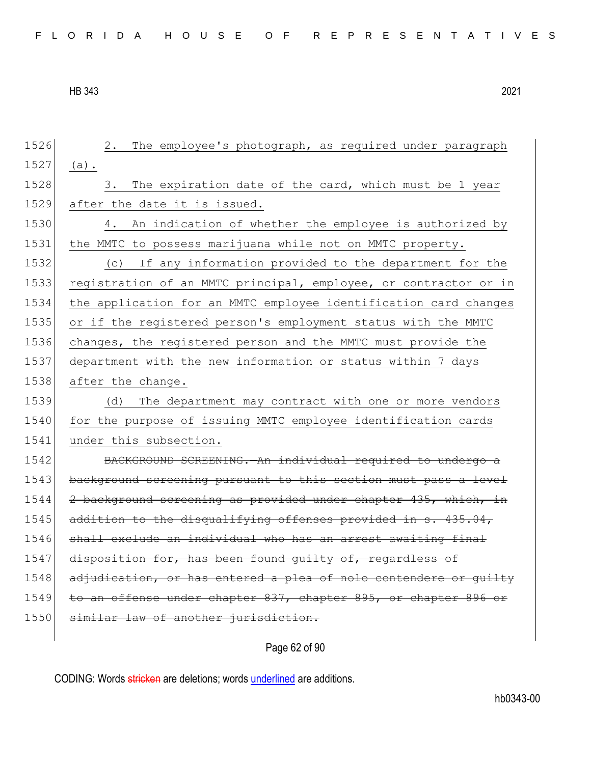2. The employee's photograph, as required under paragraph (a).

3. The expiration date of the card, which must be 1 year after the date it is issued.

4. An indication of whether the employee is authorized by the MMTC to possess marijuana while not on MMTC property.

(c) If any information provided to the department for the registration of an MMTC principal, employee, or contractor or in the application for an MMTC employee identification card changes or if the registered person's employment status with the MMTC changes, the registered person and the MMTC must provide the department with the new information or status within 7 days after the change.

(d) The department may contract with one or more vendors for the purpose of issuing MMTC employee identification cards under this subsection.

~~BACKGROUND SCREENING.—An individual required to undergo a background screening pursuant to this section must pass a level 2 background screening as provided under chapter 435, which, in addition to the disqualifying offenses provided in s. 435.04, shall exclude an individual who has an arrest awaiting final disposition for, has been found guilty of, regardless of adjudication, or has entered a plea of nolo contendere or guilty to an offense under chapter 837, chapter 895, or chapter 896 or similar law of another jurisdiction.~~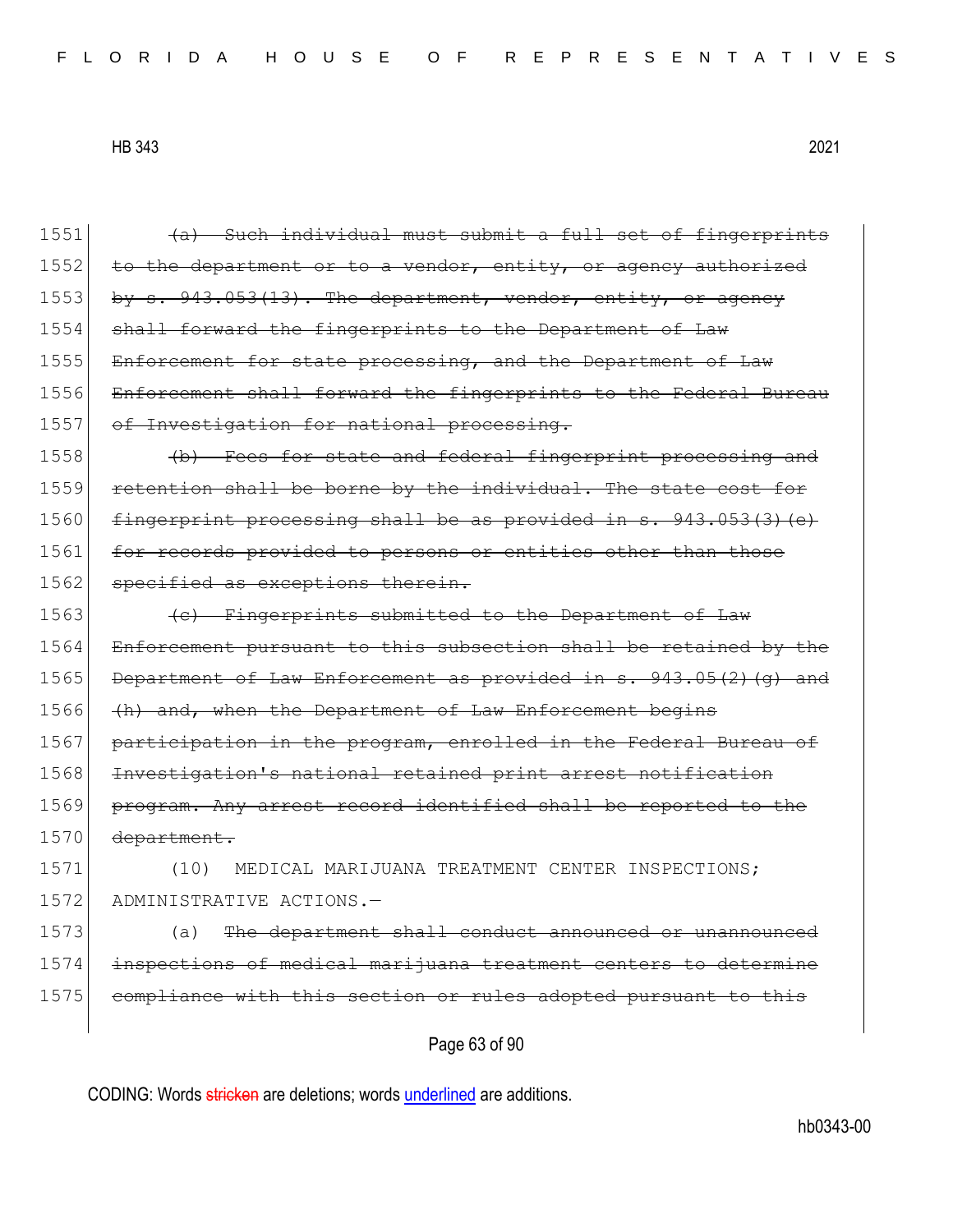1551 ~~(a) Such individual must submit a full set of fingerprints~~
1552 ~~to the department or to a vendor, entity, or agency authorized~~
1553 ~~by s. 943.053(13). The department, vendor, entity, or agency~~
1554 ~~shall forward the fingerprints to the Department of Law~~
1555 ~~Enforcement for state processing, and the Department of Law~~
1556 ~~Enforcement shall forward the fingerprints to the Federal Bureau~~
1557 ~~of Investigation for national processing.~~
1558 ~~(b) Fees for state and federal fingerprint processing and~~
1559 ~~retention shall be borne by the individual. The state cost for~~
1560 ~~fingerprint processing shall be as provided in s. 943.053(3)(e)~~
1561 ~~for records provided to persons or entities other than those~~
1562 ~~specified as exceptions therein.~~
1563 ~~(c) Fingerprints submitted to the Department of Law~~
1564 ~~Enforcement pursuant to this subsection shall be retained by the~~
1565 ~~Department of Law Enforcement as provided in s. 943.05(2)(g) and~~
1566 ~~(h) and, when the Department of Law Enforcement begins~~
1567 ~~participation in the program, enrolled in the Federal Bureau of~~
1568 ~~Investigation's national retained print arrest notification~~
1569 ~~program. Any arrest record identified shall be reported to the~~
1570 ~~department.~~
1571 (10) MEDICAL MARIJUANA TREATMENT CENTER INSPECTIONS;
1572 ADMINISTRATIVE ACTIONS.—
1573 (a) ~~The department shall conduct announced or unannounced~~
1574 ~~inspections of medical marijuana treatment centers to determine~~
1575 ~~compliance with this section or rules adopted pursuant to this~~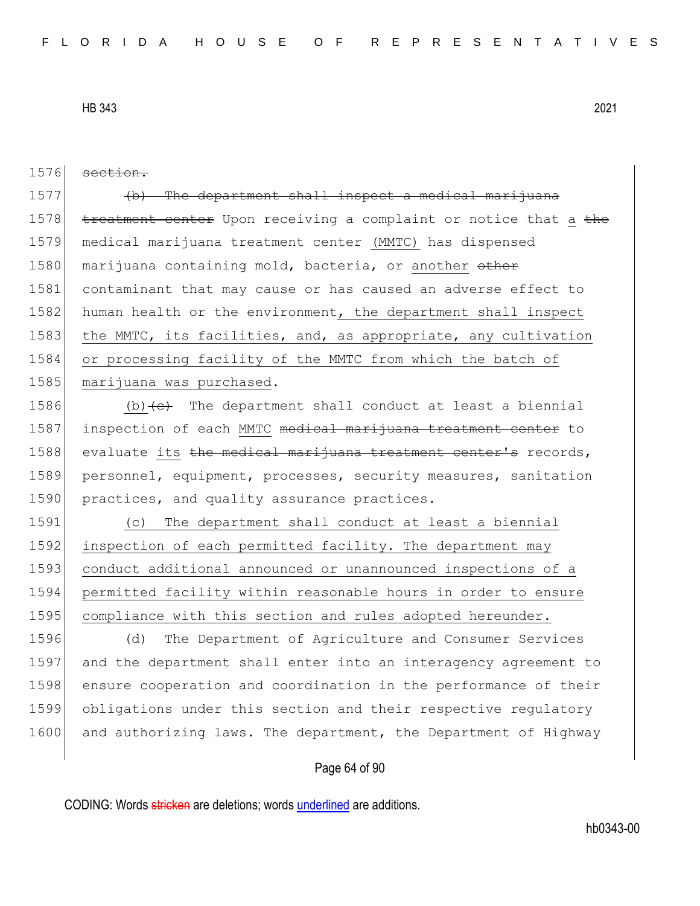1576 ~~section.~~

1577 ~~(b) The department shall inspect a medical marijuana~~
1578 ~~treatment center~~ Upon receiving a complaint or notice that <u>a</u> ~~the~~
1579 medical marijuana treatment center <u>(MMTC)</u> has dispensed
1580 marijuana containing mold, bacteria, or <u>another</u> ~~other~~
1581 contaminant that may cause or has caused an adverse effect to
1582 human health or the environment<u>, the department shall inspect</u>
1583 <u>the MMTC, its facilities, and, as appropriate, any cultivation</u>
1584 <u>or processing facility of the MMTC from which the batch of</u>
1585 <u>marijuana was purchased</u>.

1586 <u>(b)</u>~~(c)~~ The department shall conduct at least a biennial
1587 inspection of each <u>MMTC</u> ~~medical marijuana treatment center~~ to
1588 evaluate <u>its</u> ~~the medical marijuana treatment center's~~ records,
1589 personnel, equipment, processes, security measures, sanitation
1590 practices, and quality assurance practices.

1591 <u>(c) The department shall conduct at least a biennial</u>
1592 <u>inspection of each permitted facility. The department may</u>
1593 <u>conduct additional announced or unannounced inspections of a</u>
1594 <u>permitted facility within reasonable hours in order to ensure</u>
1595 <u>compliance with this section and rules adopted hereunder.</u>

1596 (d) The Department of Agriculture and Consumer Services
1597 and the department shall enter into an interagency agreement to
1598 ensure cooperation and coordination in the performance of their
1599 obligations under this section and their respective regulatory
1600 and authorizing laws. The department, the Department of Highway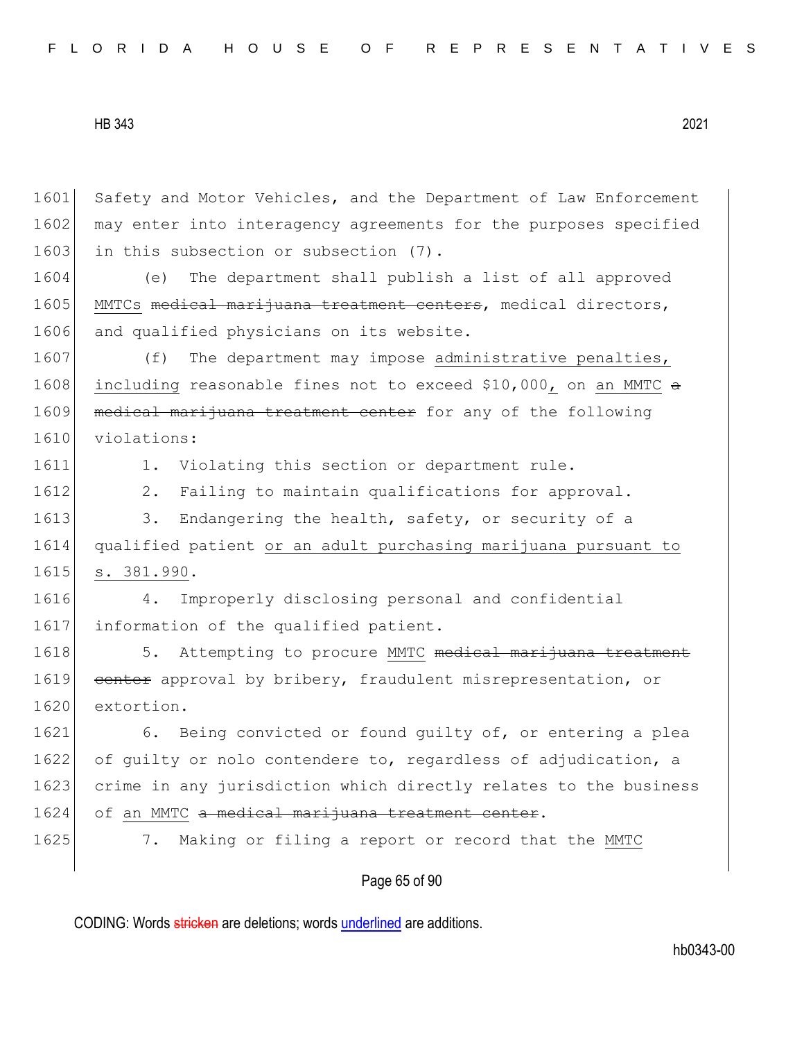1601 Safety and Motor Vehicles, and the Department of Law Enforcement
1602 may enter into interagency agreements for the purposes specified
1603 in this subsection or subsection (7).

1604 (e) The department shall publish a list of all approved
1605 MMTCs ~~medical marijuana treatment centers~~, medical directors,
1606 and qualified physicians on its website.

1607 (f) The department may impose administrative penalties,
1608 including reasonable fines not to exceed $10,000, on an MMTC ~~a~~
1609 ~~medical marijuana treatment center~~ for any of the following
1610 violations:

1611 1. Violating this section or department rule.

1612 2. Failing to maintain qualifications for approval.

1613 3. Endangering the health, safety, or security of a
1614 qualified patient or an adult purchasing marijuana pursuant to
1615 s. 381.990.

1616 4. Improperly disclosing personal and confidential
1617 information of the qualified patient.

1618 5. Attempting to procure MMTC ~~medical marijuana treatment~~
1619 ~~center~~ approval by bribery, fraudulent misrepresentation, or
1620 extortion.

1621 6. Being convicted or found guilty of, or entering a plea
1622 of guilty or nolo contendere to, regardless of adjudication, a
1623 crime in any jurisdiction which directly relates to the business
1624 of an MMTC ~~a medical marijuana treatment center~~.

1625 7. Making or filing a report or record that the MMTC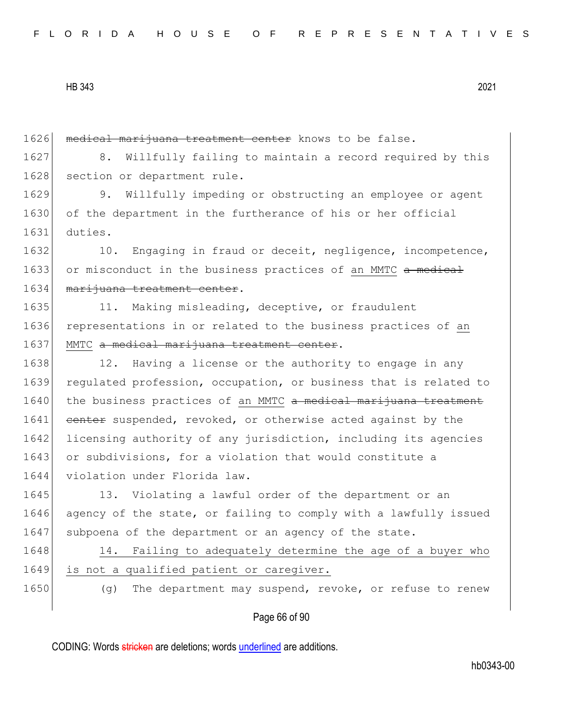~~medical marijuana treatment center~~ knows to be false.

8. Willfully failing to maintain a record required by this section or department rule.

9. Willfully impeding or obstructing an employee or agent of the department in the furtherance of his or her official duties.

10. Engaging in fraud or deceit, negligence, incompetence, or misconduct in the business practices of <u>an MMTC</u> ~~a medical marijuana treatment center~~.

11. Making misleading, deceptive, or fraudulent representations in or related to the business practices of <u>an MMTC</u> ~~a medical marijuana treatment center~~.

12. Having a license or the authority to engage in any regulated profession, occupation, or business that is related to the business practices of <u>an MMTC</u> ~~a medical marijuana treatment center~~ suspended, revoked, or otherwise acted against by the licensing authority of any jurisdiction, including its agencies or subdivisions, for a violation that would constitute a violation under Florida law.

13. Violating a lawful order of the department or an agency of the state, or failing to comply with a lawfully issued subpoena of the department or an agency of the state.

<u>14. Failing to adequately determine the age of a buyer who is not a qualified patient or caregiver.</u>

(g) The department may suspend, revoke, or refuse to renew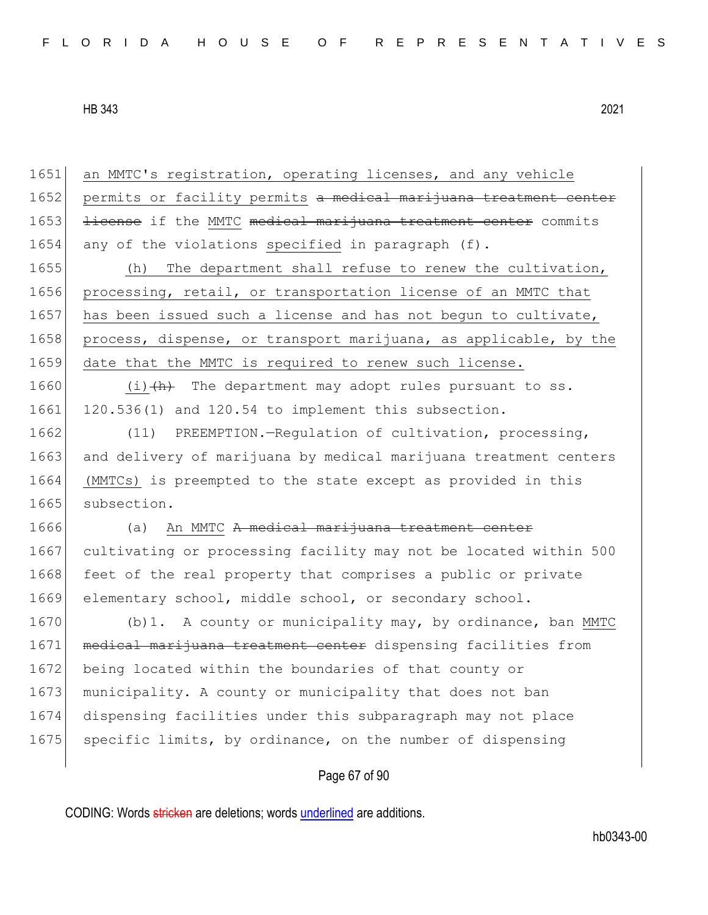an MMTC's registration, operating licenses, and any vehicle permits or facility permits ~~a medical marijuana treatment center license~~ if the MMTC ~~medical marijuana treatment center~~ commits any of the violations specified in paragraph (f).

(h) The department shall refuse to renew the cultivation, processing, retail, or transportation license of an MMTC that has been issued such a license and has not begun to cultivate, process, dispense, or transport marijuana, as applicable, by the date that the MMTC is required to renew such license.

(i)~~(h)~~ The department may adopt rules pursuant to ss. 120.536(1) and 120.54 to implement this subsection.

(11) PREEMPTION.—Regulation of cultivation, processing, and delivery of marijuana by medical marijuana treatment centers (MMTCs) is preempted to the state except as provided in this subsection.

(a) An MMTC ~~A medical marijuana treatment center~~ cultivating or processing facility may not be located within 500 feet of the real property that comprises a public or private elementary school, middle school, or secondary school.

(b)1. A county or municipality may, by ordinance, ban MMTC ~~medical marijuana treatment center~~ dispensing facilities from being located within the boundaries of that county or municipality. A county or municipality that does not ban dispensing facilities under this subparagraph may not place specific limits, by ordinance, on the number of dispensing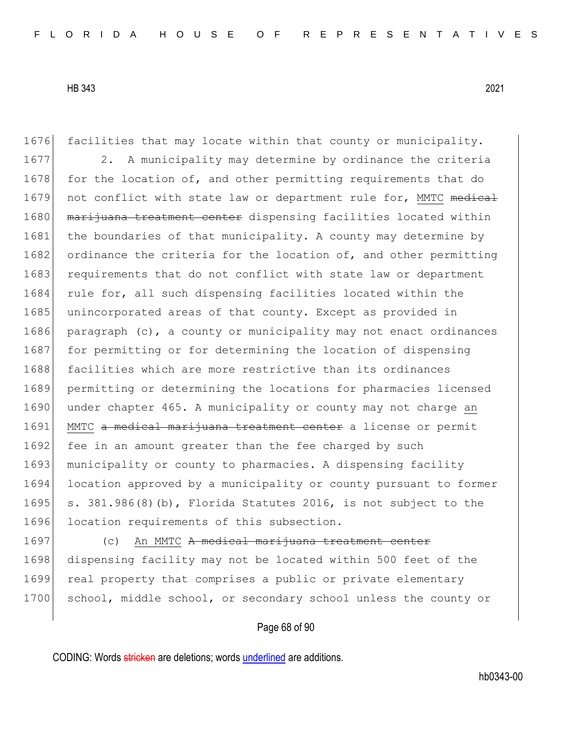facilities that may locate within that county or municipality.

2. A municipality may determine by ordinance the criteria for the location of, and other permitting requirements that do not conflict with state law or department rule for, MMTC ~~medical marijuana treatment center~~ dispensing facilities located within the boundaries of that municipality. A county may determine by ordinance the criteria for the location of, and other permitting requirements that do not conflict with state law or department rule for, all such dispensing facilities located within the unincorporated areas of that county. Except as provided in paragraph (c), a county or municipality may not enact ordinances for permitting or for determining the location of dispensing facilities which are more restrictive than its ordinances permitting or determining the locations for pharmacies licensed under chapter 465. A municipality or county may not charge an MMTC ~~a medical marijuana treatment center~~ a license or permit fee in an amount greater than the fee charged by such municipality or county to pharmacies. A dispensing facility location approved by a municipality or county pursuant to former s. 381.986(8)(b), Florida Statutes 2016, is not subject to the location requirements of this subsection.

(c) An MMTC ~~A medical marijuana treatment center~~ dispensing facility may not be located within 500 feet of the real property that comprises a public or private elementary school, middle school, or secondary school unless the county or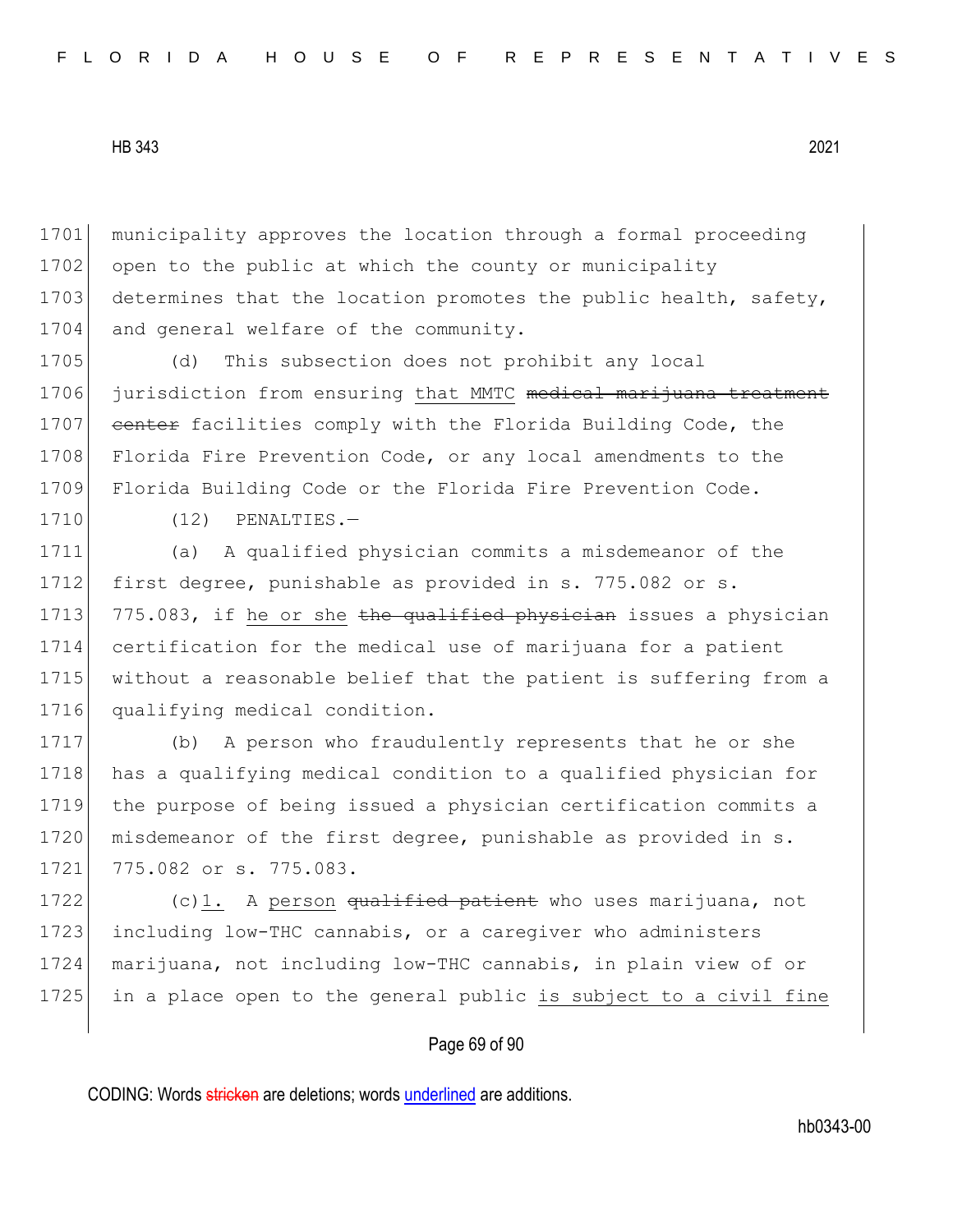municipality approves the location through a formal proceeding open to the public at which the county or municipality determines that the location promotes the public health, safety, and general welfare of the community.

(d) This subsection does not prohibit any local jurisdiction from ensuring that MMTC ~~medical marijuana treatment center~~ facilities comply with the Florida Building Code, the Florida Fire Prevention Code, or any local amendments to the Florida Building Code or the Florida Fire Prevention Code.

(12) PENALTIES.—

(a) A qualified physician commits a misdemeanor of the first degree, punishable as provided in s. 775.082 or s. 775.083, if he or she ~~the qualified physician~~ issues a physician certification for the medical use of marijuana for a patient without a reasonable belief that the patient is suffering from a qualifying medical condition.

(b) A person who fraudulently represents that he or she has a qualifying medical condition to a qualified physician for the purpose of being issued a physician certification commits a misdemeanor of the first degree, punishable as provided in s. 775.082 or s. 775.083.

(c)1. A person ~~qualified patient~~ who uses marijuana, not including low-THC cannabis, or a caregiver who administers marijuana, not including low-THC cannabis, in plain view of or in a place open to the general public is subject to a civil fine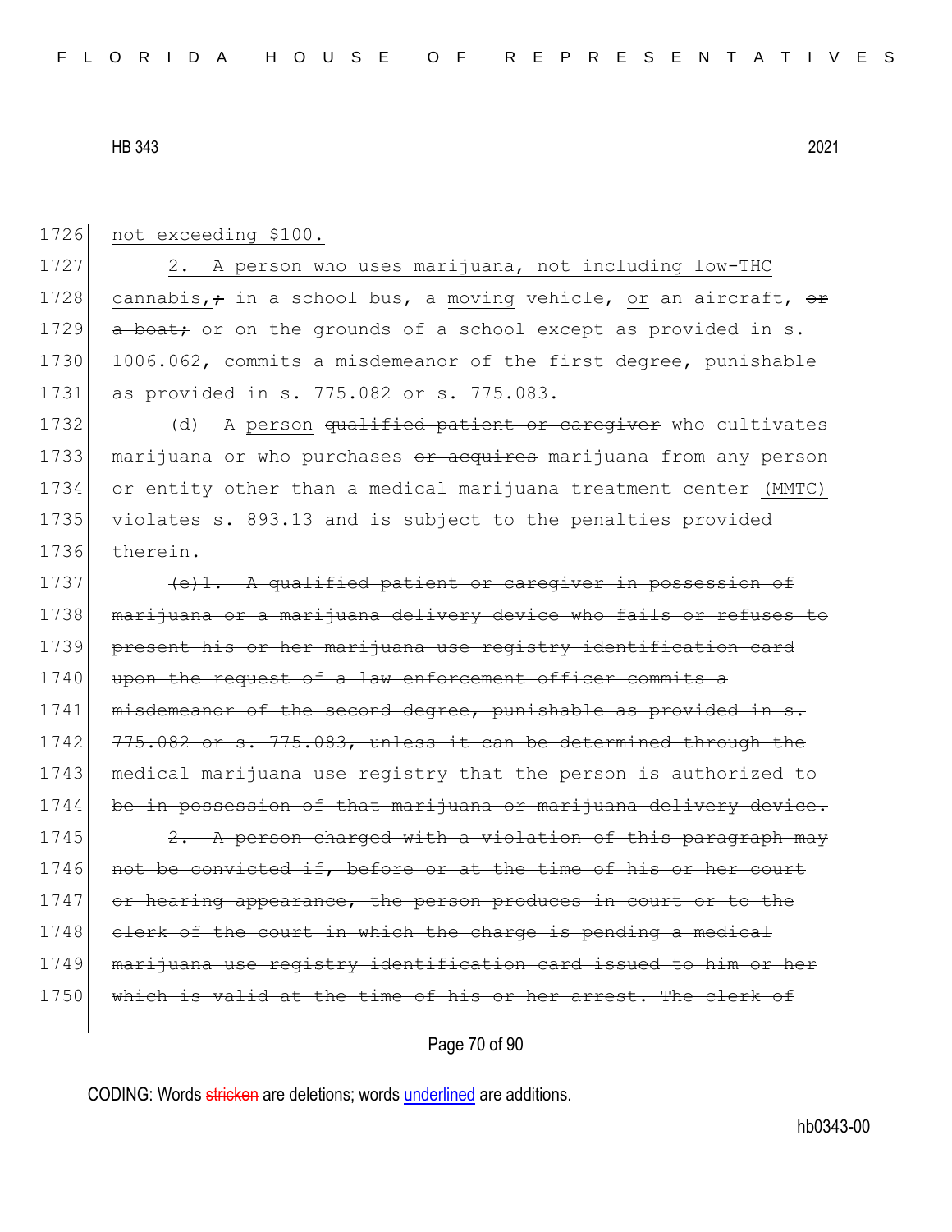1726 not exceeding $100.

1727 2. A person who uses marijuana, not including low-THC
1728 cannabis,; in a school bus, a moving vehicle, or an aircraft, or
1729 a boat; or on the grounds of a school except as provided in s.
1730 1006.062, commits a misdemeanor of the first degree, punishable
1731 as provided in s. 775.082 or s. 775.083.

1732 (d) A person qualified patient or caregiver who cultivates
1733 marijuana or who purchases or acquires marijuana from any person
1734 or entity other than a medical marijuana treatment center (MMTC)
1735 violates s. 893.13 and is subject to the penalties provided
1736 therein.

1737 ~~(e)1. A qualified patient or caregiver in possession of~~
1738 ~~marijuana or a marijuana delivery device who fails or refuses to~~
1739 ~~present his or her marijuana use registry identification card~~
1740 ~~upon the request of a law enforcement officer commits a~~
1741 ~~misdemeanor of the second degree, punishable as provided in s.~~
1742 ~~775.082 or s. 775.083, unless it can be determined through the~~
1743 ~~medical marijuana use registry that the person is authorized to~~
1744 ~~be in possession of that marijuana or marijuana delivery device.~~

1745 ~~2. A person charged with a violation of this paragraph may~~
1746 ~~not be convicted if, before or at the time of his or her court~~
1747 ~~or hearing appearance, the person produces in court or to the~~
1748 ~~clerk of the court in which the charge is pending a medical~~
1749 ~~marijuana use registry identification card issued to him or her~~
1750 ~~which is valid at the time of his or her arrest. The clerk of~~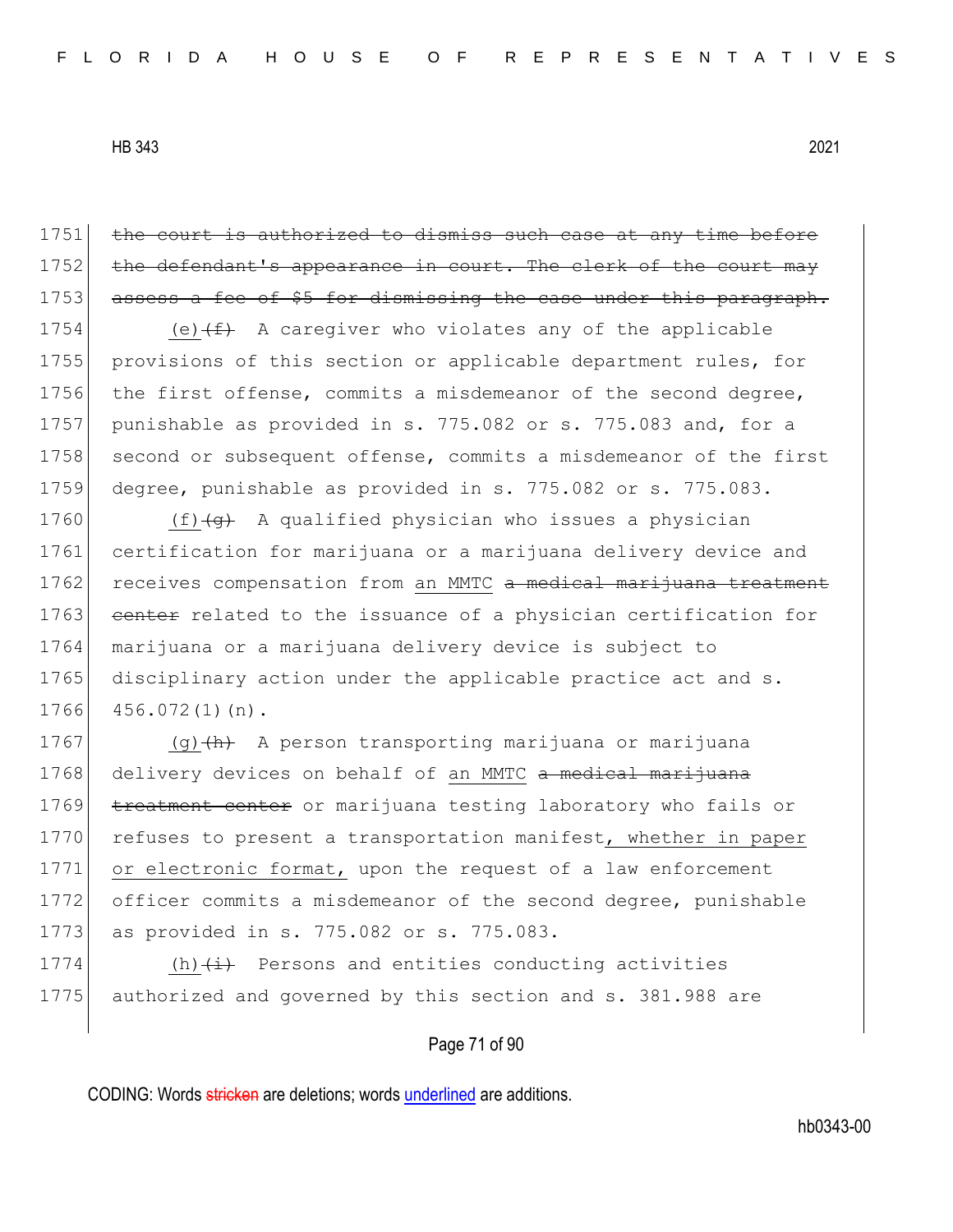1751 ~~the court is authorized to dismiss such case at any time before~~
1752 ~~the defendant's appearance in court. The clerk of the court may~~
1753 ~~assess a fee of $5 for dismissing the case under this paragraph.~~
1754 (e) ~~(f)~~ A caregiver who violates any of the applicable
1755 provisions of this section or applicable department rules, for
1756 the first offense, commits a misdemeanor of the second degree,
1757 punishable as provided in s. 775.082 or s. 775.083 and, for a
1758 second or subsequent offense, commits a misdemeanor of the first
1759 degree, punishable as provided in s. 775.082 or s. 775.083.
1760 (f) ~~(g)~~ A qualified physician who issues a physician
1761 certification for marijuana or a marijuana delivery device and
1762 receives compensation from <u>an MMTC</u> ~~a medical marijuana treatment~~
1763 ~~center~~ related to the issuance of a physician certification for
1764 marijuana or a marijuana delivery device is subject to
1765 disciplinary action under the applicable practice act and s.
1766 456.072(1)(n).
1767 (g) ~~(h)~~ A person transporting marijuana or marijuana
1768 delivery devices on behalf of <u>an MMTC</u> ~~a medical marijuana~~
1769 ~~treatment center~~ or marijuana testing laboratory who fails or
1770 refuses to present a transportation manifest<u>, whether in paper</u>
1771 <u>or electronic format,</u> upon the request of a law enforcement
1772 officer commits a misdemeanor of the second degree, punishable
1773 as provided in s. 775.082 or s. 775.083.
1774 (h) ~~(i)~~ Persons and entities conducting activities
1775 authorized and governed by this section and s. 381.988 are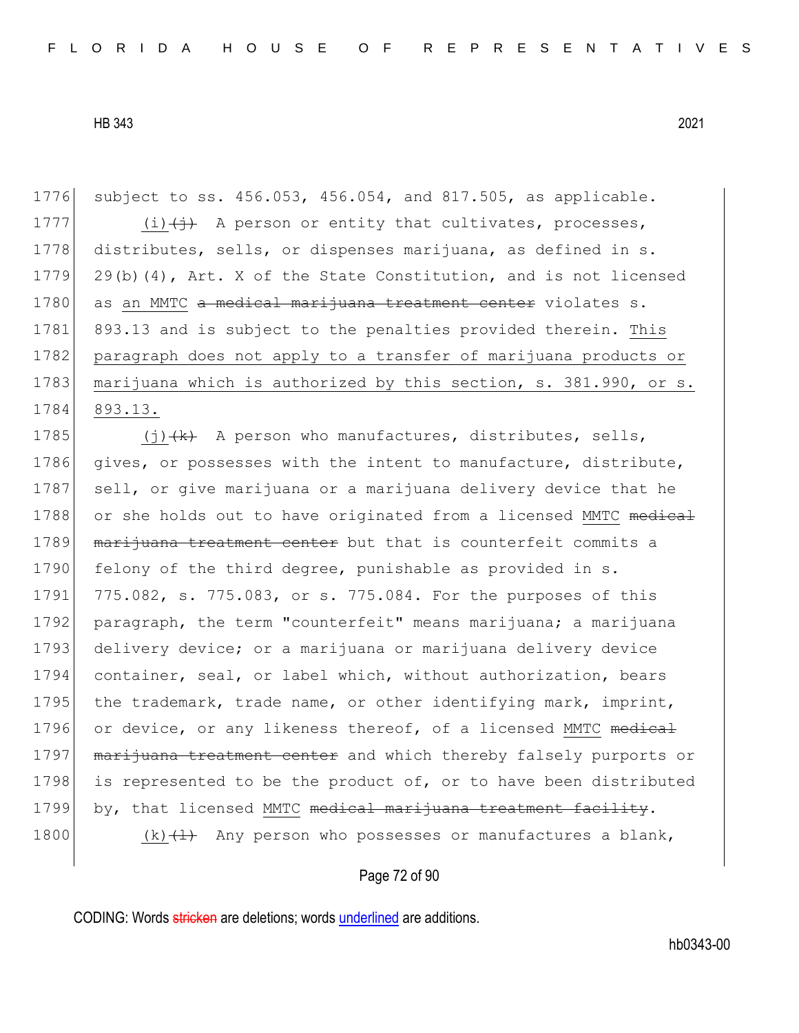1776 subject to ss. 456.053, 456.054, and 817.505, as applicable.

1777 (i)~~(j)~~ A person or entity that cultivates, processes,
1778 distributes, sells, or dispenses marijuana, as defined in s.
1779 29(b)(4), Art. X of the State Constitution, and is not licensed
1780 as <u>an MMTC</u> ~~a medical marijuana treatment center~~ violates s.
1781 893.13 and is subject to the penalties provided therein. <u>This</u>
1782 <u>paragraph does not apply to a transfer of marijuana products or</u>
1783 <u>marijuana which is authorized by this section, s. 381.990, or s.</u>
1784 <u>893.13.</u>

1785 (j)~~(k)~~ A person who manufactures, distributes, sells,
1786 gives, or possesses with the intent to manufacture, distribute,
1787 sell, or give marijuana or a marijuana delivery device that he
1788 or she holds out to have originated from a licensed <u>MMTC</u> ~~medical~~
1789 ~~marijuana treatment center~~ but that is counterfeit commits a
1790 felony of the third degree, punishable as provided in s.
1791 775.082, s. 775.083, or s. 775.084. For the purposes of this
1792 paragraph, the term "counterfeit" means marijuana; a marijuana
1793 delivery device; or a marijuana or marijuana delivery device
1794 container, seal, or label which, without authorization, bears
1795 the trademark, trade name, or other identifying mark, imprint,
1796 or device, or any likeness thereof, of a licensed <u>MMTC</u> ~~medical~~
1797 ~~marijuana treatment center~~ and which thereby falsely purports or
1798 is represented to be the product of, or to have been distributed
1799 by, that licensed <u>MMTC</u> ~~medical marijuana treatment facility~~.

1800 (k)~~(l)~~ Any person who possesses or manufactures a blank,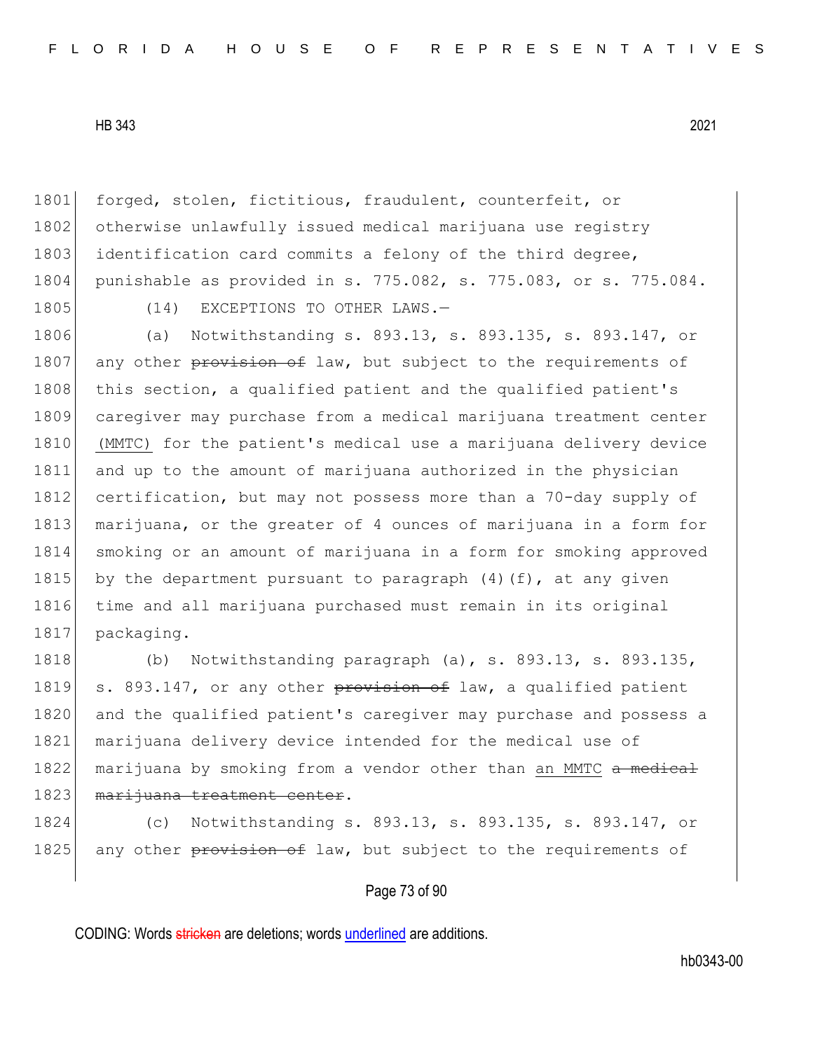1801 forged, stolen, fictitious, fraudulent, counterfeit, or
1802 otherwise unlawfully issued medical marijuana use registry
1803 identification card commits a felony of the third degree,
1804 punishable as provided in s. 775.082, s. 775.083, or s. 775.084.
1805 (14) EXCEPTIONS TO OTHER LAWS.—
1806 (a) Notwithstanding s. 893.13, s. 893.135, s. 893.147, or
1807 any other ~~provision of~~ law, but subject to the requirements of
1808 this section, a qualified patient and the qualified patient's
1809 caregiver may purchase from a medical marijuana treatment center
1810 <u>(MMTC)</u> for the patient's medical use a marijuana delivery device
1811 and up to the amount of marijuana authorized in the physician
1812 certification, but may not possess more than a 70-day supply of
1813 marijuana, or the greater of 4 ounces of marijuana in a form for
1814 smoking or an amount of marijuana in a form for smoking approved
1815 by the department pursuant to paragraph (4)(f), at any given
1816 time and all marijuana purchased must remain in its original
1817 packaging.
1818 (b) Notwithstanding paragraph (a), s. 893.13, s. 893.135,
1819 s. 893.147, or any other ~~provision of~~ law, a qualified patient
1820 and the qualified patient's caregiver may purchase and possess a
1821 marijuana delivery device intended for the medical use of
1822 marijuana by smoking from a vendor other than <u>an MMTC</u> ~~a medical~~
1823 ~~marijuana treatment center~~.
1824 (c) Notwithstanding s. 893.13, s. 893.135, s. 893.147, or
1825 any other ~~provision of~~ law, but subject to the requirements of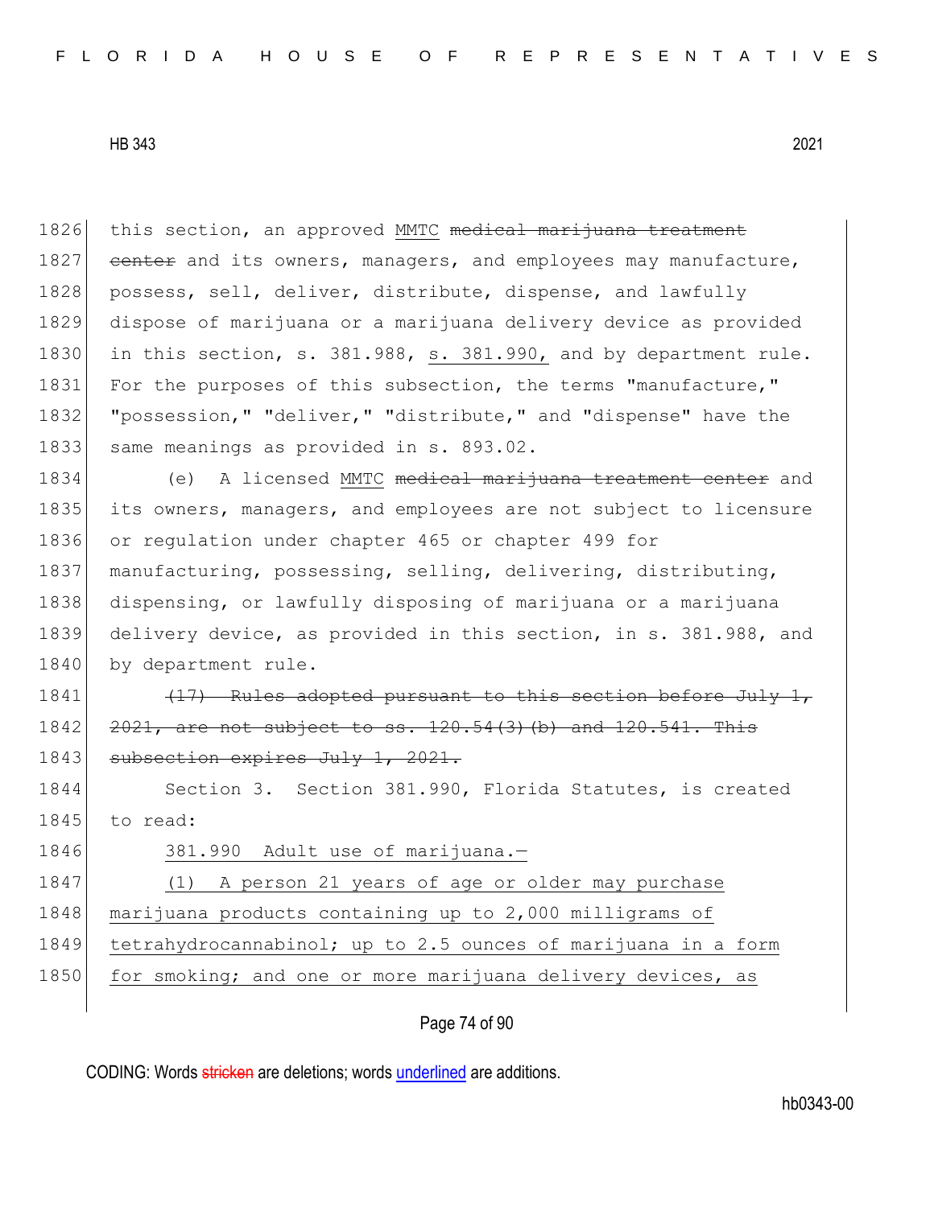this section, an approved MMTC ~~medical marijuana treatment center~~ and its owners, managers, and employees may manufacture, possess, sell, deliver, distribute, dispense, and lawfully dispose of marijuana or a marijuana delivery device as provided in this section, s. 381.988, s. 381.990, and by department rule. For the purposes of this subsection, the terms "manufacture," "possession," "deliver," "distribute," and "dispense" have the same meanings as provided in s. 893.02.

(e) A licensed MMTC ~~medical marijuana treatment center~~ and its owners, managers, and employees are not subject to licensure or regulation under chapter 465 or chapter 499 for manufacturing, possessing, selling, delivering, distributing, dispensing, or lawfully disposing of marijuana or a marijuana delivery device, as provided in this section, in s. 381.988, and by department rule.

~~(17) Rules adopted pursuant to this section before July 1, 2021, are not subject to ss. 120.54(3)(b) and 120.541. This subsection expires July 1, 2021.~~

Section 3. Section 381.990, Florida Statutes, is created to read:

381.990 Adult use of marijuana.—

(1) A person 21 years of age or older may purchase marijuana products containing up to 2,000 milligrams of tetrahydrocannabinol; up to 2.5 ounces of marijuana in a form for smoking; and one or more marijuana delivery devices, as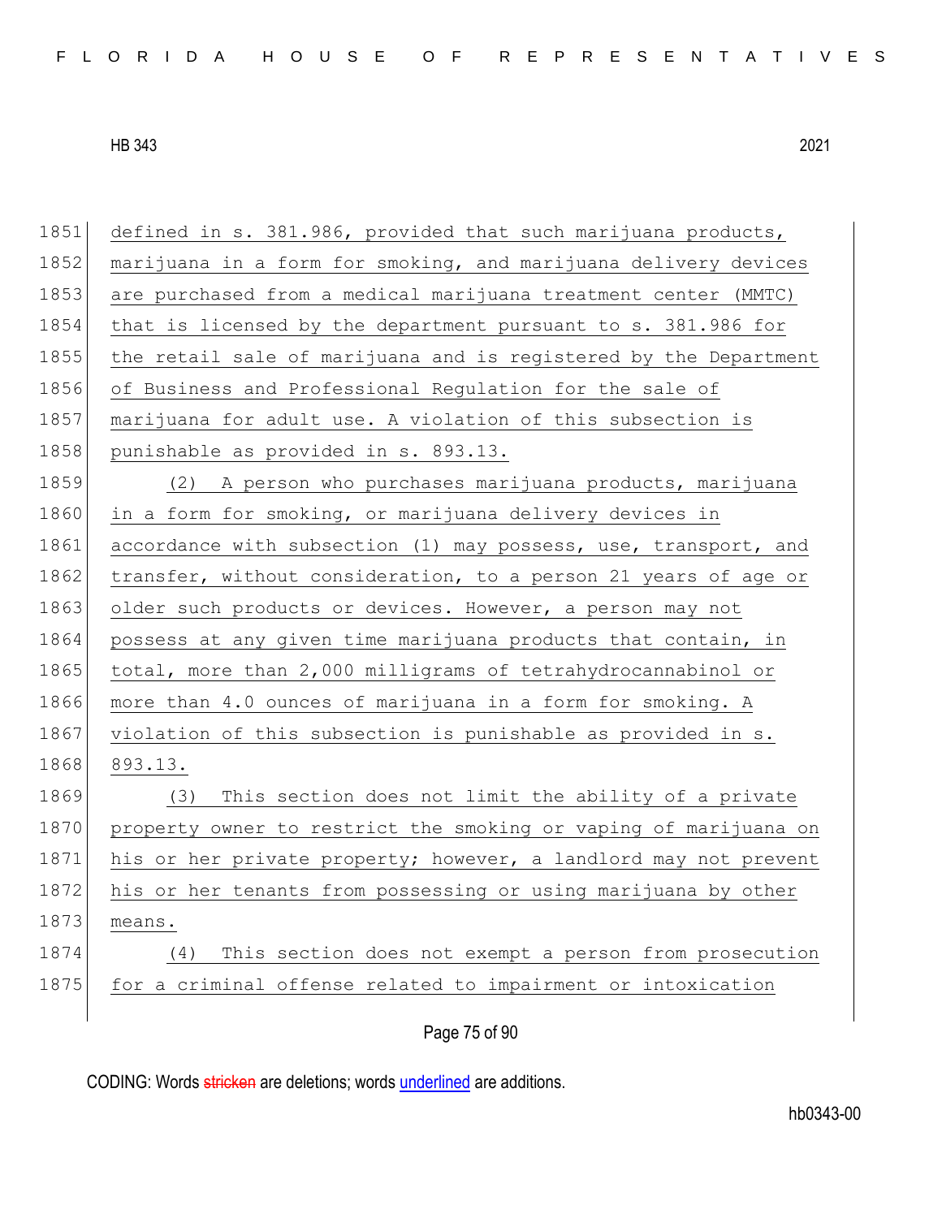defined in s. 381.986, provided that such marijuana products, marijuana in a form for smoking, and marijuana delivery devices are purchased from a medical marijuana treatment center (MMTC) that is licensed by the department pursuant to s. 381.986 for the retail sale of marijuana and is registered by the Department of Business and Professional Regulation for the sale of marijuana for adult use. A violation of this subsection is punishable as provided in s. 893.13.

(2) A person who purchases marijuana products, marijuana in a form for smoking, or marijuana delivery devices in accordance with subsection (1) may possess, use, transport, and transfer, without consideration, to a person 21 years of age or older such products or devices. However, a person may not possess at any given time marijuana products that contain, in total, more than 2,000 milligrams of tetrahydrocannabinol or more than 4.0 ounces of marijuana in a form for smoking. A violation of this subsection is punishable as provided in s. 893.13.

(3) This section does not limit the ability of a private property owner to restrict the smoking or vaping of marijuana on his or her private property; however, a landlord may not prevent his or her tenants from possessing or using marijuana by other means.

(4) This section does not exempt a person from prosecution for a criminal offense related to impairment or intoxication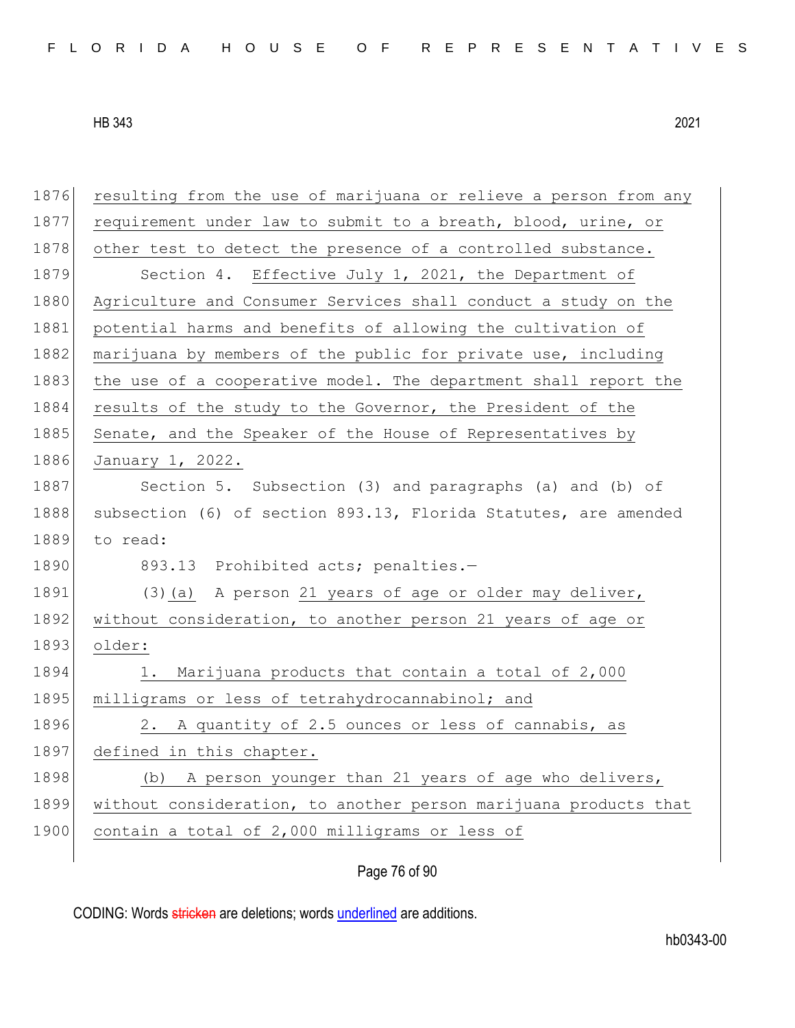resulting from the use of marijuana or relieve a person from any requirement under law to submit to a breath, blood, urine, or other test to detect the presence of a controlled substance.

Section 4. Effective July 1, 2021, the Department of Agriculture and Consumer Services shall conduct a study on the potential harms and benefits of allowing the cultivation of marijuana by members of the public for private use, including the use of a cooperative model. The department shall report the results of the study to the Governor, the President of the Senate, and the Speaker of the House of Representatives by January 1, 2022.

Section 5. Subsection (3) and paragraphs (a) and (b) of subsection (6) of section 893.13, Florida Statutes, are amended to read:

893.13 Prohibited acts; penalties.—

(3)(a) A person 21 years of age or older may deliver, without consideration, to another person 21 years of age or older:

1. Marijuana products that contain a total of 2,000 milligrams or less of tetrahydrocannabinol; and

2. A quantity of 2.5 ounces or less of cannabis, as defined in this chapter.

(b) A person younger than 21 years of age who delivers, without consideration, to another person marijuana products that contain a total of 2,000 milligrams or less of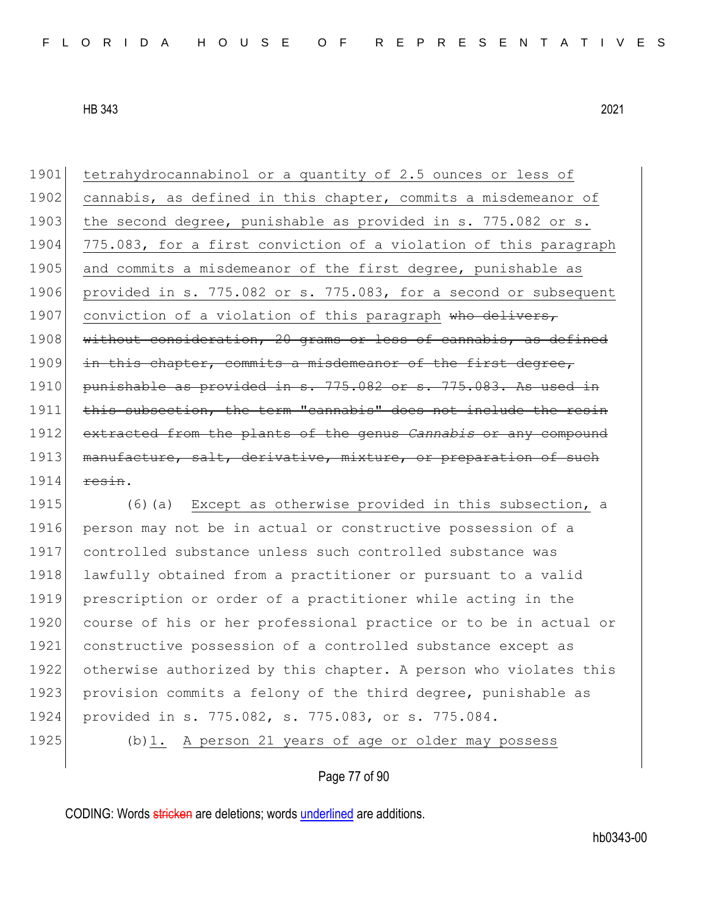tetrahydrocannabinol or a quantity of 2.5 ounces or less of cannabis, as defined in this chapter, commits a misdemeanor of the second degree, punishable as provided in s. 775.082 or s. 775.083, for a first conviction of a violation of this paragraph and commits a misdemeanor of the first degree, punishable as provided in s. 775.082 or s. 775.083, for a second or subsequent conviction of a violation of this paragraph ~~who delivers, without consideration, 20 grams or less of cannabis, as defined in this chapter, commits a misdemeanor of the first degree, punishable as provided in s. 775.082 or s. 775.083. As used in this subsection, the term "cannabis" does not include the resin extracted from the plants of the genus *Cannabis* or any compound manufacture, salt, derivative, mixture, or preparation of such resin~~.

(6)(a) Except as otherwise provided in this subsection, a person may not be in actual or constructive possession of a controlled substance unless such controlled substance was lawfully obtained from a practitioner or pursuant to a valid prescription or order of a practitioner while acting in the course of his or her professional practice or to be in actual or constructive possession of a controlled substance except as otherwise authorized by this chapter. A person who violates this provision commits a felony of the third degree, punishable as provided in s. 775.082, s. 775.083, or s. 775.084.

(b)1. A person 21 years of age or older may possess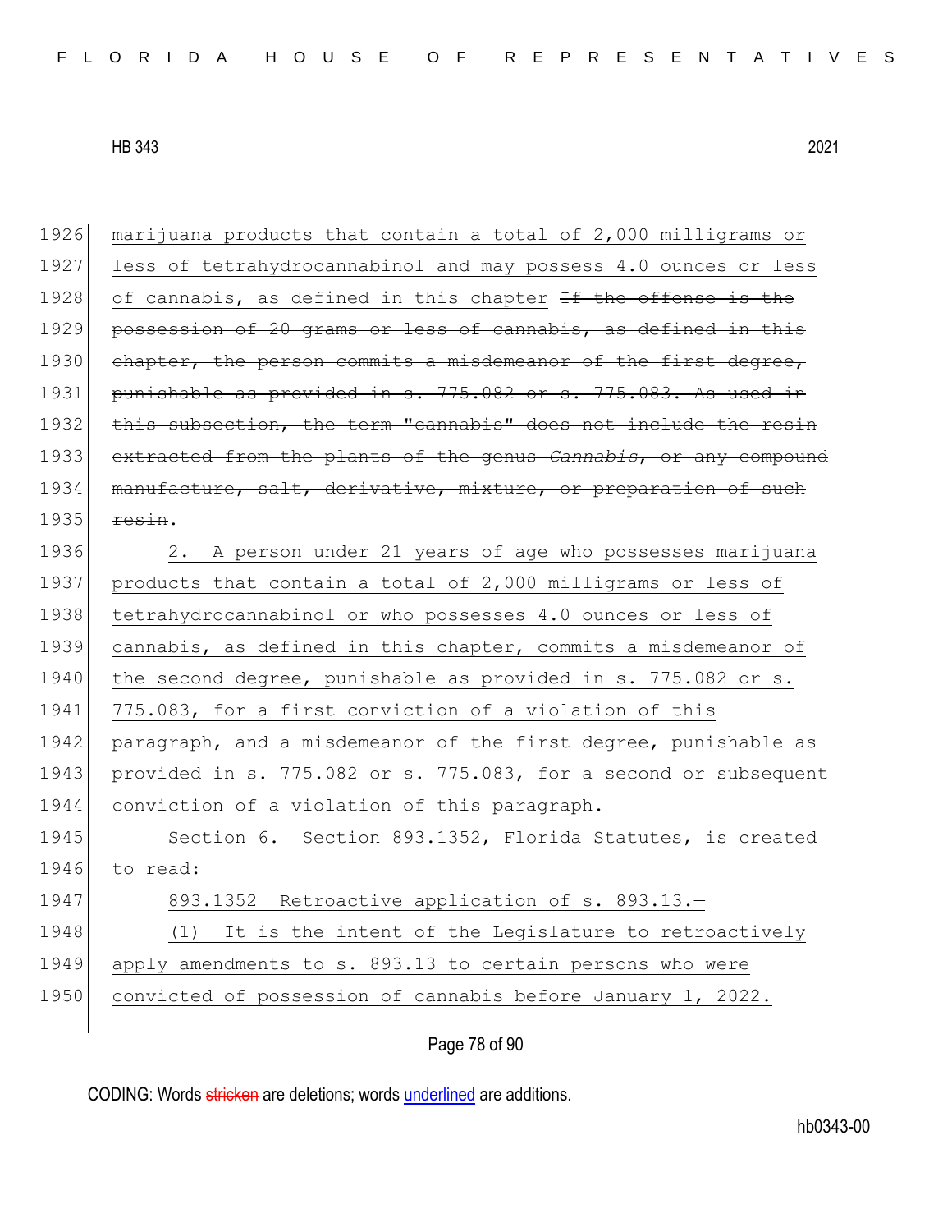marijuana products that contain a total of 2,000 milligrams or less of tetrahydrocannabinol and may possess 4.0 ounces or less of cannabis, as defined in this chapter ~~If the offense is the possession of 20 grams or less of cannabis, as defined in this chapter, the person commits a misdemeanor of the first degree, punishable as provided in s. 775.082 or s. 775.083. As used in this subsection, the term "cannabis" does not include the resin extracted from the plants of the genus *Cannabis*, or any compound manufacture, salt, derivative, mixture, or preparation of such resin~~.

2\. A person under 21 years of age who possesses marijuana products that contain a total of 2,000 milligrams or less of tetrahydrocannabinol or who possesses 4.0 ounces or less of cannabis, as defined in this chapter, commits a misdemeanor of the second degree, punishable as provided in s. 775.082 or s. 775.083, for a first conviction of a violation of this paragraph, and a misdemeanor of the first degree, punishable as provided in s. 775.082 or s. 775.083, for a second or subsequent conviction of a violation of this paragraph.

Section 6. Section 893.1352, Florida Statutes, is created to read:

893.1352 Retroactive application of s. 893.13.—

(1) It is the intent of the Legislature to retroactively apply amendments to s. 893.13 to certain persons who were convicted of possession of cannabis before January 1, 2022.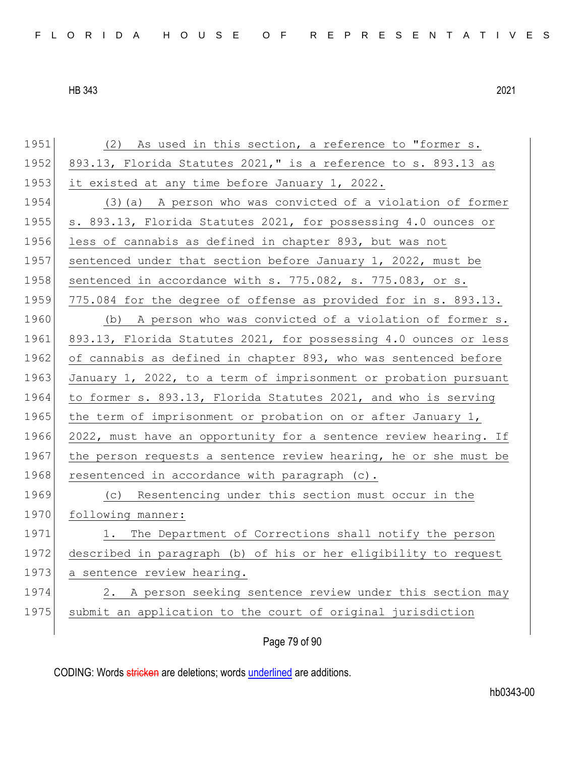(2) As used in this section, a reference to "former s. 893.13, Florida Statutes 2021," is a reference to s. 893.13 as it existed at any time before January 1, 2022.

(3)(a) A person who was convicted of a violation of former s. 893.13, Florida Statutes 2021, for possessing 4.0 ounces or less of cannabis as defined in chapter 893, but was not sentenced under that section before January 1, 2022, must be sentenced in accordance with s. 775.082, s. 775.083, or s. 775.084 for the degree of offense as provided for in s. 893.13.

(b) A person who was convicted of a violation of former s. 893.13, Florida Statutes 2021, for possessing 4.0 ounces or less of cannabis as defined in chapter 893, who was sentenced before January 1, 2022, to a term of imprisonment or probation pursuant to former s. 893.13, Florida Statutes 2021, and who is serving the term of imprisonment or probation on or after January 1, 2022, must have an opportunity for a sentence review hearing. If the person requests a sentence review hearing, he or she must be resentenced in accordance with paragraph (c).

(c) Resentencing under this section must occur in the following manner:

1. The Department of Corrections shall notify the person described in paragraph (b) of his or her eligibility to request a sentence review hearing.

2. A person seeking sentence review under this section may submit an application to the court of original jurisdiction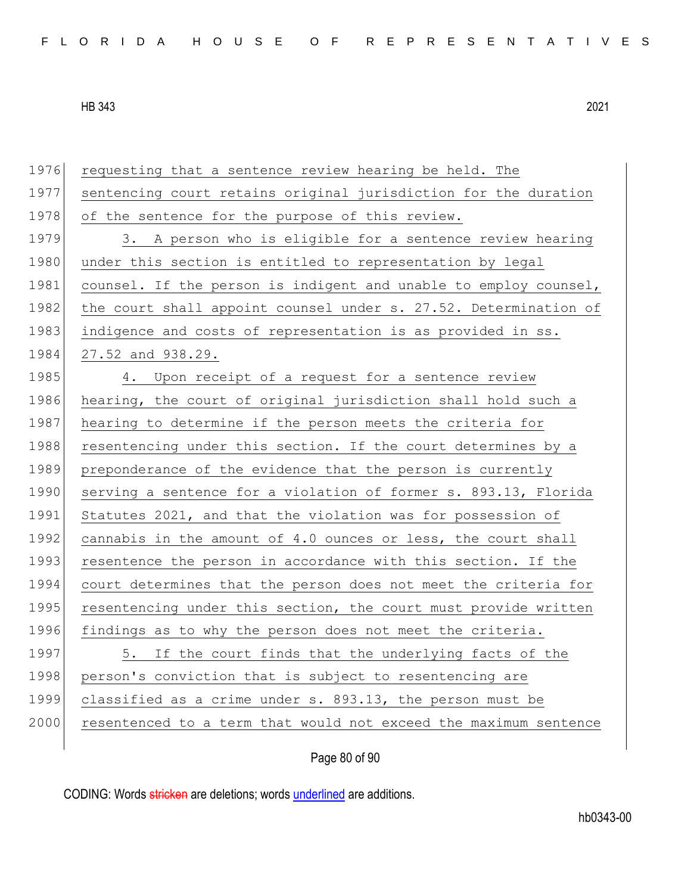requesting that a sentence review hearing be held. The sentencing court retains original jurisdiction for the duration of the sentence for the purpose of this review.

3. A person who is eligible for a sentence review hearing under this section is entitled to representation by legal counsel. If the person is indigent and unable to employ counsel, the court shall appoint counsel under s. 27.52. Determination of indigence and costs of representation is as provided in ss. 27.52 and 938.29.

4. Upon receipt of a request for a sentence review hearing, the court of original jurisdiction shall hold such a hearing to determine if the person meets the criteria for resentencing under this section. If the court determines by a preponderance of the evidence that the person is currently serving a sentence for a violation of former s. 893.13, Florida Statutes 2021, and that the violation was for possession of cannabis in the amount of 4.0 ounces or less, the court shall resentence the person in accordance with this section. If the court determines that the person does not meet the criteria for resentencing under this section, the court must provide written findings as to why the person does not meet the criteria.

5. If the court finds that the underlying facts of the person's conviction that is subject to resentencing are classified as a crime under s. 893.13, the person must be resentenced to a term that would not exceed the maximum sentence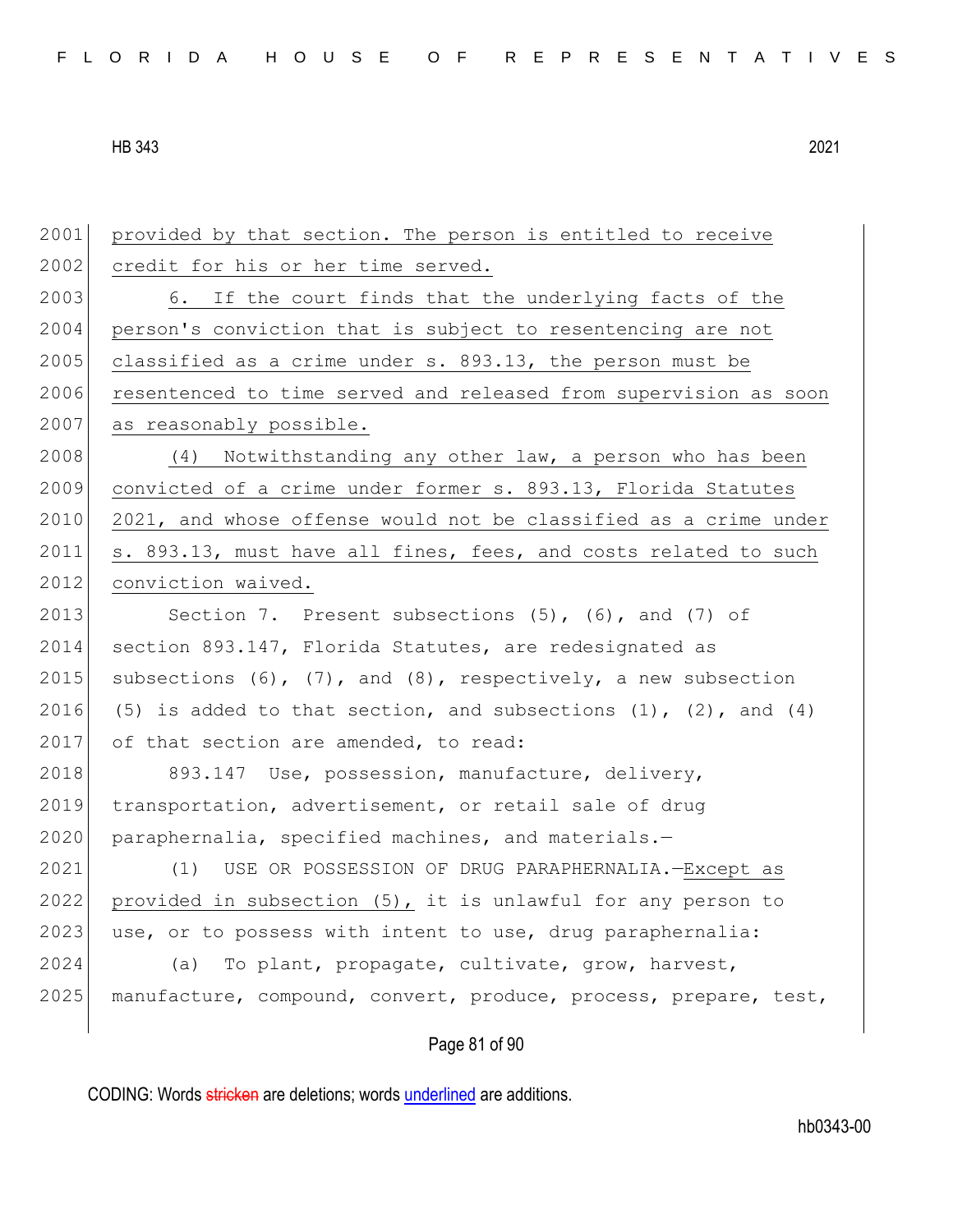provided by that section. The person is entitled to receive credit for his or her time served.

6. If the court finds that the underlying facts of the person's conviction that is subject to resentencing are not classified as a crime under s. 893.13, the person must be resentenced to time served and released from supervision as soon as reasonably possible.

(4) Notwithstanding any other law, a person who has been convicted of a crime under former s. 893.13, Florida Statutes 2021, and whose offense would not be classified as a crime under s. 893.13, must have all fines, fees, and costs related to such conviction waived.

Section 7. Present subsections (5), (6), and (7) of section 893.147, Florida Statutes, are redesignated as subsections (6), (7), and (8), respectively, a new subsection (5) is added to that section, and subsections (1), (2), and (4) of that section are amended, to read:

893.147 Use, possession, manufacture, delivery, transportation, advertisement, or retail sale of drug paraphernalia, specified machines, and materials.—

(1) USE OR POSSESSION OF DRUG PARAPHERNALIA.—Except as provided in subsection (5), it is unlawful for any person to use, or to possess with intent to use, drug paraphernalia:

(a) To plant, propagate, cultivate, grow, harvest, manufacture, compound, convert, produce, process, prepare, test,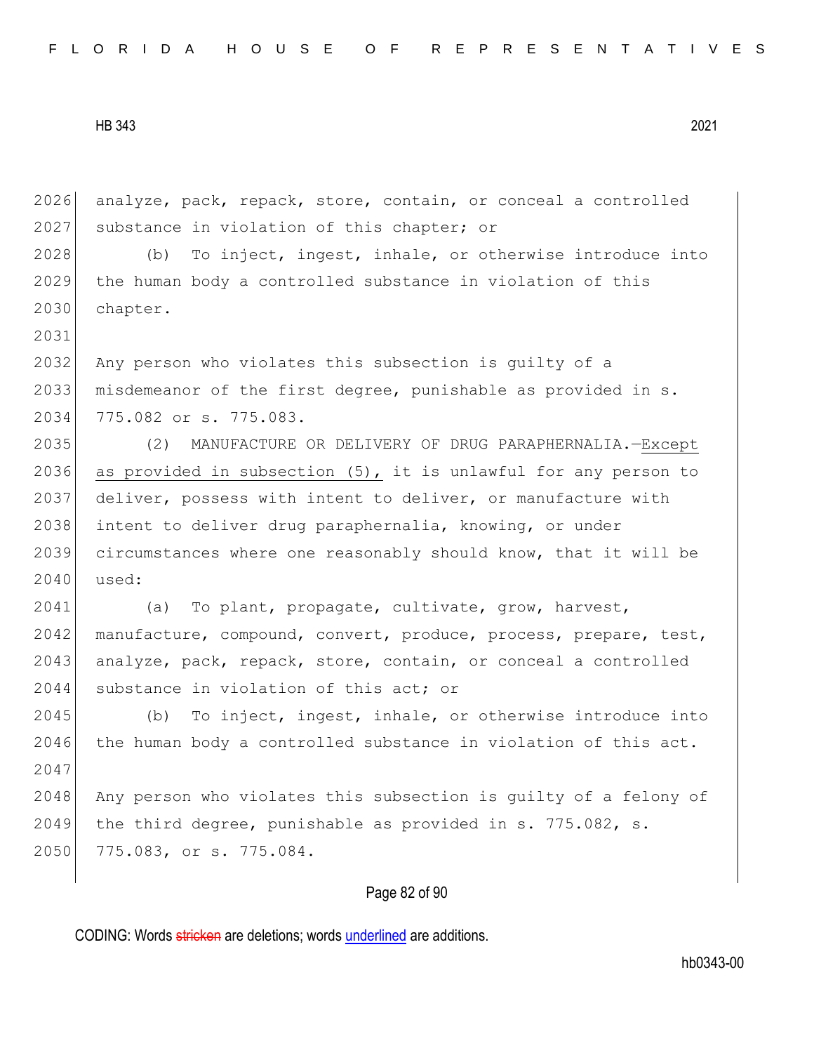analyze, pack, repack, store, contain, or conceal a controlled substance in violation of this chapter; or

(b) To inject, ingest, inhale, or otherwise introduce into the human body a controlled substance in violation of this chapter.

Any person who violates this subsection is guilty of a misdemeanor of the first degree, punishable as provided in s. 775.082 or s. 775.083.

(2) MANUFACTURE OR DELIVERY OF DRUG PARAPHERNALIA.—Except as provided in subsection (5), it is unlawful for any person to deliver, possess with intent to deliver, or manufacture with intent to deliver drug paraphernalia, knowing, or under circumstances where one reasonably should know, that it will be used:

(a) To plant, propagate, cultivate, grow, harvest, manufacture, compound, convert, produce, process, prepare, test, analyze, pack, repack, store, contain, or conceal a controlled substance in violation of this act; or

(b) To inject, ingest, inhale, or otherwise introduce into the human body a controlled substance in violation of this act.

Any person who violates this subsection is guilty of a felony of the third degree, punishable as provided in s. 775.082, s. 775.083, or s. 775.084.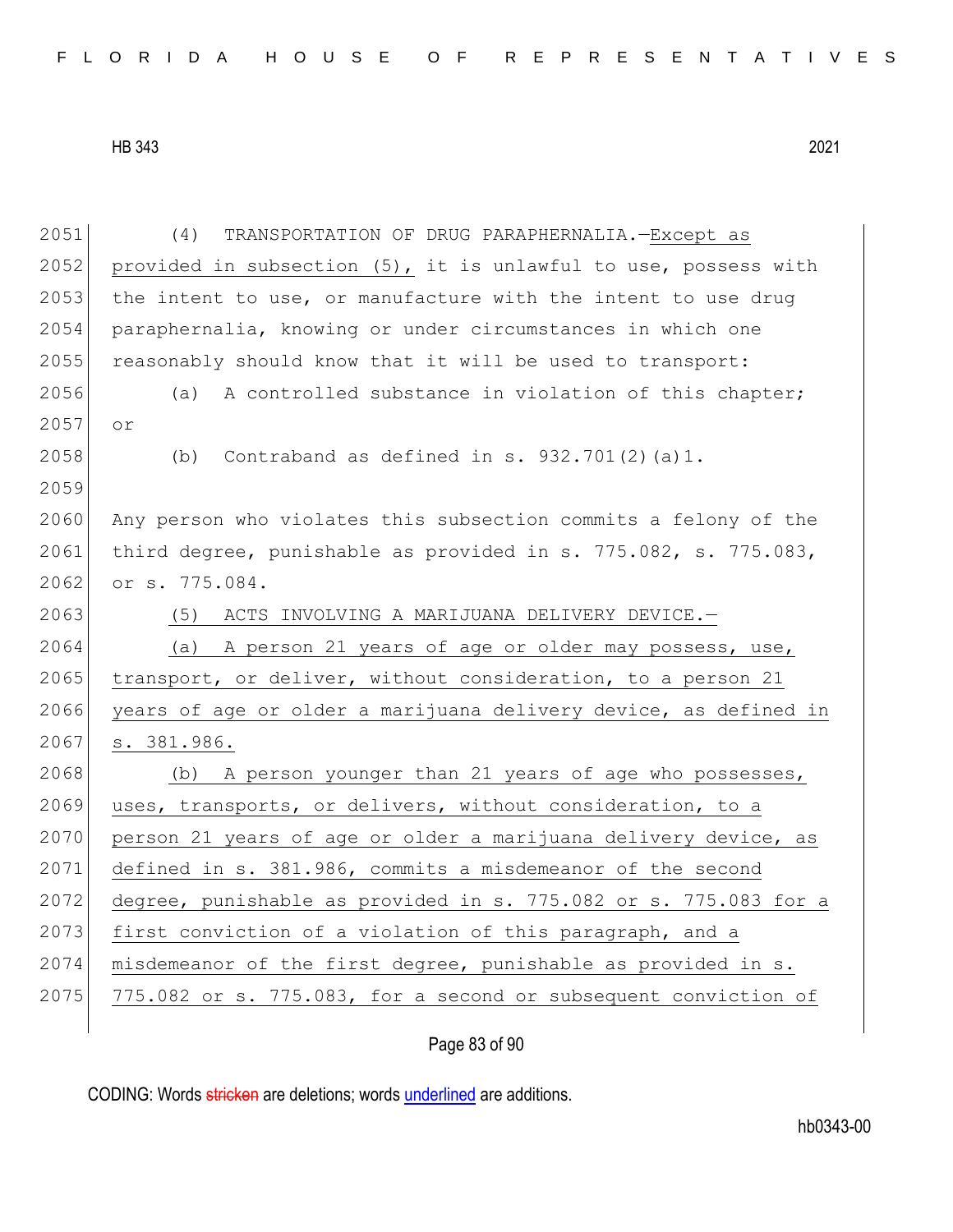(4) TRANSPORTATION OF DRUG PARAPHERNALIA.—Except as provided in subsection (5), it is unlawful to use, possess with the intent to use, or manufacture with the intent to use drug paraphernalia, knowing or under circumstances in which one reasonably should know that it will be used to transport:

(a) A controlled substance in violation of this chapter; or

(b) Contraband as defined in s. 932.701(2)(a)1.

Any person who violates this subsection commits a felony of the third degree, punishable as provided in s. 775.082, s. 775.083, or s. 775.084.

(5) ACTS INVOLVING A MARIJUANA DELIVERY DEVICE.—

(a) A person 21 years of age or older may possess, use, transport, or deliver, without consideration, to a person 21 years of age or older a marijuana delivery device, as defined in s. 381.986.

(b) A person younger than 21 years of age who possesses, uses, transports, or delivers, without consideration, to a person 21 years of age or older a marijuana delivery device, as defined in s. 381.986, commits a misdemeanor of the second degree, punishable as provided in s. 775.082 or s. 775.083 for a first conviction of a violation of this paragraph, and a misdemeanor of the first degree, punishable as provided in s. 775.082 or s. 775.083, for a second or subsequent conviction of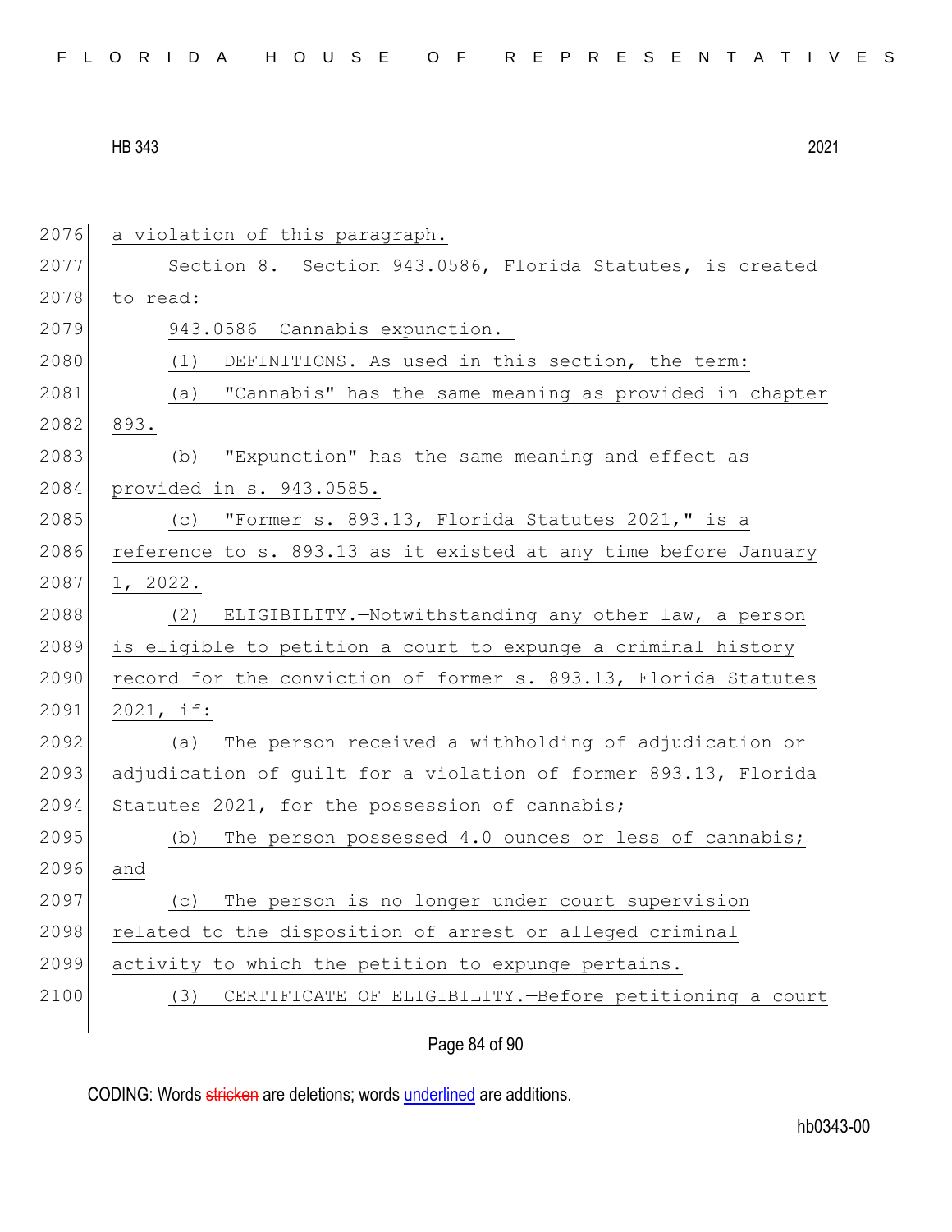a violation of this paragraph.

Section 8. Section 943.0586, Florida Statutes, is created to read:

943.0586 Cannabis expunction.—

(1) DEFINITIONS.—As used in this section, the term:

(a) "Cannabis" has the same meaning as provided in chapter 893.

(b) "Expunction" has the same meaning and effect as provided in s. 943.0585.

(c) "Former s. 893.13, Florida Statutes 2021," is a reference to s. 893.13 as it existed at any time before January 1, 2022.

(2) ELIGIBILITY.—Notwithstanding any other law, a person is eligible to petition a court to expunge a criminal history record for the conviction of former s. 893.13, Florida Statutes 2021, if:

(a) The person received a withholding of adjudication or adjudication of guilt for a violation of former 893.13, Florida Statutes 2021, for the possession of cannabis;

(b) The person possessed 4.0 ounces or less of cannabis; and

(c) The person is no longer under court supervision related to the disposition of arrest or alleged criminal activity to which the petition to expunge pertains.

(3) CERTIFICATE OF ELIGIBILITY.—Before petitioning a court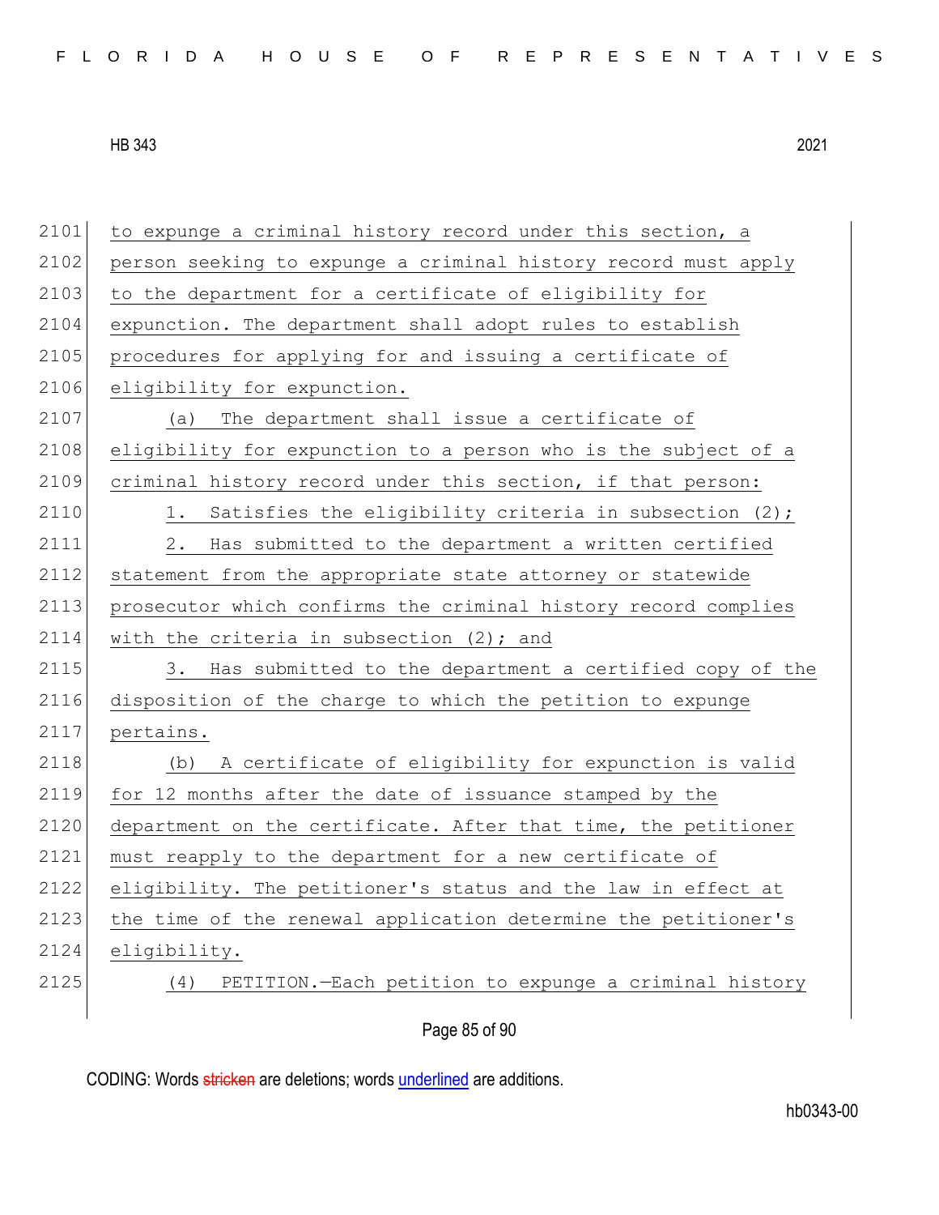to expunge a criminal history record under this section, a person seeking to expunge a criminal history record must apply to the department for a certificate of eligibility for expunction. The department shall adopt rules to establish procedures for applying for and issuing a certificate of eligibility for expunction.

(a) The department shall issue a certificate of eligibility for expunction to a person who is the subject of a criminal history record under this section, if that person:

1. Satisfies the eligibility criteria in subsection (2);

2. Has submitted to the department a written certified statement from the appropriate state attorney or statewide prosecutor which confirms the criminal history record complies with the criteria in subsection (2); and

3. Has submitted to the department a certified copy of the disposition of the charge to which the petition to expunge pertains.

(b) A certificate of eligibility for expunction is valid for 12 months after the date of issuance stamped by the department on the certificate. After that time, the petitioner must reapply to the department for a new certificate of eligibility. The petitioner's status and the law in effect at the time of the renewal application determine the petitioner's eligibility.

(4) PETITION.—Each petition to expunge a criminal history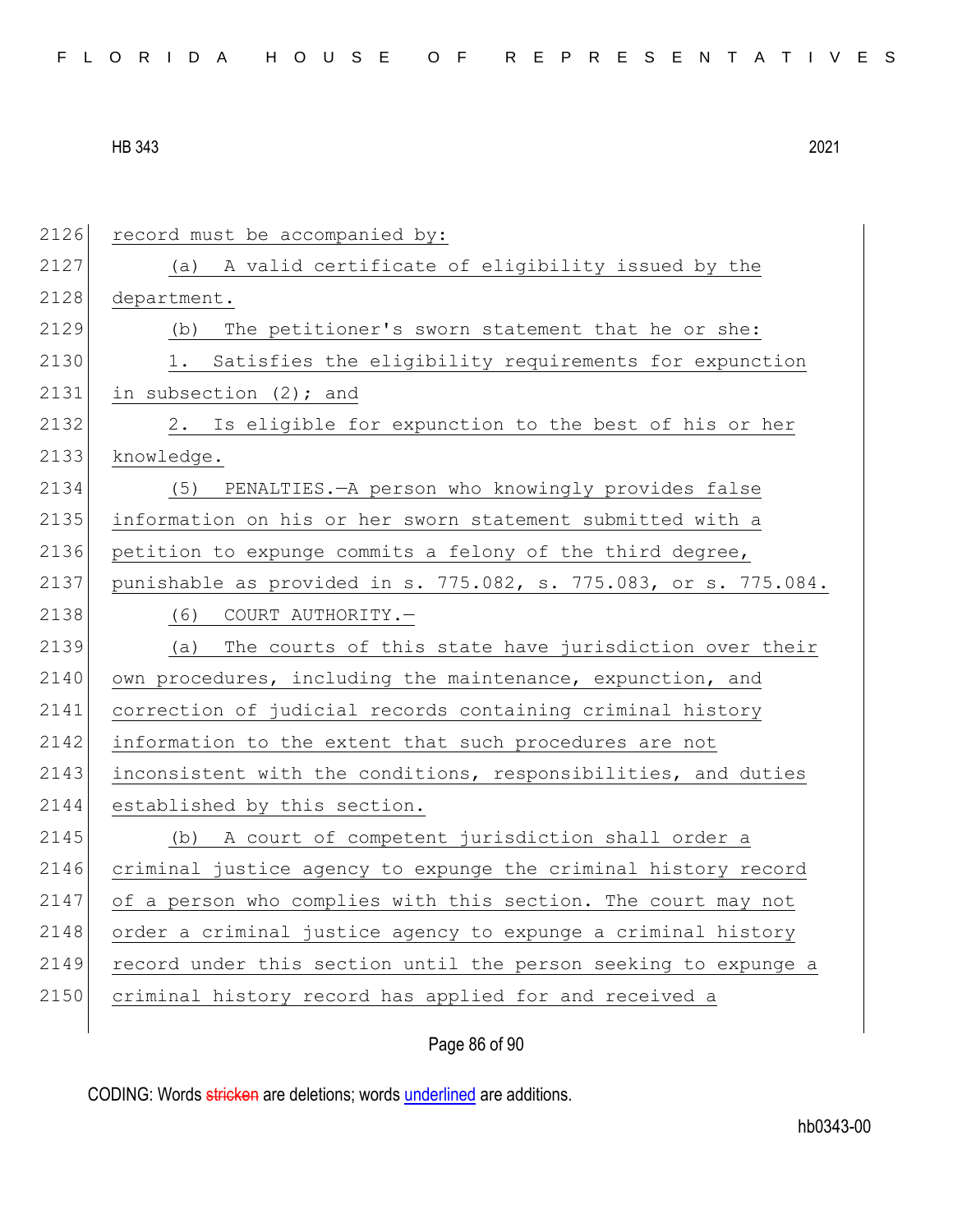record must be accompanied by:

(a) A valid certificate of eligibility issued by the department.

(b) The petitioner's sworn statement that he or she:

1. Satisfies the eligibility requirements for expunction in subsection (2); and

2. Is eligible for expunction to the best of his or her knowledge.

(5) PENALTIES.—A person who knowingly provides false information on his or her sworn statement submitted with a petition to expunge commits a felony of the third degree, punishable as provided in s. 775.082, s. 775.083, or s. 775.084.

(6) COURT AUTHORITY.—

(a) The courts of this state have jurisdiction over their own procedures, including the maintenance, expunction, and correction of judicial records containing criminal history information to the extent that such procedures are not inconsistent with the conditions, responsibilities, and duties established by this section.

(b) A court of competent jurisdiction shall order a criminal justice agency to expunge the criminal history record of a person who complies with this section. The court may not order a criminal justice agency to expunge a criminal history record under this section until the person seeking to expunge a criminal history record has applied for and received a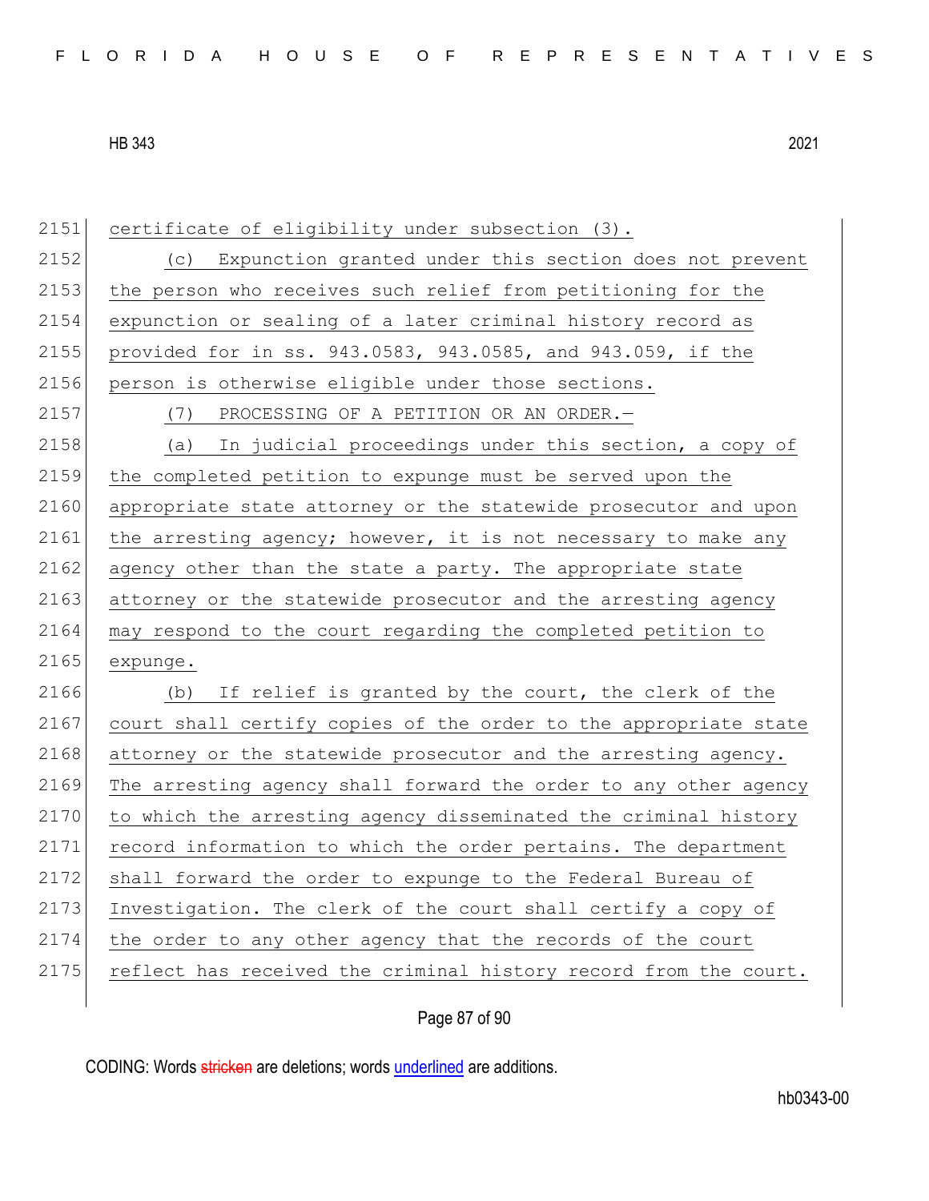certificate of eligibility under subsection (3).

(c) Expunction granted under this section does not prevent the person who receives such relief from petitioning for the expunction or sealing of a later criminal history record as provided for in ss. 943.0583, 943.0585, and 943.059, if the person is otherwise eligible under those sections.

(7) PROCESSING OF A PETITION OR AN ORDER.—

(a) In judicial proceedings under this section, a copy of the completed petition to expunge must be served upon the appropriate state attorney or the statewide prosecutor and upon the arresting agency; however, it is not necessary to make any agency other than the state a party. The appropriate state attorney or the statewide prosecutor and the arresting agency may respond to the court regarding the completed petition to expunge.

(b) If relief is granted by the court, the clerk of the court shall certify copies of the order to the appropriate state attorney or the statewide prosecutor and the arresting agency. The arresting agency shall forward the order to any other agency to which the arresting agency disseminated the criminal history record information to which the order pertains. The department shall forward the order to expunge to the Federal Bureau of Investigation. The clerk of the court shall certify a copy of the order to any other agency that the records of the court reflect has received the criminal history record from the court.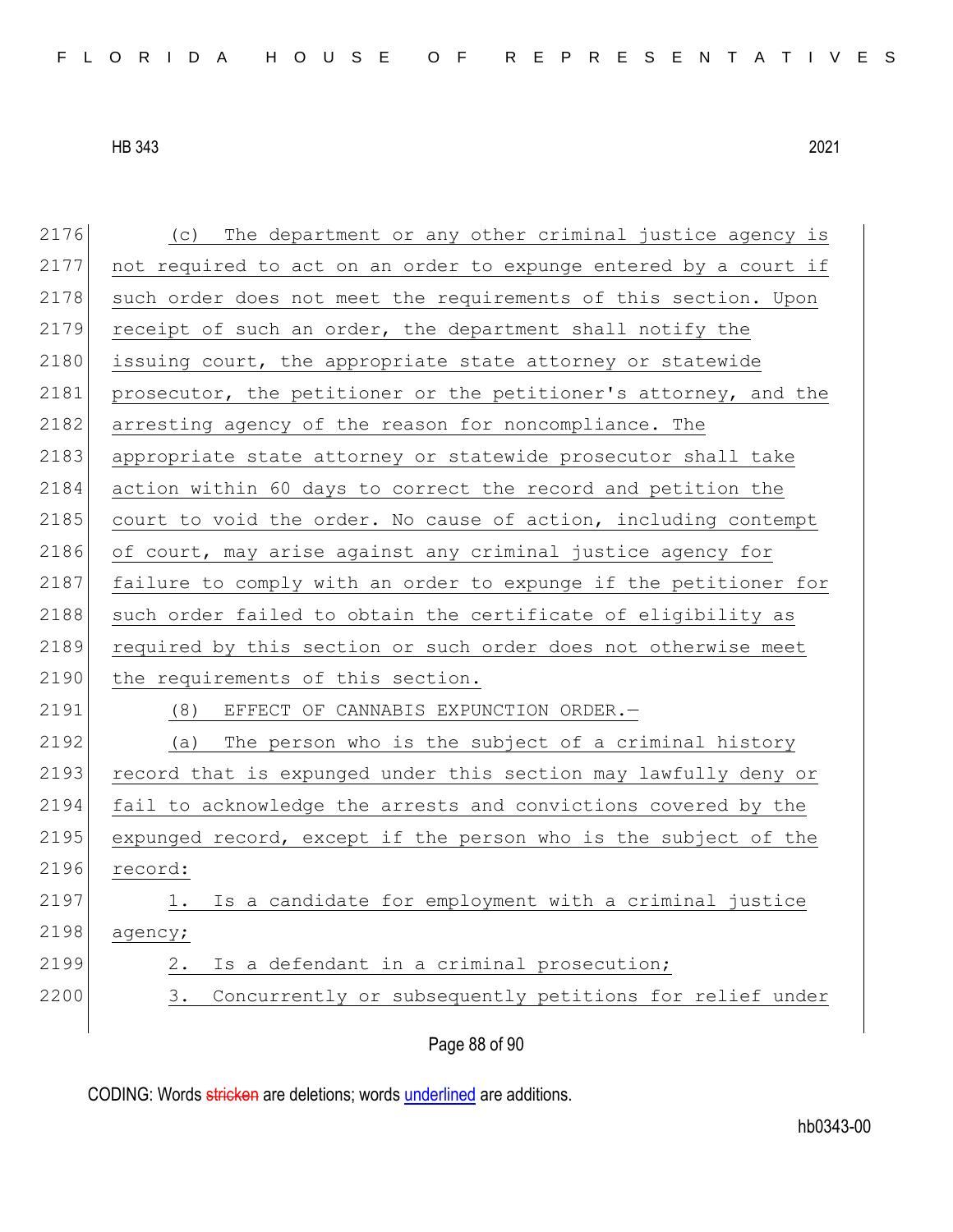(c) The department or any other criminal justice agency is not required to act on an order to expunge entered by a court if such order does not meet the requirements of this section. Upon receipt of such an order, the department shall notify the issuing court, the appropriate state attorney or statewide prosecutor, the petitioner or the petitioner's attorney, and the arresting agency of the reason for noncompliance. The appropriate state attorney or statewide prosecutor shall take action within 60 days to correct the record and petition the court to void the order. No cause of action, including contempt of court, may arise against any criminal justice agency for failure to comply with an order to expunge if the petitioner for such order failed to obtain the certificate of eligibility as required by this section or such order does not otherwise meet the requirements of this section.

(8) EFFECT OF CANNABIS EXPUNCTION ORDER.—

(a) The person who is the subject of a criminal history record that is expunged under this section may lawfully deny or fail to acknowledge the arrests and convictions covered by the expunged record, except if the person who is the subject of the record:

1. Is a candidate for employment with a criminal justice agency;

2. Is a defendant in a criminal prosecution;

3. Concurrently or subsequently petitions for relief under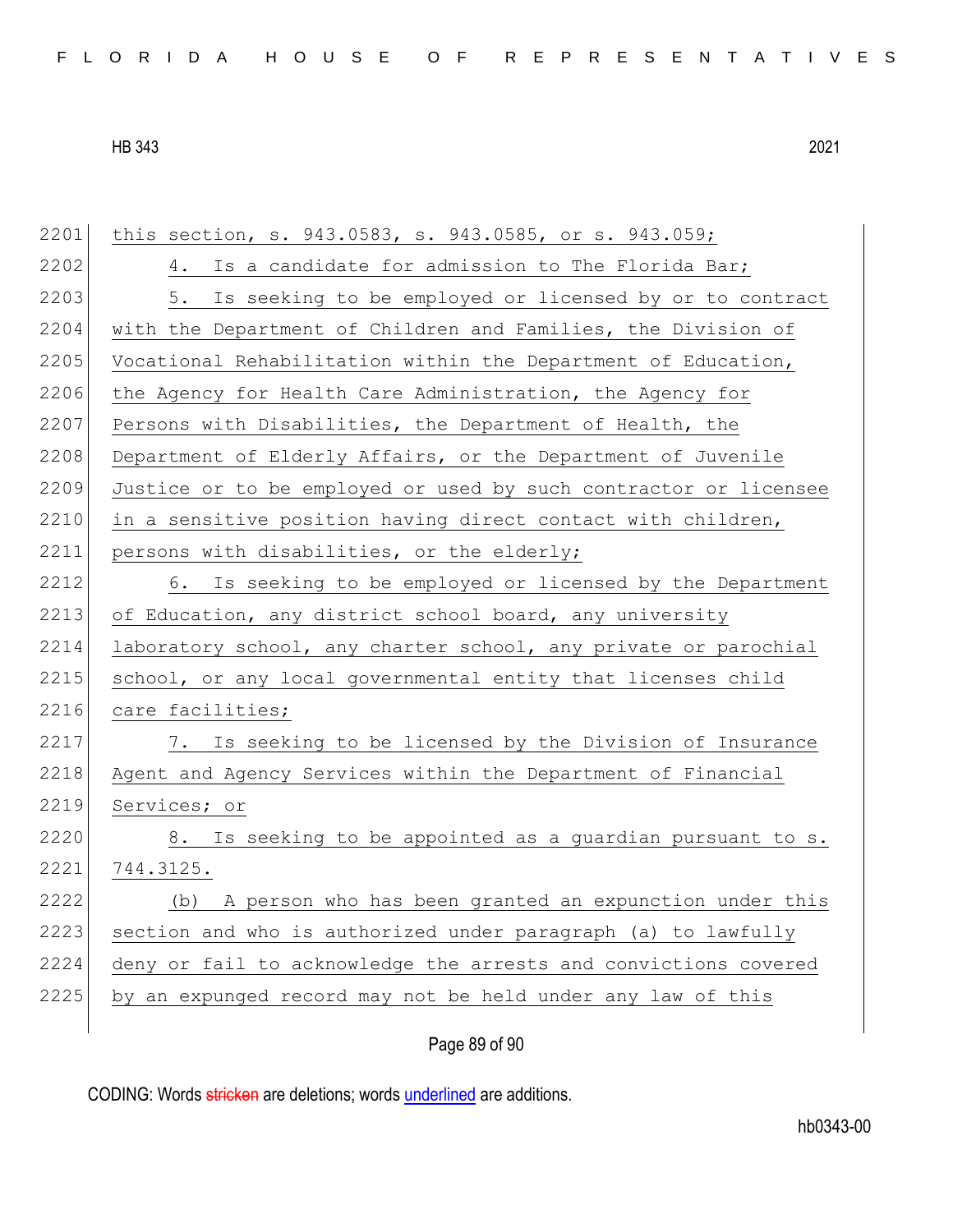this section, s. 943.0583, s. 943.0585, or s. 943.059;

4. Is a candidate for admission to The Florida Bar;

5. Is seeking to be employed or licensed by or to contract with the Department of Children and Families, the Division of Vocational Rehabilitation within the Department of Education, the Agency for Health Care Administration, the Agency for Persons with Disabilities, the Department of Health, the Department of Elderly Affairs, or the Department of Juvenile Justice or to be employed or used by such contractor or licensee in a sensitive position having direct contact with children, persons with disabilities, or the elderly;

6. Is seeking to be employed or licensed by the Department of Education, any district school board, any university laboratory school, any charter school, any private or parochial school, or any local governmental entity that licenses child care facilities;

7. Is seeking to be licensed by the Division of Insurance Agent and Agency Services within the Department of Financial Services; or

8. Is seeking to be appointed as a guardian pursuant to s. 744.3125.

(b) A person who has been granted an expunction under this section and who is authorized under paragraph (a) to lawfully deny or fail to acknowledge the arrests and convictions covered by an expunged record may not be held under any law of this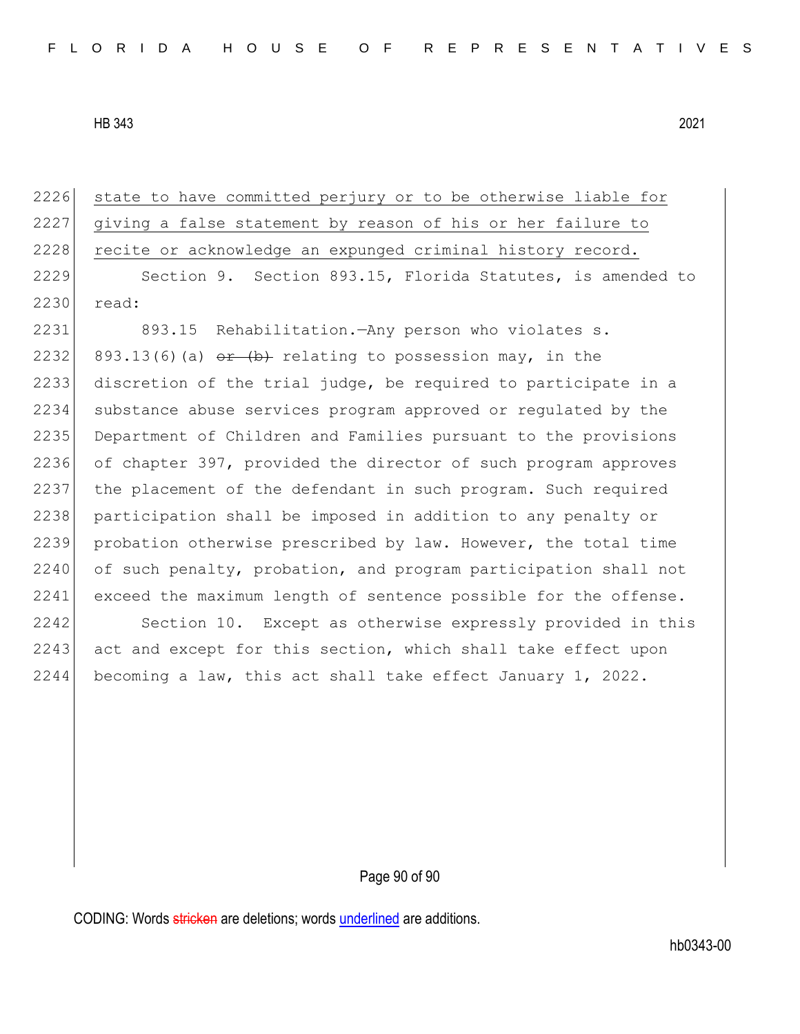2226 state to have committed perjury or to be otherwise liable for
2227 giving a false statement by reason of his or her failure to
2228 recite or acknowledge an expunged criminal history record.

2229 Section 9. Section 893.15, Florida Statutes, is amended to
2230 read:

2231 893.15 Rehabilitation.—Any person who violates s.
2232 893.13(6)(a) ~~or (b)~~ relating to possession may, in the
2233 discretion of the trial judge, be required to participate in a
2234 substance abuse services program approved or regulated by the
2235 Department of Children and Families pursuant to the provisions
2236 of chapter 397, provided the director of such program approves
2237 the placement of the defendant in such program. Such required
2238 participation shall be imposed in addition to any penalty or
2239 probation otherwise prescribed by law. However, the total time
2240 of such penalty, probation, and program participation shall not
2241 exceed the maximum length of sentence possible for the offense.

2242 Section 10. Except as otherwise expressly provided in this
2243 act and except for this section, which shall take effect upon
2244 becoming a law, this act shall take effect January 1, 2022.